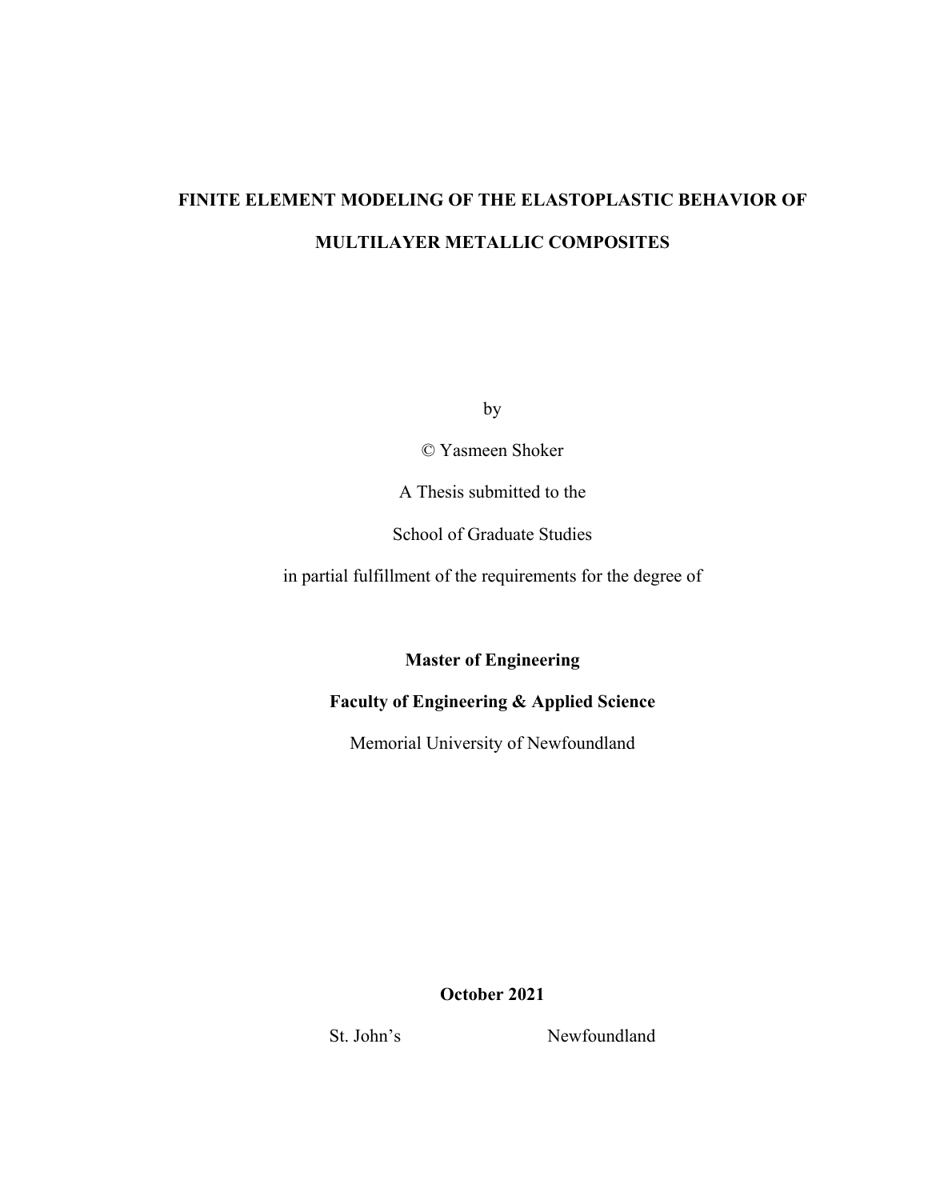# FINITE ELEMENT MODELING OF THE ELASTOPLASTIC BEHAVIOR OF MULTILAYER METALLIC COMPOSITES

by

© Yasmeen Shoker

A Thesis submitted to the

School of Graduate Studies

in partial fulfillment of the requirements for the degree of

**Master of Engineering**

**Faculty of Engineering & Applied Science**

Memorial University of Newfoundland

**October 2021**

St. John's Newfoundland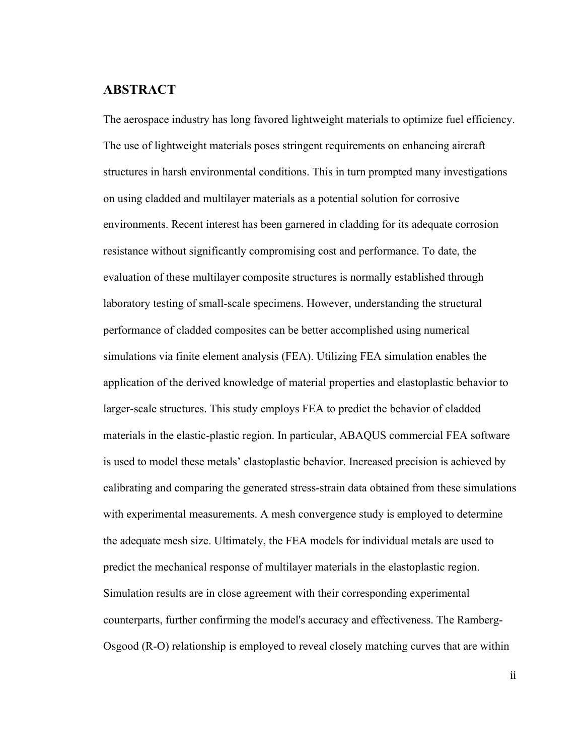## ABSTRACT

The aerospace industry has long favored lightweight materials to optimize fuel efficiency. The use of lightweight materials poses stringent requirements on enhancing aircraft structures in harsh environmental conditions. This in turn prompted many investigations on using cladded and multilayer materials as a potential solution for corrosive environments. Recent interest has been garnered in cladding for its adequate corrosion resistance without significantly compromising cost and performance. To date, the evaluation of these multilayer composite structures is normally established through laboratory testing of small-scale specimens. However, understanding the structural performance of cladded composites can be better accomplished using numerical simulations via finite element analysis (FEA). Utilizing FEA simulation enables the application of the derived knowledge of material properties and elastoplastic behavior to larger-scale structures. This study employs FEA to predict the behavior of cladded materials in the elastic-plastic region. In particular, ABAQUS commercial FEA software is used to model these metals' elastoplastic behavior. Increased precision is achieved by calibrating and comparing the generated stress-strain data obtained from these simulations with experimental measurements. A mesh convergence study is employed to determine the adequate mesh size. Ultimately, the FEA models for individual metals are used to predict the mechanical response of multilayer materials in the elastoplastic region. Simulation results are in close agreement with their corresponding experimental counterparts, further confirming the model's accuracy and effectiveness. The Ramberg-Osgood (R-O) relationship is employed to reveal closely matching curves that are within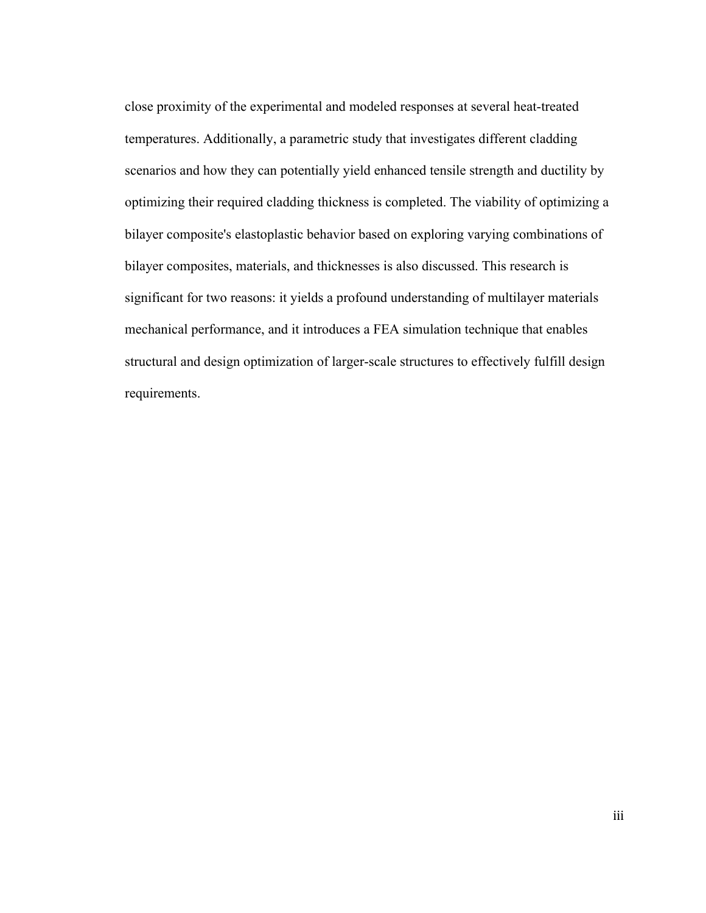close proximity of the experimental and modeled responses at several heat-treated temperatures. Additionally, a parametric study that investigates different cladding scenarios and how they can potentially yield enhanced tensile strength and ductility by optimizing their required cladding thickness is completed. The viability of optimizing a bilayer composite's elastoplastic behavior based on exploring varying combinations of bilayer composites, materials, and thicknesses is also discussed. This research is significant for two reasons: it yields a profound understanding of multilayer materials mechanical performance, and it introduces a FEA simulation technique that enables structural and design optimization of larger-scale structures to effectively fulfill design requirements.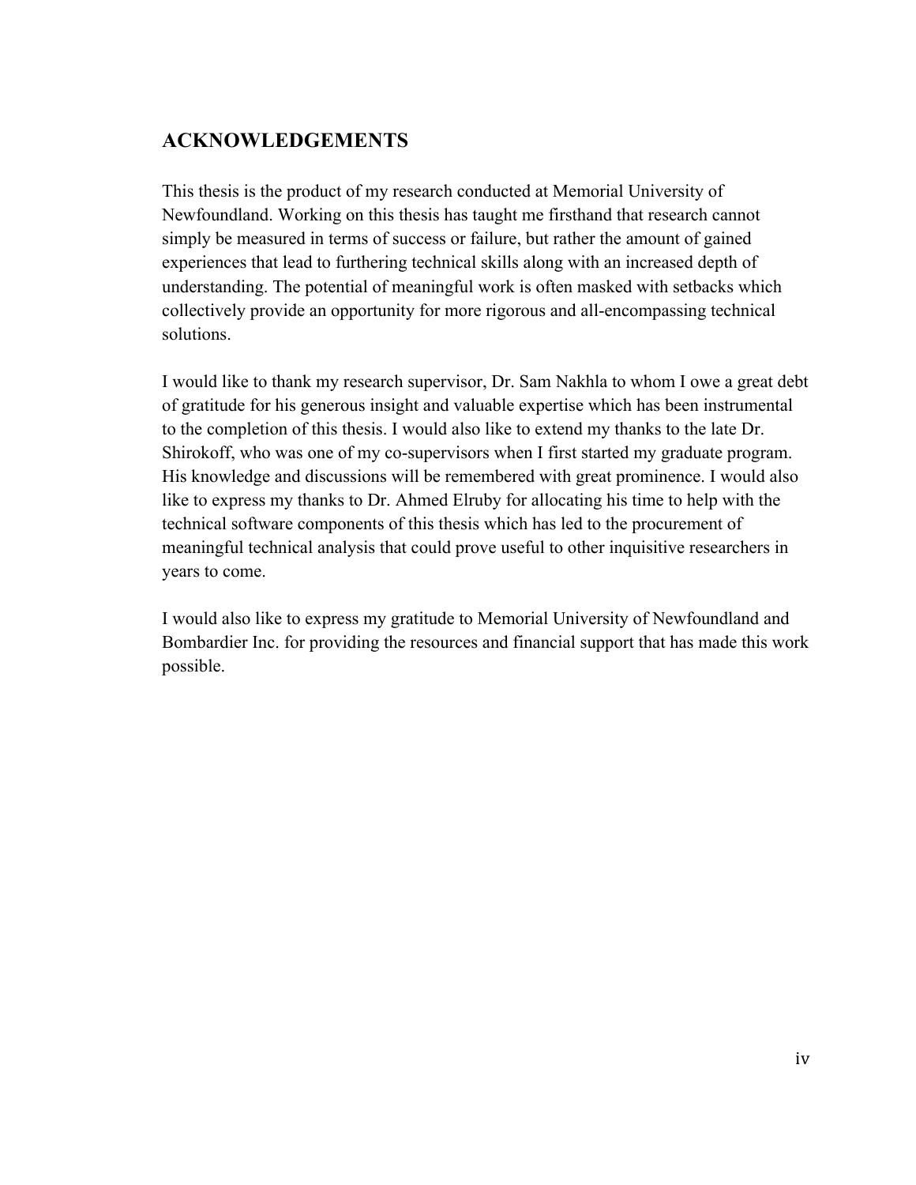## ACKNOWLEDGEMENTS

This thesis is the product of my research conducted at Memorial University of Newfoundland. Working on this thesis has taught me firsthand that research cannot simply be measured in terms of success or failure, but rather the amount of gained experiences that lead to furthering technical skills along with an increased depth of understanding. The potential of meaningful work is often masked with setbacks which collectively provide an opportunity for more rigorous and all-encompassing technical solutions.

I would like to thank my research supervisor, Dr. Sam Nakhla to whom I owe a great debt of gratitude for his generous insight and valuable expertise which has been instrumental to the completion of this thesis. I would also like to extend my thanks to the late Dr. Shirokoff, who was one of my co-supervisors when I first started my graduate program. His knowledge and discussions will be remembered with great prominence. I would also like to express my thanks to Dr. Ahmed Elruby for allocating his time to help with the technical software components of this thesis which has led to the procurement of meaningful technical analysis that could prove useful to other inquisitive researchers in years to come.

I would also like to express my gratitude to Memorial University of Newfoundland and Bombardier Inc. for providing the resources and financial support that has made this work possible.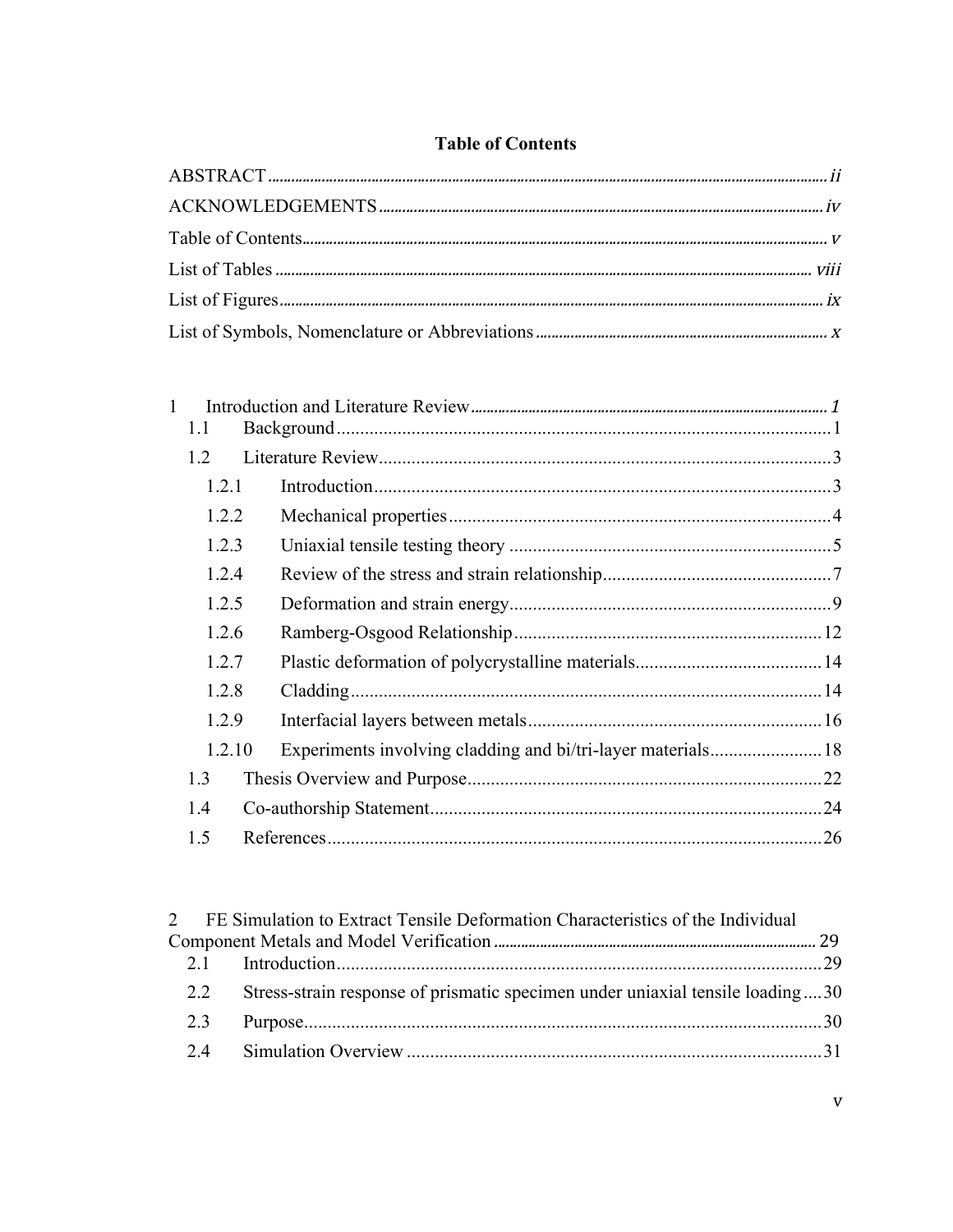# Table of Contents

ABSTRACT ........ ii

ACKNOWLEDGEMENTS ........ iv

Table of Contents ........ v

List of Tables ........ viii

List of Figures ........ ix

List of Symbols, Nomenclature or Abbreviations ........ x

1 Introduction and Literature Review ........ 1

- 1.1 Background ........ 1
- 1.2 Literature Review ........ 3
  - 1.2.1 Introduction ........ 3
  - 1.2.2 Mechanical properties ........ 4
  - 1.2.3 Uniaxial tensile testing theory ........ 5
  - 1.2.4 Review of the stress and strain relationship ........ 7
  - 1.2.5 Deformation and strain energy ........ 9
  - 1.2.6 Ramberg-Osgood Relationship ........ 12
  - 1.2.7 Plastic deformation of polycrystalline materials ........ 14
  - 1.2.8 Cladding ........ 14
  - 1.2.9 Interfacial layers between metals ........ 16
  - 1.2.10 Experiments involving cladding and bi/tri-layer materials ........ 18
- 1.3 Thesis Overview and Purpose ........ 22
- 1.4 Co-authorship Statement ........ 24
- 1.5 References ........ 26

2 FE Simulation to Extract Tensile Deformation Characteristics of the Individual Component Metals and Model Verification ........ 29

- 2.1 Introduction ........ 29
- 2.2 Stress-strain response of prismatic specimen under uniaxial tensile loading ........ 30
- 2.3 Purpose ........ 30
- 2.4 Simulation Overview ........ 31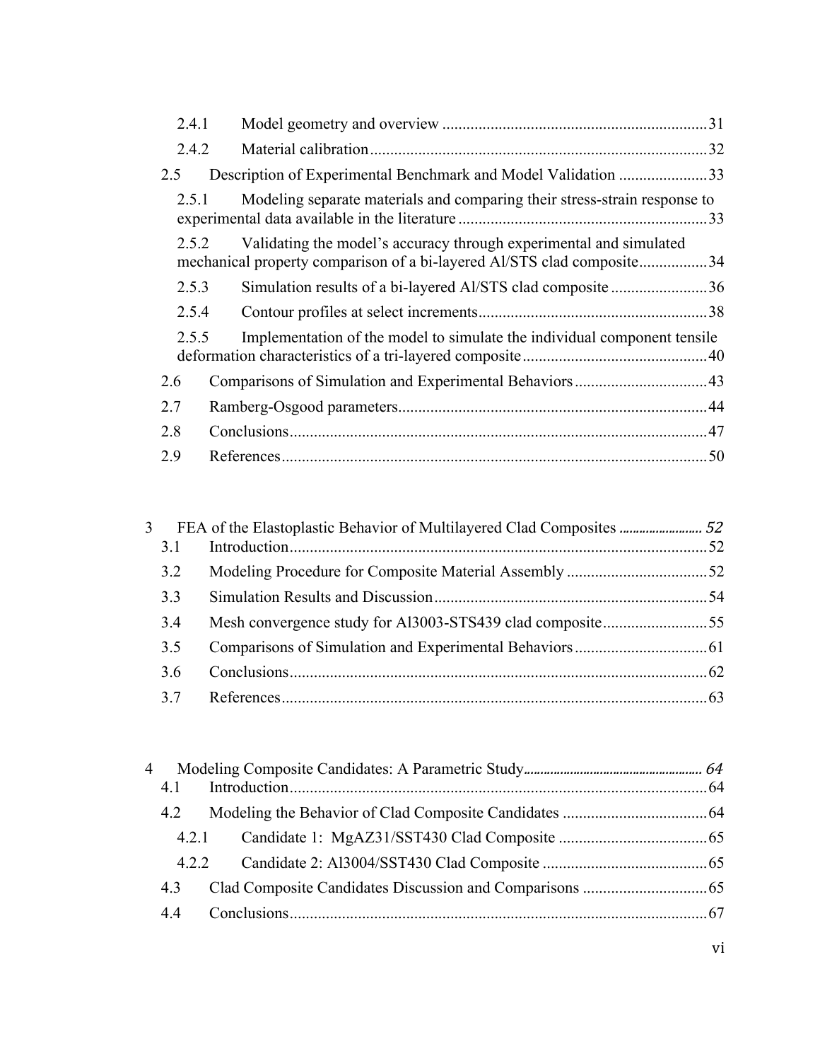2.4.1 Model geometry and overview ....................................................................31

2.4.2 Material calibration .......................................................................................32

2.5 Description of Experimental Benchmark and Model Validation ......................33

2.5.1 Modeling separate materials and comparing their stress-strain response to experimental data available in the literature .............................................................33

2.5.2 Validating the model's accuracy through experimental and simulated mechanical property comparison of a bi-layered Al/STS clad composite.................34

2.5.3 Simulation results of a bi-layered Al/STS clad composite ........................36

2.5.4 Contour profiles at select increments.........................................................38

2.5.5 Implementation of the model to simulate the individual component tensile deformation characteristics of a tri-layered composite ..............................................40

2.6 Comparisons of Simulation and Experimental Behaviors .................................43

2.7 Ramberg-Osgood parameters.............................................................................44

2.8 Conclusions........................................................................................................47

2.9 References..........................................................................................................50

3 FEA of the Elastoplastic Behavior of Multilayered Clad Composites ......................... 52

3.1 Introduction........................................................................................................52

3.2 Modeling Procedure for Composite Material Assembly ...................................52

3.3 Simulation Results and Discussion ....................................................................54

3.4 Mesh convergence study for Al3003-STS439 clad composite..........................55

3.5 Comparisons of Simulation and Experimental Behaviors .................................61

3.6 Conclusions........................................................................................................62

3.7 References..........................................................................................................63

4 Modeling Composite Candidates: A Parametric Study.................................................... 64

4.1 Introduction........................................................................................................64

4.2 Modeling the Behavior of Clad Composite Candidates ....................................64

4.2.1 Candidate 1: MgAZ31/SST430 Clad Composite .....................................65

4.2.2 Candidate 2: Al3004/SST430 Clad Composite .........................................65

4.3 Clad Composite Candidates Discussion and Comparisons ...............................65

4.4 Conclusions........................................................................................................67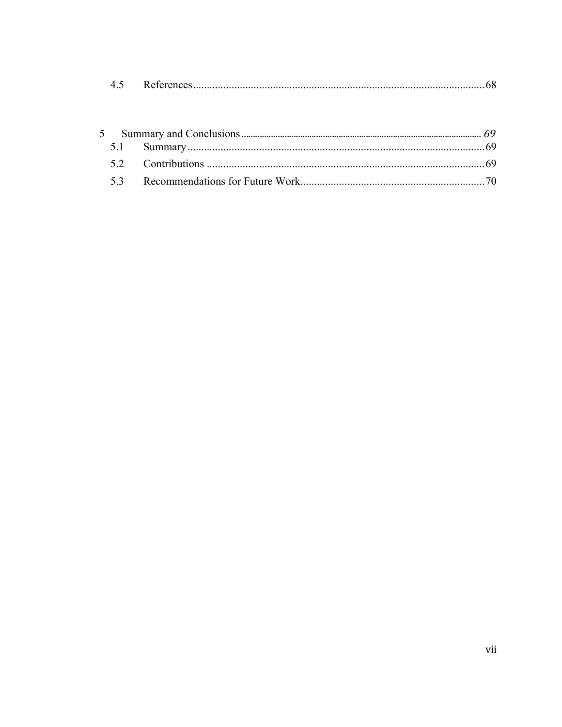4.5 References .......................................................................................................... 68

5 Summary and Conclusions ............................................................................................ *69*

5.1 Summary ............................................................................................................ 69

5.2 Contributions ...................................................................................................... 69

5.3 Recommendations for Future Work .................................................................... 70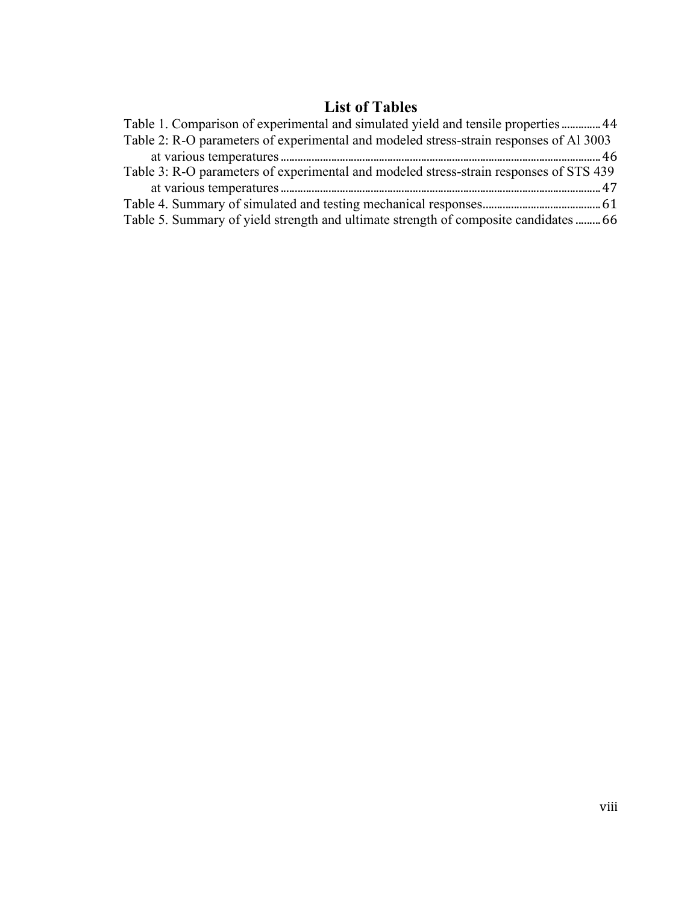# List of Tables

Table 1. Comparison of experimental and simulated yield and tensile properties ............. 44

Table 2: R-O parameters of experimental and modeled stress-strain responses of Al 3003 at various temperatures ............. 46

Table 3: R-O parameters of experimental and modeled stress-strain responses of STS 439 at various temperatures ............. 47

Table 4. Summary of simulated and testing mechanical responses ............. 61

Table 5. Summary of yield strength and ultimate strength of composite candidates ............. 66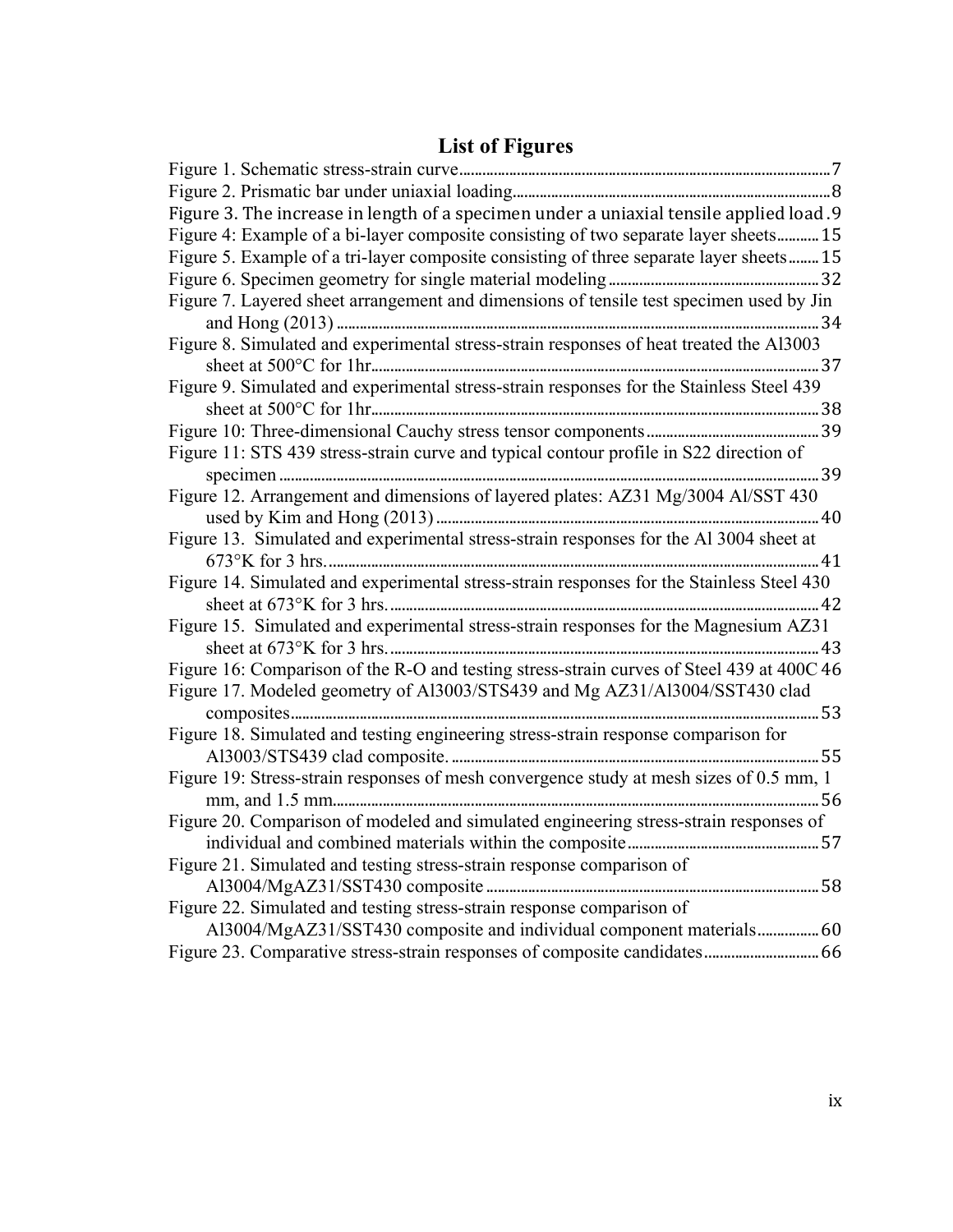# List of Figures

Figure 1. Schematic stress-strain curve....7
Figure 2. Prismatic bar under uniaxial loading....8
Figure 3. The increase in length of a specimen under a uniaxial tensile applied load.9
Figure 4: Example of a bi-layer composite consisting of two separate layer sheets....15
Figure 5. Example of a tri-layer composite consisting of three separate layer sheets....15
Figure 6. Specimen geometry for single material modeling....32
Figure 7. Layered sheet arrangement and dimensions of tensile test specimen used by Jin and Hong (2013)....34
Figure 8. Simulated and experimental stress-strain responses of heat treated the Al3003 sheet at 500°C for 1hr....37
Figure 9. Simulated and experimental stress-strain responses for the Stainless Steel 439 sheet at 500°C for 1hr....38
Figure 10: Three-dimensional Cauchy stress tensor components....39
Figure 11: STS 439 stress-strain curve and typical contour profile in S22 direction of specimen....39
Figure 12. Arrangement and dimensions of layered plates: AZ31 Mg/3004 Al/SST 430 used by Kim and Hong (2013)....40
Figure 13. Simulated and experimental stress-strain responses for the Al 3004 sheet at 673°K for 3 hrs.....41
Figure 14. Simulated and experimental stress-strain responses for the Stainless Steel 430 sheet at 673°K for 3 hrs.....42
Figure 15. Simulated and experimental stress-strain responses for the Magnesium AZ31 sheet at 673°K for 3 hrs.....43
Figure 16: Comparison of the R-O and testing stress-strain curves of Steel 439 at 400C 46
Figure 17. Modeled geometry of Al3003/STS439 and Mg AZ31/Al3004/SST430 clad composites....53
Figure 18. Simulated and testing engineering stress-strain response comparison for Al3003/STS439 clad composite.....55
Figure 19: Stress-strain responses of mesh convergence study at mesh sizes of 0.5 mm, 1 mm, and 1.5 mm....56
Figure 20. Comparison of modeled and simulated engineering stress-strain responses of individual and combined materials within the composite....57
Figure 21. Simulated and testing stress-strain response comparison of Al3004/MgAZ31/SST430 composite....58
Figure 22. Simulated and testing stress-strain response comparison of Al3004/MgAZ31/SST430 composite and individual component materials....60
Figure 23. Comparative stress-strain responses of composite candidates....66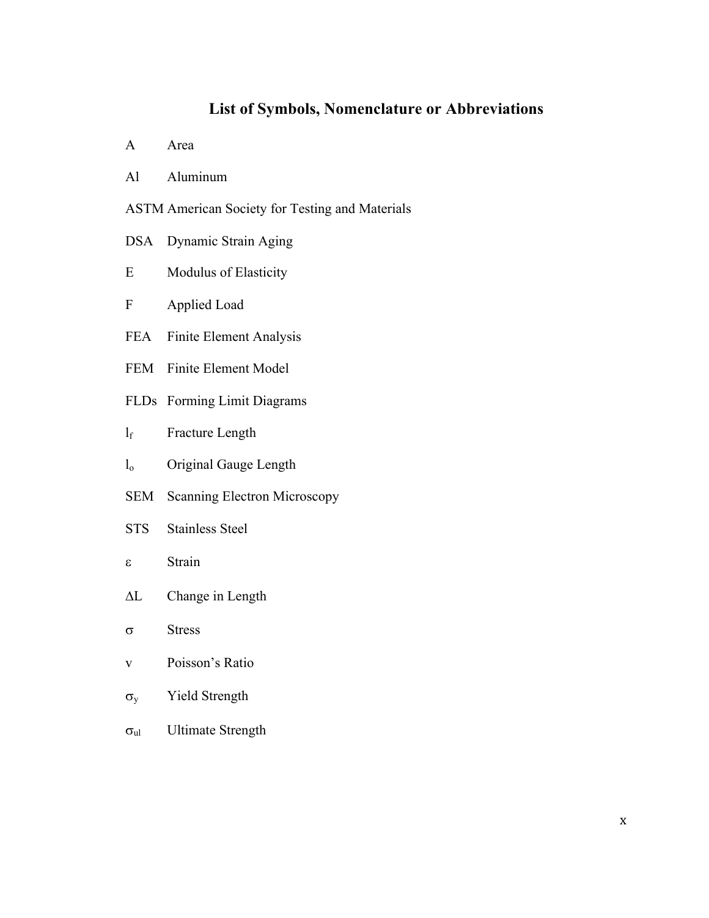# List of Symbols, Nomenclature or Abbreviations

| | |
|---|---|
| A | Area |
| Al | Aluminum |
| ASTM | American Society for Testing and Materials |
| DSA | Dynamic Strain Aging |
| E | Modulus of Elasticity |
| F | Applied Load |
| FEA | Finite Element Analysis |
| FEM | Finite Element Model |
| FLDs | Forming Limit Diagrams |
| $l_f$ | Fracture Length |
| $l_o$ | Original Gauge Length |
| SEM | Scanning Electron Microscopy |
| STS | Stainless Steel |
| $\varepsilon$ | Strain |
| $\Delta L$ | Change in Length |
| $\sigma$ | Stress |
| $v$ | Poisson's Ratio |
| $\sigma_y$ | Yield Strength |
| $\sigma_{ul}$ | Ultimate Strength |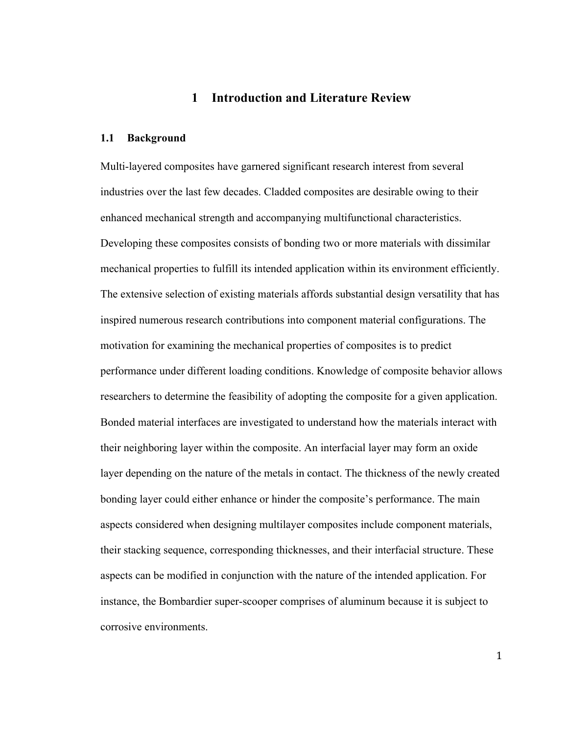# 1 Introduction and Literature Review

## 1.1 Background

Multi-layered composites have garnered significant research interest from several industries over the last few decades. Cladded composites are desirable owing to their enhanced mechanical strength and accompanying multifunctional characteristics. Developing these composites consists of bonding two or more materials with dissimilar mechanical properties to fulfill its intended application within its environment efficiently. The extensive selection of existing materials affords substantial design versatility that has inspired numerous research contributions into component material configurations. The motivation for examining the mechanical properties of composites is to predict performance under different loading conditions. Knowledge of composite behavior allows researchers to determine the feasibility of adopting the composite for a given application. Bonded material interfaces are investigated to understand how the materials interact with their neighboring layer within the composite. An interfacial layer may form an oxide layer depending on the nature of the metals in contact. The thickness of the newly created bonding layer could either enhance or hinder the composite's performance. The main aspects considered when designing multilayer composites include component materials, their stacking sequence, corresponding thicknesses, and their interfacial structure. These aspects can be modified in conjunction with the nature of the intended application. For instance, the Bombardier super-scooper comprises of aluminum because it is subject to corrosive environments.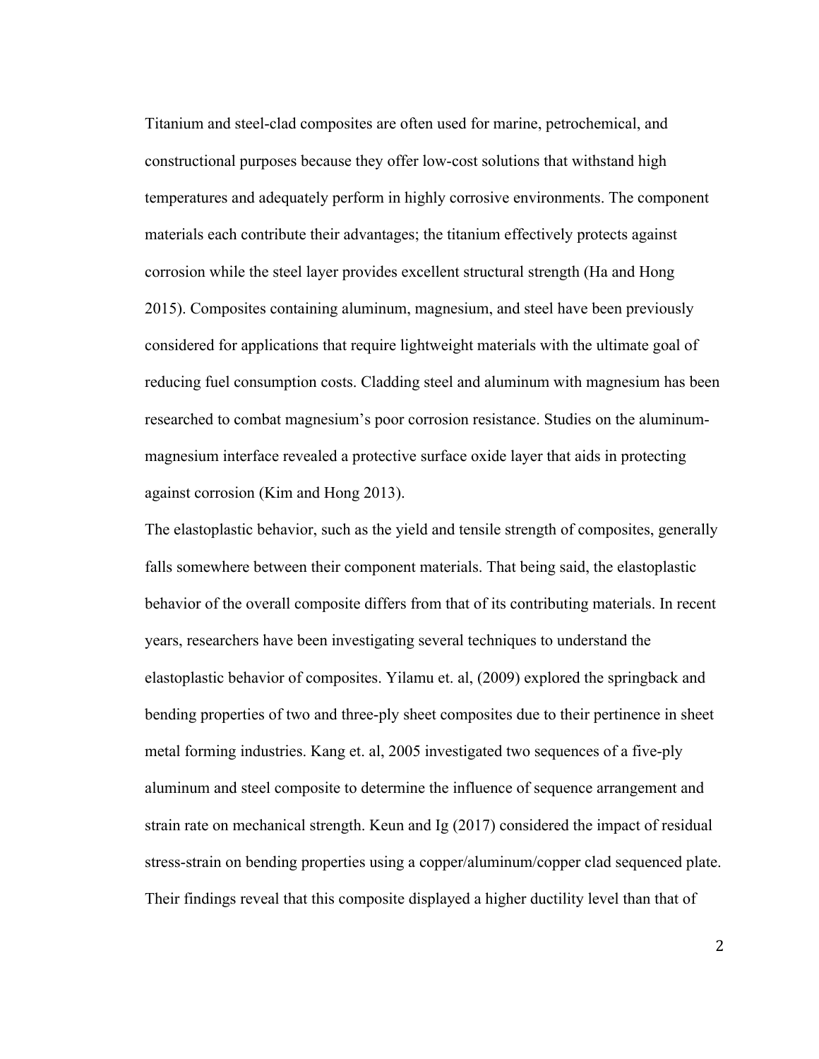Titanium and steel-clad composites are often used for marine, petrochemical, and constructional purposes because they offer low-cost solutions that withstand high temperatures and adequately perform in highly corrosive environments. The component materials each contribute their advantages; the titanium effectively protects against corrosion while the steel layer provides excellent structural strength (Ha and Hong 2015). Composites containing aluminum, magnesium, and steel have been previously considered for applications that require lightweight materials with the ultimate goal of reducing fuel consumption costs. Cladding steel and aluminum with magnesium has been researched to combat magnesium's poor corrosion resistance. Studies on the aluminum-magnesium interface revealed a protective surface oxide layer that aids in protecting against corrosion (Kim and Hong 2013).

The elastoplastic behavior, such as the yield and tensile strength of composites, generally falls somewhere between their component materials. That being said, the elastoplastic behavior of the overall composite differs from that of its contributing materials. In recent years, researchers have been investigating several techniques to understand the elastoplastic behavior of composites. Yilamu et. al, (2009) explored the springback and bending properties of two and three-ply sheet composites due to their pertinence in sheet metal forming industries. Kang et. al, 2005 investigated two sequences of a five-ply aluminum and steel composite to determine the influence of sequence arrangement and strain rate on mechanical strength. Keun and Ig (2017) considered the impact of residual stress-strain on bending properties using a copper/aluminum/copper clad sequenced plate. Their findings reveal that this composite displayed a higher ductility level than that of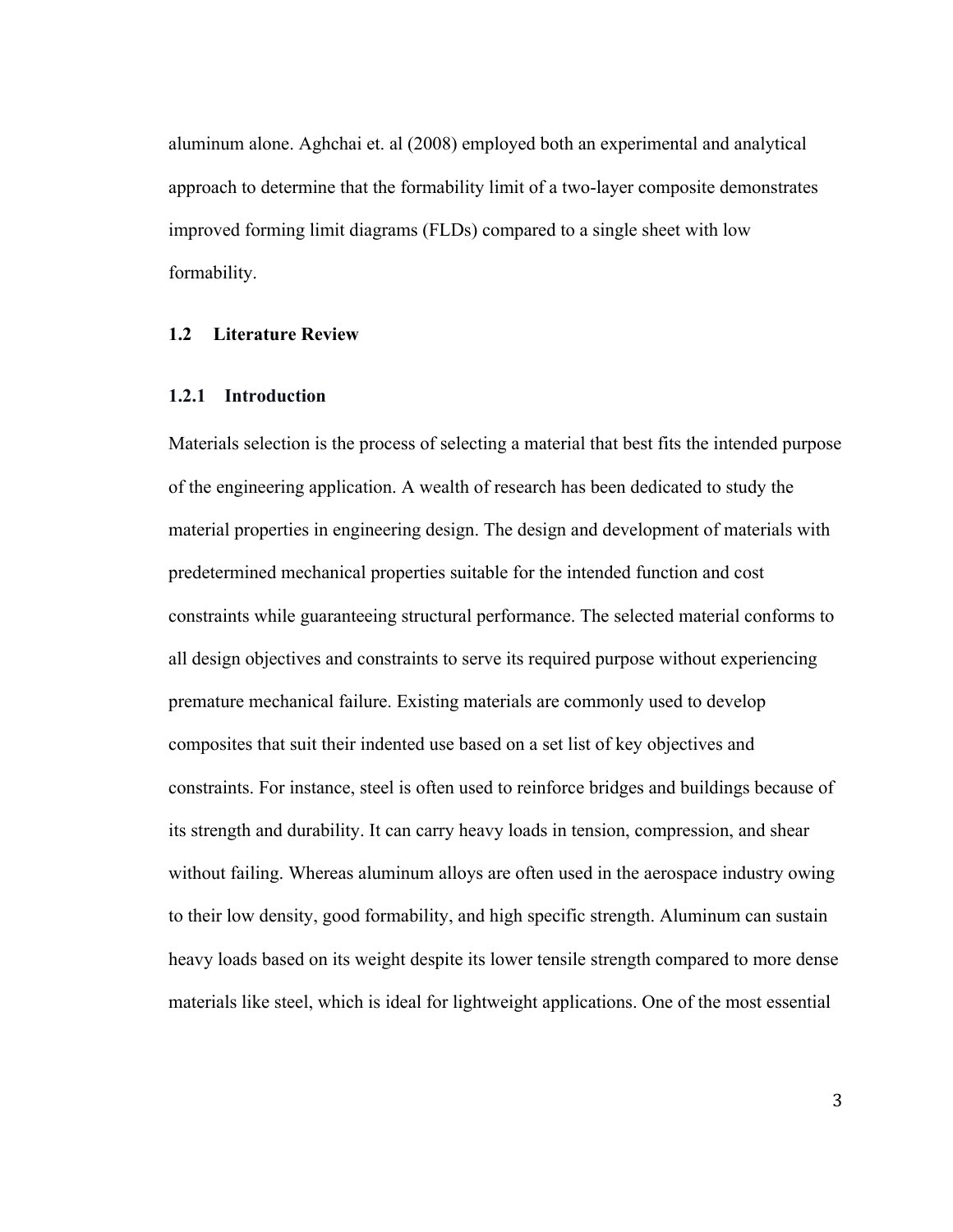aluminum alone. Aghchai et. al (2008) employed both an experimental and analytical approach to determine that the formability limit of a two-layer composite demonstrates improved forming limit diagrams (FLDs) compared to a single sheet with low formability.

## 1.2 Literature Review

### 1.2.1 Introduction

Materials selection is the process of selecting a material that best fits the intended purpose of the engineering application. A wealth of research has been dedicated to study the material properties in engineering design. The design and development of materials with predetermined mechanical properties suitable for the intended function and cost constraints while guaranteeing structural performance. The selected material conforms to all design objectives and constraints to serve its required purpose without experiencing premature mechanical failure. Existing materials are commonly used to develop composites that suit their indented use based on a set list of key objectives and constraints. For instance, steel is often used to reinforce bridges and buildings because of its strength and durability. It can carry heavy loads in tension, compression, and shear without failing. Whereas aluminum alloys are often used in the aerospace industry owing to their low density, good formability, and high specific strength. Aluminum can sustain heavy loads based on its weight despite its lower tensile strength compared to more dense materials like steel, which is ideal for lightweight applications. One of the most essential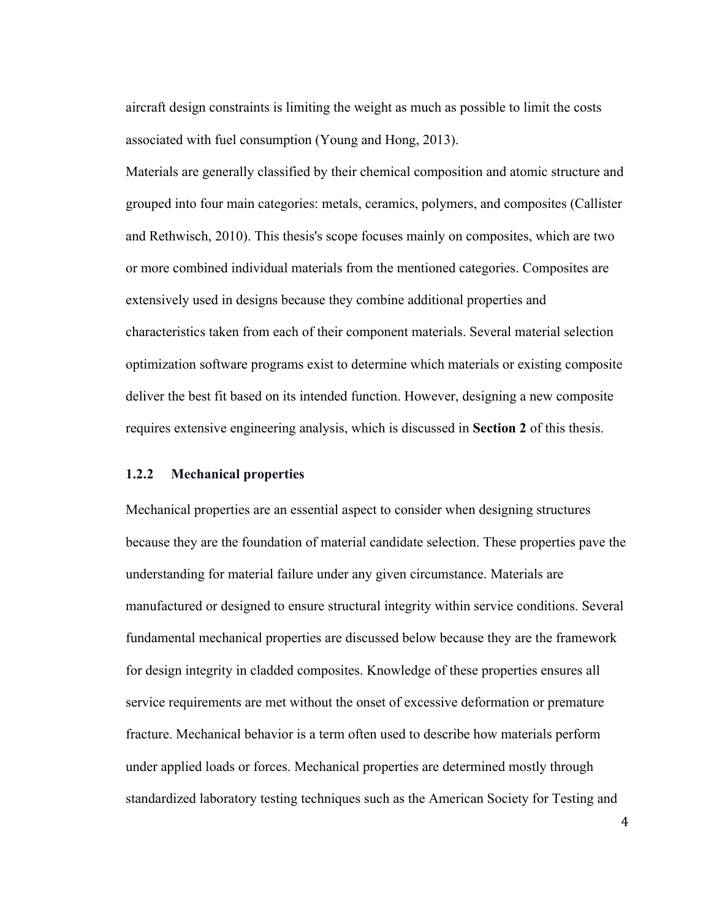aircraft design constraints is limiting the weight as much as possible to limit the costs associated with fuel consumption (Young and Hong, 2013).

Materials are generally classified by their chemical composition and atomic structure and grouped into four main categories: metals, ceramics, polymers, and composites (Callister and Rethwisch, 2010). This thesis's scope focuses mainly on composites, which are two or more combined individual materials from the mentioned categories. Composites are extensively used in designs because they combine additional properties and characteristics taken from each of their component materials. Several material selection optimization software programs exist to determine which materials or existing composite deliver the best fit based on its intended function. However, designing a new composite requires extensive engineering analysis, which is discussed in **Section 2** of this thesis.

### 1.2.2 Mechanical properties

Mechanical properties are an essential aspect to consider when designing structures because they are the foundation of material candidate selection. These properties pave the understanding for material failure under any given circumstance. Materials are manufactured or designed to ensure structural integrity within service conditions. Several fundamental mechanical properties are discussed below because they are the framework for design integrity in cladded composites. Knowledge of these properties ensures all service requirements are met without the onset of excessive deformation or premature fracture. Mechanical behavior is a term often used to describe how materials perform under applied loads or forces. Mechanical properties are determined mostly through standardized laboratory testing techniques such as the American Society for Testing and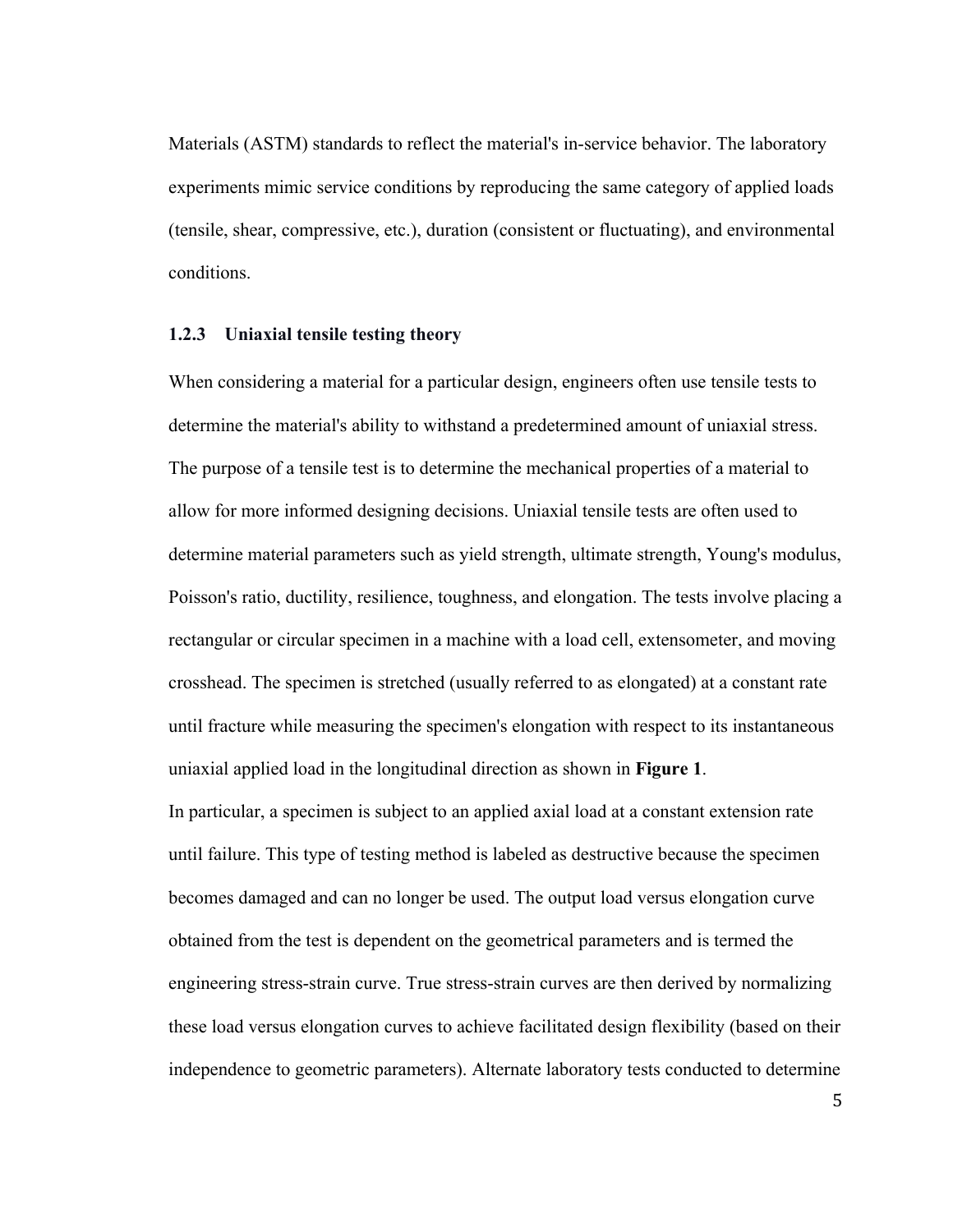Materials (ASTM) standards to reflect the material's in-service behavior. The laboratory experiments mimic service conditions by reproducing the same category of applied loads (tensile, shear, compressive, etc.), duration (consistent or fluctuating), and environmental conditions.

### 1.2.3 Uniaxial tensile testing theory

When considering a material for a particular design, engineers often use tensile tests to determine the material's ability to withstand a predetermined amount of uniaxial stress. The purpose of a tensile test is to determine the mechanical properties of a material to allow for more informed designing decisions. Uniaxial tensile tests are often used to determine material parameters such as yield strength, ultimate strength, Young's modulus, Poisson's ratio, ductility, resilience, toughness, and elongation. The tests involve placing a rectangular or circular specimen in a machine with a load cell, extensometer, and moving crosshead. The specimen is stretched (usually referred to as elongated) at a constant rate until fracture while measuring the specimen's elongation with respect to its instantaneous uniaxial applied load in the longitudinal direction as shown in **Figure 1**.

In particular, a specimen is subject to an applied axial load at a constant extension rate until failure. This type of testing method is labeled as destructive because the specimen becomes damaged and can no longer be used. The output load versus elongation curve obtained from the test is dependent on the geometrical parameters and is termed the engineering stress-strain curve. True stress-strain curves are then derived by normalizing these load versus elongation curves to achieve facilitated design flexibility (based on their independence to geometric parameters). Alternate laboratory tests conducted to determine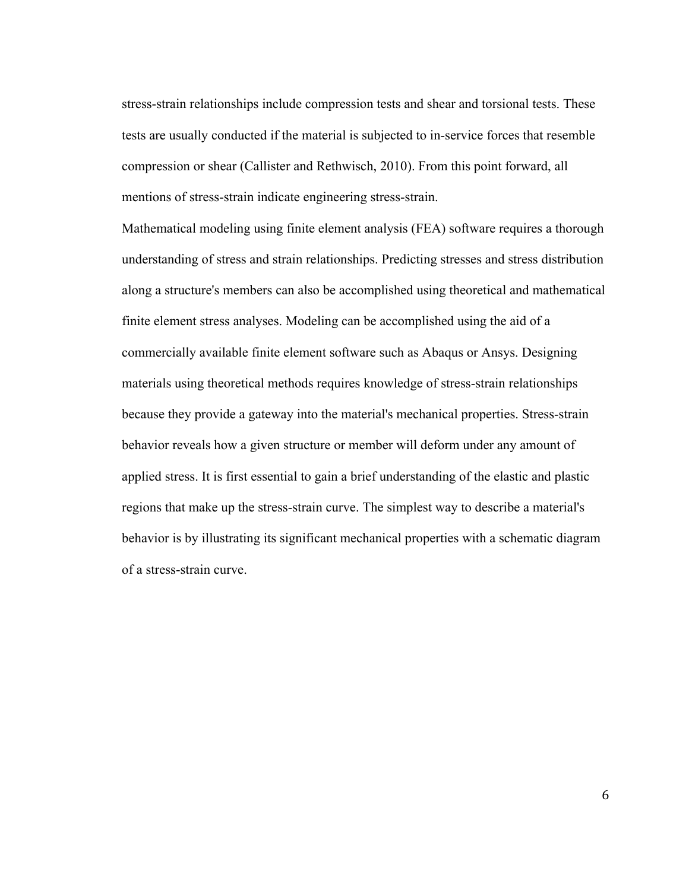stress-strain relationships include compression tests and shear and torsional tests. These tests are usually conducted if the material is subjected to in-service forces that resemble compression or shear (Callister and Rethwisch, 2010). From this point forward, all mentions of stress-strain indicate engineering stress-strain.

Mathematical modeling using finite element analysis (FEA) software requires a thorough understanding of stress and strain relationships. Predicting stresses and stress distribution along a structure's members can also be accomplished using theoretical and mathematical finite element stress analyses. Modeling can be accomplished using the aid of a commercially available finite element software such as Abaqus or Ansys. Designing materials using theoretical methods requires knowledge of stress-strain relationships because they provide a gateway into the material's mechanical properties. Stress-strain behavior reveals how a given structure or member will deform under any amount of applied stress. It is first essential to gain a brief understanding of the elastic and plastic regions that make up the stress-strain curve. The simplest way to describe a material's behavior is by illustrating its significant mechanical properties with a schematic diagram of a stress-strain curve.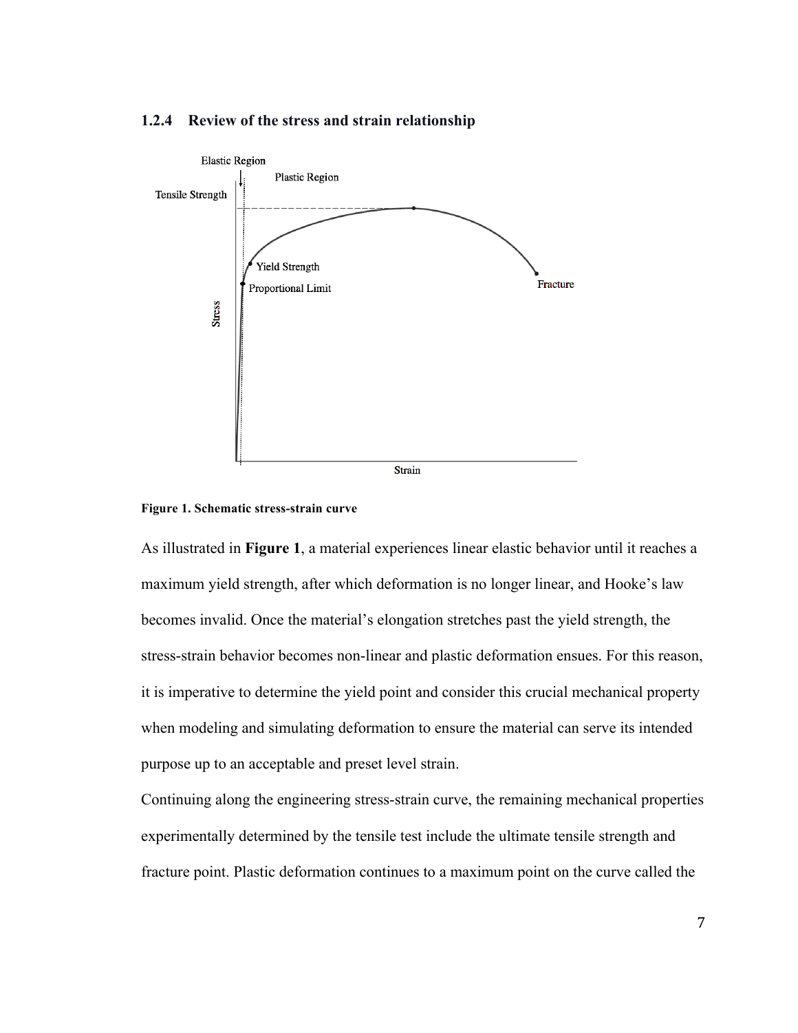### 1.2.4 Review of the stress and strain relationship

**Figure 1. Schematic stress-strain curve**

As illustrated in **Figure 1**, a material experiences linear elastic behavior until it reaches a maximum yield strength, after which deformation is no longer linear, and Hooke's law becomes invalid. Once the material's elongation stretches past the yield strength, the stress-strain behavior becomes non-linear and plastic deformation ensues. For this reason, it is imperative to determine the yield point and consider this crucial mechanical property when modeling and simulating deformation to ensure the material can serve its intended purpose up to an acceptable and preset level strain.

Continuing along the engineering stress-strain curve, the remaining mechanical properties experimentally determined by the tensile test include the ultimate tensile strength and fracture point. Plastic deformation continues to a maximum point on the curve called the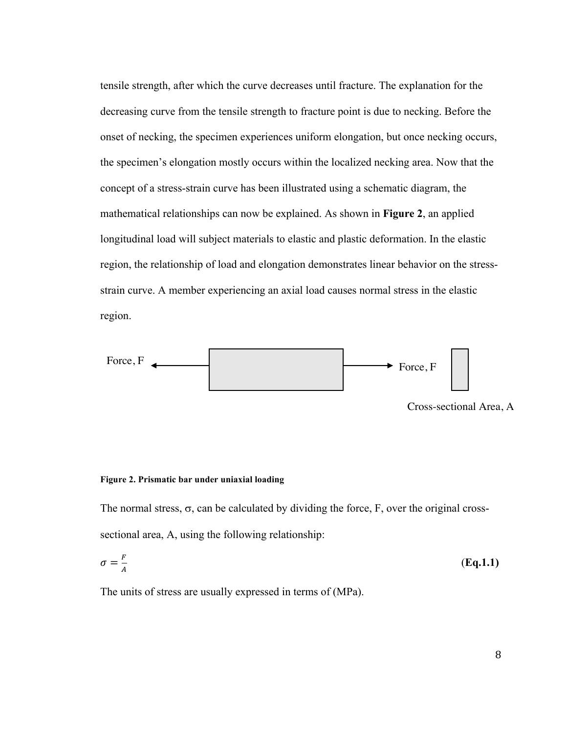tensile strength, after which the curve decreases until fracture. The explanation for the decreasing curve from the tensile strength to fracture point is due to necking. Before the onset of necking, the specimen experiences uniform elongation, but once necking occurs, the specimen's elongation mostly occurs within the localized necking area. Now that the concept of a stress-strain curve has been illustrated using a schematic diagram, the mathematical relationships can now be explained. As shown in **Figure 2**, an applied longitudinal load will subject materials to elastic and plastic deformation. In the elastic region, the relationship of load and elongation demonstrates linear behavior on the stress-strain curve. A member experiencing an axial load causes normal stress in the elastic region.

Force, F　　Force, F　　Cross-sectional Area, A

**Figure 2. Prismatic bar under uniaxial loading**

The normal stress, σ, can be calculated by dividing the force, F, over the original cross-sectional area, A, using the following relationship:

$$\sigma = \frac{F}{A} \qquad \textbf{(Eq.1.1)}$$

The units of stress are usually expressed in terms of (MPa).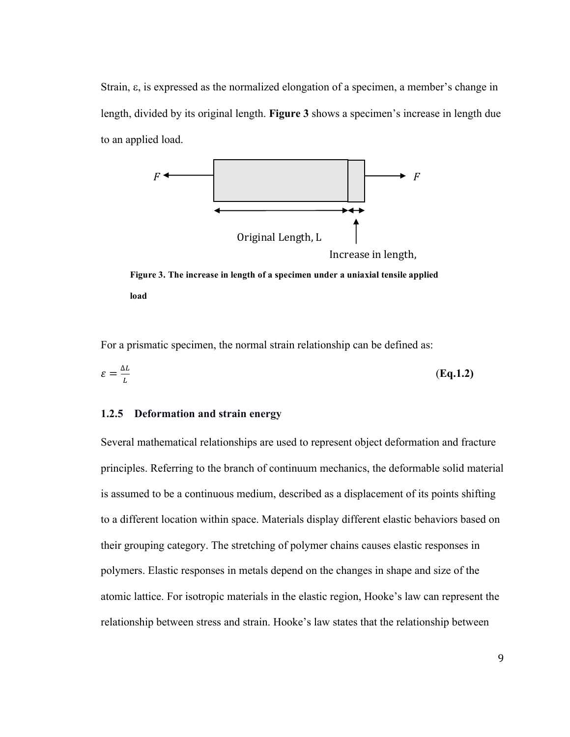Strain, ε, is expressed as the normalized elongation of a specimen, a member's change in length, divided by its original length. **Figure 3** shows a specimen's increase in length due to an applied load.

**Figure 3. The increase in length of a specimen under a uniaxial tensile applied load**

For a prismatic specimen, the normal strain relationship can be defined as:

$$\varepsilon = \frac{\Delta L}{L} \quad \textbf{(Eq.1.2)}$$

### 1.2.5 Deformation and strain energy

Several mathematical relationships are used to represent object deformation and fracture principles. Referring to the branch of continuum mechanics, the deformable solid material is assumed to be a continuous medium, described as a displacement of its points shifting to a different location within space. Materials display different elastic behaviors based on their grouping category. The stretching of polymer chains causes elastic responses in polymers. Elastic responses in metals depend on the changes in shape and size of the atomic lattice. For isotropic materials in the elastic region, Hooke's law can represent the relationship between stress and strain. Hooke's law states that the relationship between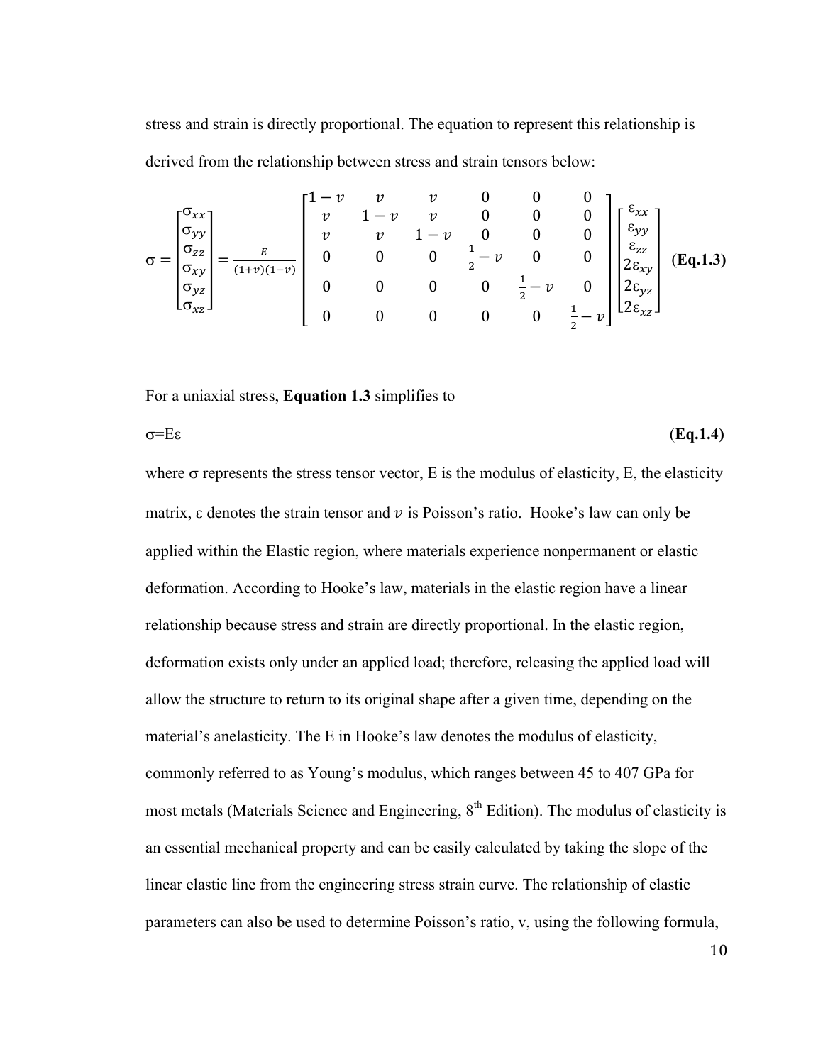stress and strain is directly proportional. The equation to represent this relationship is derived from the relationship between stress and strain tensors below:

$$\sigma = \begin{bmatrix} \sigma_{xx} \\ \sigma_{yy} \\ \sigma_{zz} \\ \sigma_{xy} \\ \sigma_{yz} \\ \sigma_{xz} \end{bmatrix} = \frac{E}{(1+v)(1-v)} \begin{bmatrix} 1-v & v & v & 0 & 0 & 0 \\ v & 1-v & v & 0 & 0 & 0 \\ v & v & 1-v & 0 & 0 & 0 \\ 0 & 0 & 0 & \frac{1}{2}-v & 0 & 0 \\ 0 & 0 & 0 & 0 & \frac{1}{2}-v & 0 \\ 0 & 0 & 0 & 0 & 0 & \frac{1}{2}-v \end{bmatrix} \begin{bmatrix} \varepsilon_{xx} \\ \varepsilon_{yy} \\ \varepsilon_{zz} \\ 2\varepsilon_{xy} \\ 2\varepsilon_{yz} \\ 2\varepsilon_{xz} \end{bmatrix} \quad \textbf{(Eq.1.3)}$$

For a uniaxial stress, **Equation 1.3** simplifies to

$$\sigma = E\varepsilon \quad \textbf{(Eq.1.4)}$$

where $\sigma$ represents the stress tensor vector, E is the modulus of elasticity, E, the elasticity matrix, $\varepsilon$ denotes the strain tensor and $v$ is Poisson's ratio. Hooke's law can only be applied within the Elastic region, where materials experience nonpermanent or elastic deformation. According to Hooke's law, materials in the elastic region have a linear relationship because stress and strain are directly proportional. In the elastic region, deformation exists only under an applied load; therefore, releasing the applied load will allow the structure to return to its original shape after a given time, depending on the material's anelasticity. The E in Hooke's law denotes the modulus of elasticity, commonly referred to as Young's modulus, which ranges between 45 to 407 GPa for most metals (Materials Science and Engineering, 8th Edition). The modulus of elasticity is an essential mechanical property and can be easily calculated by taking the slope of the linear elastic line from the engineering stress strain curve. The relationship of elastic parameters can also be used to determine Poisson's ratio, v, using the following formula,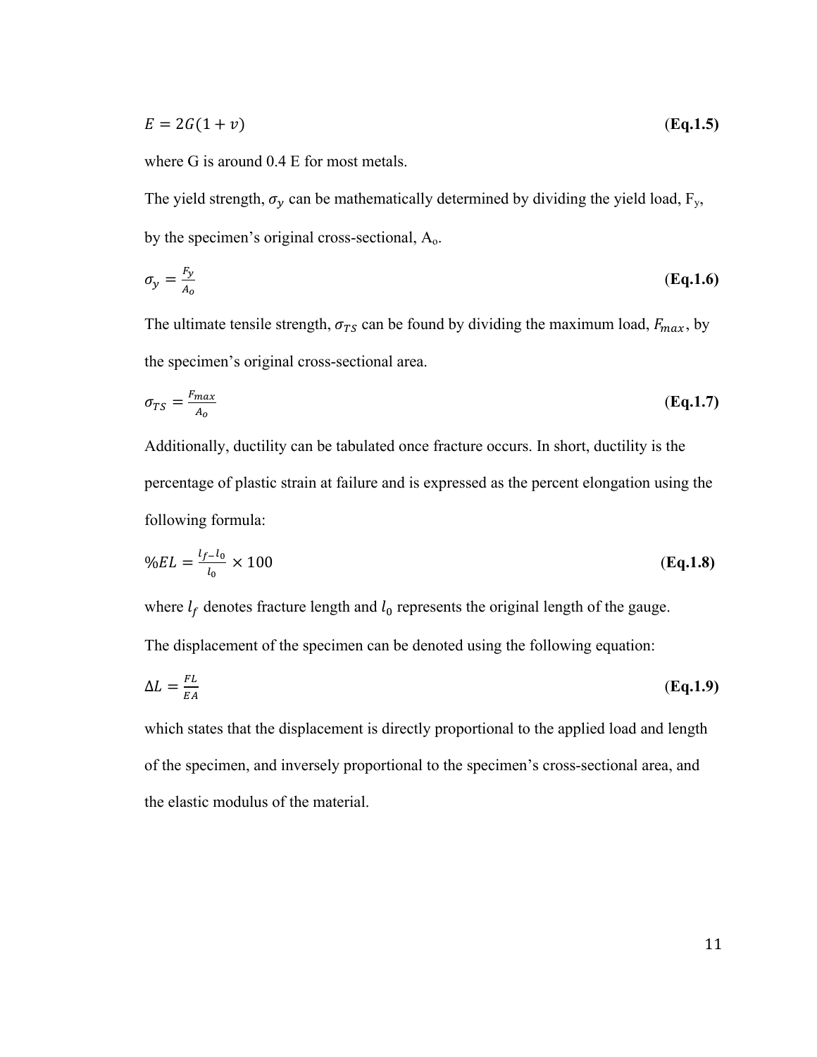$$E = 2G(1 + v) \qquad \textbf{(Eq.1.5)}$$

where G is around 0.4 E for most metals.

The yield strength, $\sigma_y$ can be mathematically determined by dividing the yield load, $F_y$, by the specimen's original cross-sectional, $A_o$.

$$\sigma_y = \frac{F_y}{A_o} \qquad \textbf{(Eq.1.6)}$$

The ultimate tensile strength, $\sigma_{TS}$ can be found by dividing the maximum load, $F_{max}$, by the specimen's original cross-sectional area.

$$\sigma_{TS} = \frac{F_{max}}{A_o} \qquad \textbf{(Eq.1.7)}$$

Additionally, ductility can be tabulated once fracture occurs. In short, ductility is the percentage of plastic strain at failure and is expressed as the percent elongation using the following formula:

$$\%EL = \frac{l_f - l_0}{l_0} \times 100 \qquad \textbf{(Eq.1.8)}$$

where $l_f$ denotes fracture length and $l_0$ represents the original length of the gauge.

The displacement of the specimen can be denoted using the following equation:

$$\Delta L = \frac{FL}{EA} \qquad \textbf{(Eq.1.9)}$$

which states that the displacement is directly proportional to the applied load and length of the specimen, and inversely proportional to the specimen's cross-sectional area, and the elastic modulus of the material.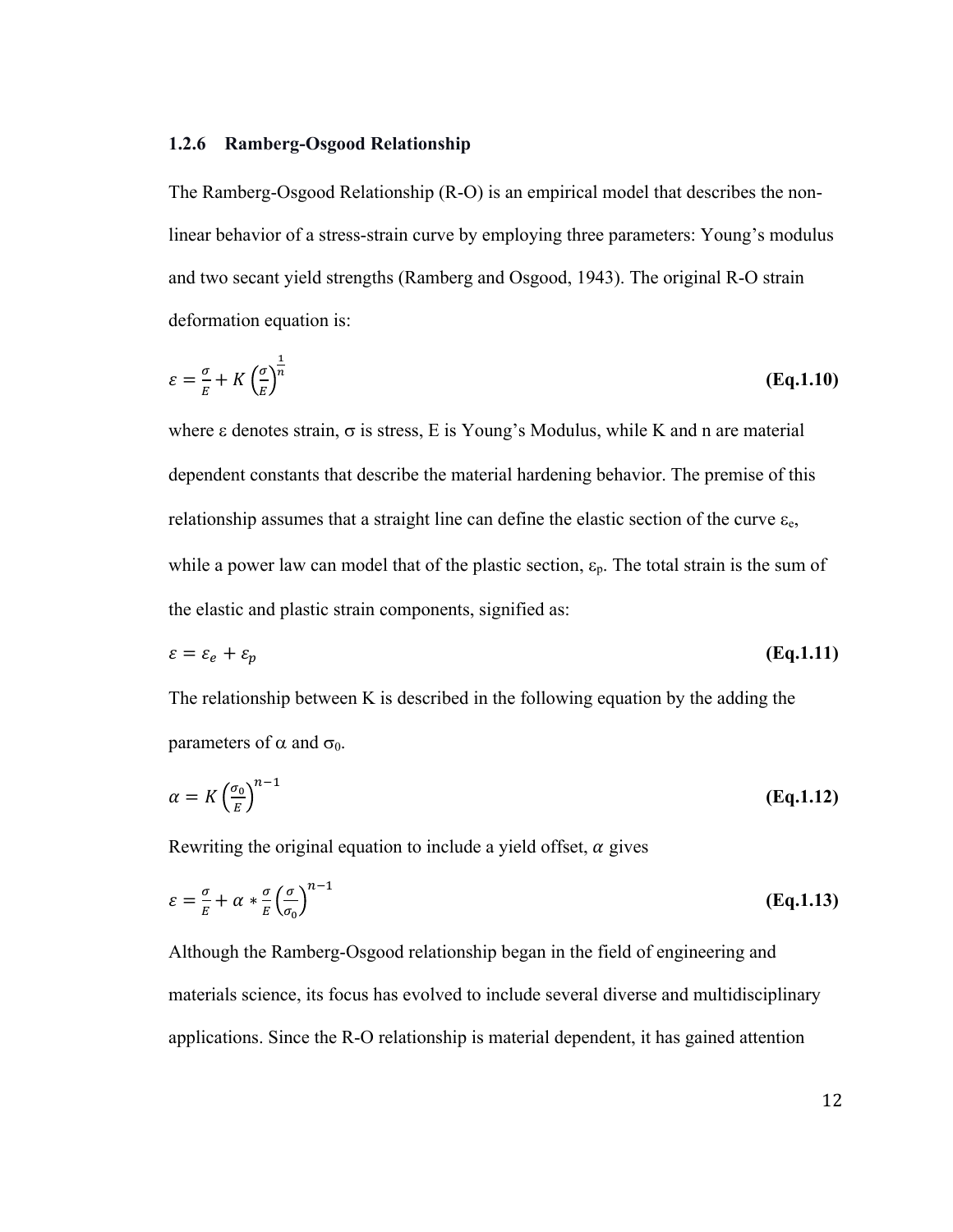### 1.2.6 Ramberg-Osgood Relationship

The Ramberg-Osgood Relationship (R-O) is an empirical model that describes the non-linear behavior of a stress-strain curve by employing three parameters: Young's modulus and two secant yield strengths (Ramberg and Osgood, 1943). The original R-O strain deformation equation is:

$$\varepsilon = \frac{\sigma}{E} + K\left(\frac{\sigma}{E}\right)^{\frac{1}{n}} \quad \textbf{(Eq.1.10)}$$

where $\varepsilon$ denotes strain, $\sigma$ is stress, E is Young's Modulus, while K and n are material dependent constants that describe the material hardening behavior. The premise of this relationship assumes that a straight line can define the elastic section of the curve $\varepsilon_e$, while a power law can model that of the plastic section, $\varepsilon_p$. The total strain is the sum of the elastic and plastic strain components, signified as:

$$\varepsilon = \varepsilon_e + \varepsilon_p \quad \textbf{(Eq.1.11)}$$

The relationship between K is described in the following equation by the adding the parameters of $\alpha$ and $\sigma_0$.

$$\alpha = K\left(\frac{\sigma_0}{E}\right)^{n-1} \quad \textbf{(Eq.1.12)}$$

Rewriting the original equation to include a yield offset, $\alpha$ gives

$$\varepsilon = \frac{\sigma}{E} + \alpha * \frac{\sigma}{E}\left(\frac{\sigma}{\sigma_0}\right)^{n-1} \quad \textbf{(Eq.1.13)}$$

Although the Ramberg-Osgood relationship began in the field of engineering and materials science, its focus has evolved to include several diverse and multidisciplinary applications. Since the R-O relationship is material dependent, it has gained attention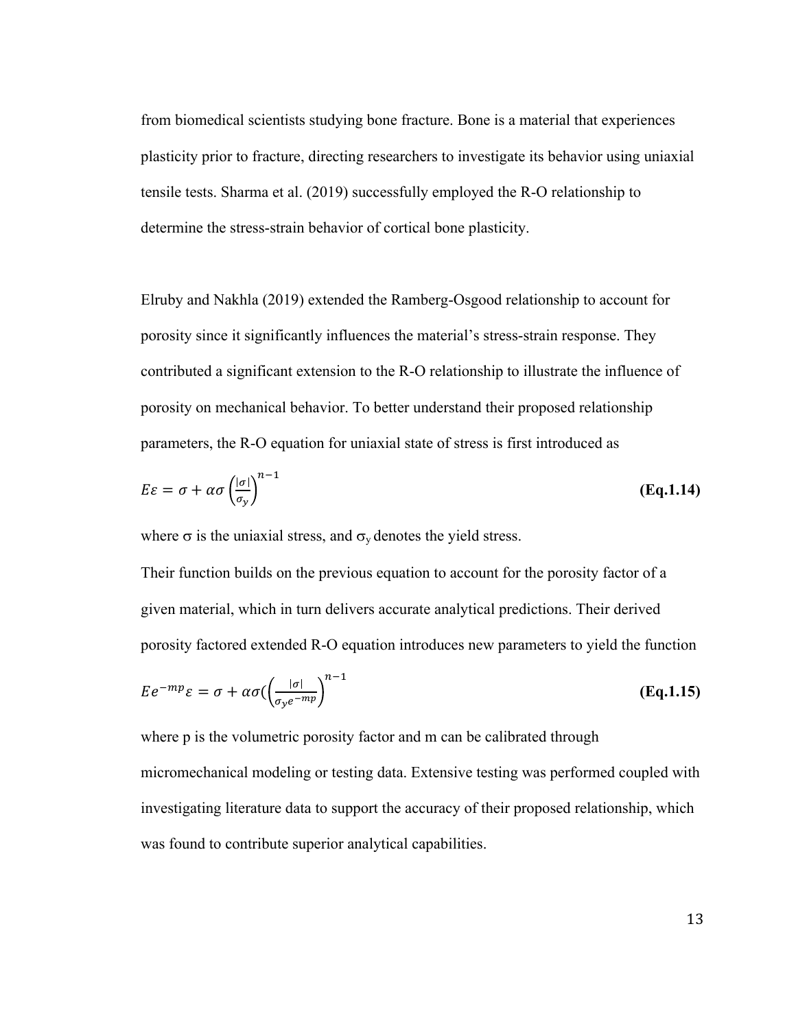from biomedical scientists studying bone fracture. Bone is a material that experiences plasticity prior to fracture, directing researchers to investigate its behavior using uniaxial tensile tests. Sharma et al. (2019) successfully employed the R-O relationship to determine the stress-strain behavior of cortical bone plasticity.

Elruby and Nakhla (2019) extended the Ramberg-Osgood relationship to account for porosity since it significantly influences the material's stress-strain response. They contributed a significant extension to the R-O relationship to illustrate the influence of porosity on mechanical behavior. To better understand their proposed relationship parameters, the R-O equation for uniaxial state of stress is first introduced as

$$E\varepsilon = \sigma + \alpha\sigma\left(\frac{|\sigma|}{\sigma_y}\right)^{n-1} \qquad \textbf{(Eq.1.14)}$$

where $\sigma$ is the uniaxial stress, and $\sigma_y$ denotes the yield stress.

Their function builds on the previous equation to account for the porosity factor of a given material, which in turn delivers accurate analytical predictions. Their derived porosity factored extended R-O equation introduces new parameters to yield the function

$$Ee^{-mp}\varepsilon = \sigma + \alpha\sigma(\left(\frac{|\sigma|}{\sigma_y e^{-mp}}\right)^{n-1} \qquad \textbf{(Eq.1.15)}$$

where p is the volumetric porosity factor and m can be calibrated through micromechanical modeling or testing data. Extensive testing was performed coupled with investigating literature data to support the accuracy of their proposed relationship, which was found to contribute superior analytical capabilities.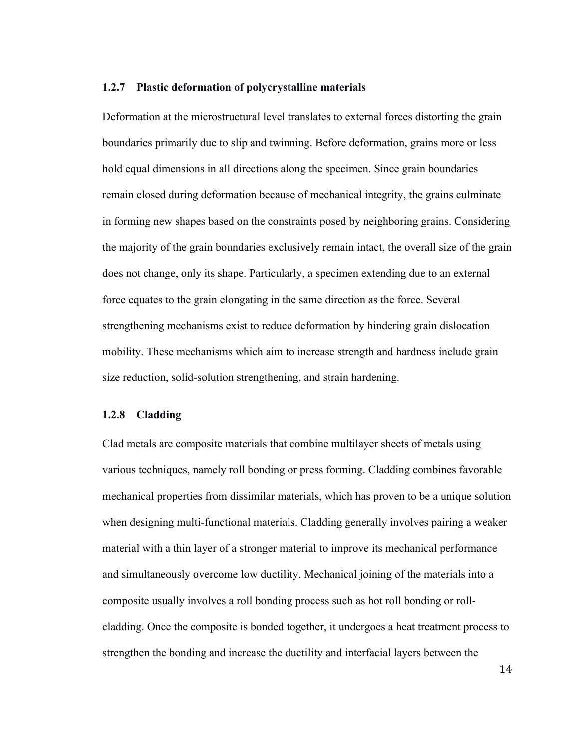### 1.2.7 Plastic deformation of polycrystalline materials

Deformation at the microstructural level translates to external forces distorting the grain boundaries primarily due to slip and twinning. Before deformation, grains more or less hold equal dimensions in all directions along the specimen. Since grain boundaries remain closed during deformation because of mechanical integrity, the grains culminate in forming new shapes based on the constraints posed by neighboring grains. Considering the majority of the grain boundaries exclusively remain intact, the overall size of the grain does not change, only its shape. Particularly, a specimen extending due to an external force equates to the grain elongating in the same direction as the force. Several strengthening mechanisms exist to reduce deformation by hindering grain dislocation mobility. These mechanisms which aim to increase strength and hardness include grain size reduction, solid-solution strengthening, and strain hardening.

### 1.2.8 Cladding

Clad metals are composite materials that combine multilayer sheets of metals using various techniques, namely roll bonding or press forming. Cladding combines favorable mechanical properties from dissimilar materials, which has proven to be a unique solution when designing multi-functional materials. Cladding generally involves pairing a weaker material with a thin layer of a stronger material to improve its mechanical performance and simultaneously overcome low ductility. Mechanical joining of the materials into a composite usually involves a roll bonding process such as hot roll bonding or roll-cladding. Once the composite is bonded together, it undergoes a heat treatment process to strengthen the bonding and increase the ductility and interfacial layers between the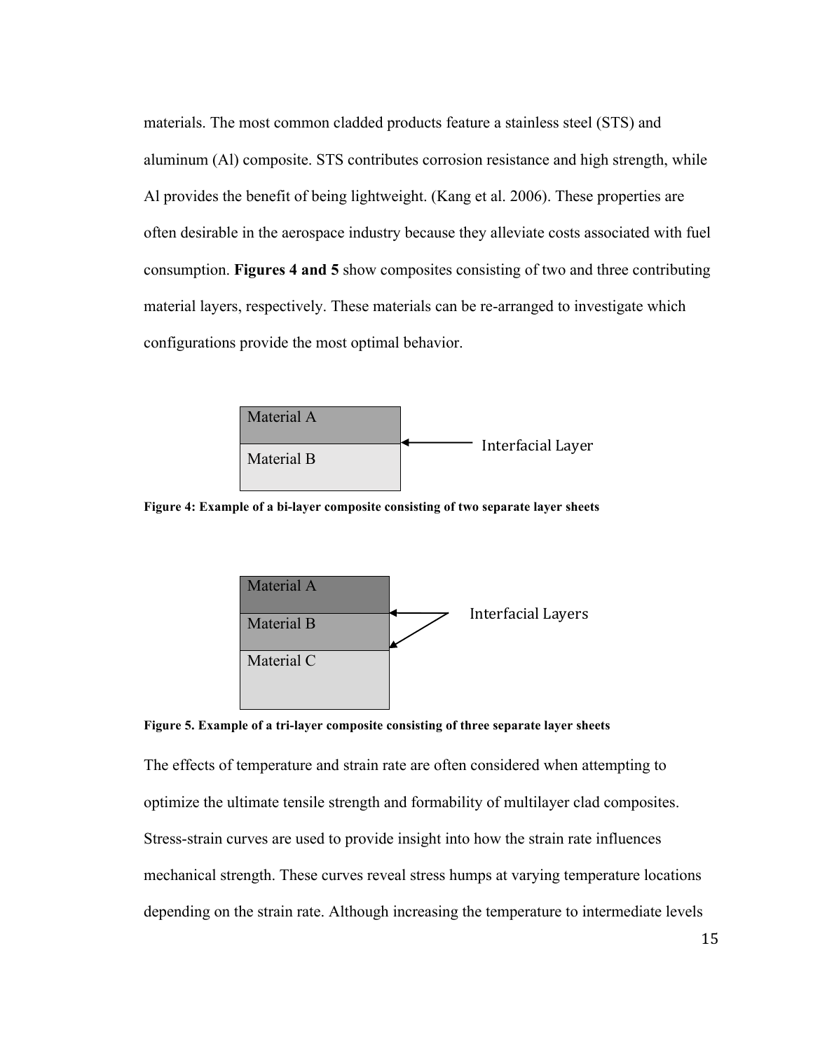materials. The most common cladded products feature a stainless steel (STS) and aluminum (Al) composite. STS contributes corrosion resistance and high strength, while Al provides the benefit of being lightweight. (Kang et al. 2006). These properties are often desirable in the aerospace industry because they alleviate costs associated with fuel consumption. **Figures 4 and 5** show composites consisting of two and three contributing material layers, respectively. These materials can be re-arranged to investigate which configurations provide the most optimal behavior.

**Figure 4: Example of a bi-layer composite consisting of two separate layer sheets**

**Figure 5. Example of a tri-layer composite consisting of three separate layer sheets**

The effects of temperature and strain rate are often considered when attempting to optimize the ultimate tensile strength and formability of multilayer clad composites. Stress-strain curves are used to provide insight into how the strain rate influences mechanical strength. These curves reveal stress humps at varying temperature locations depending on the strain rate. Although increasing the temperature to intermediate levels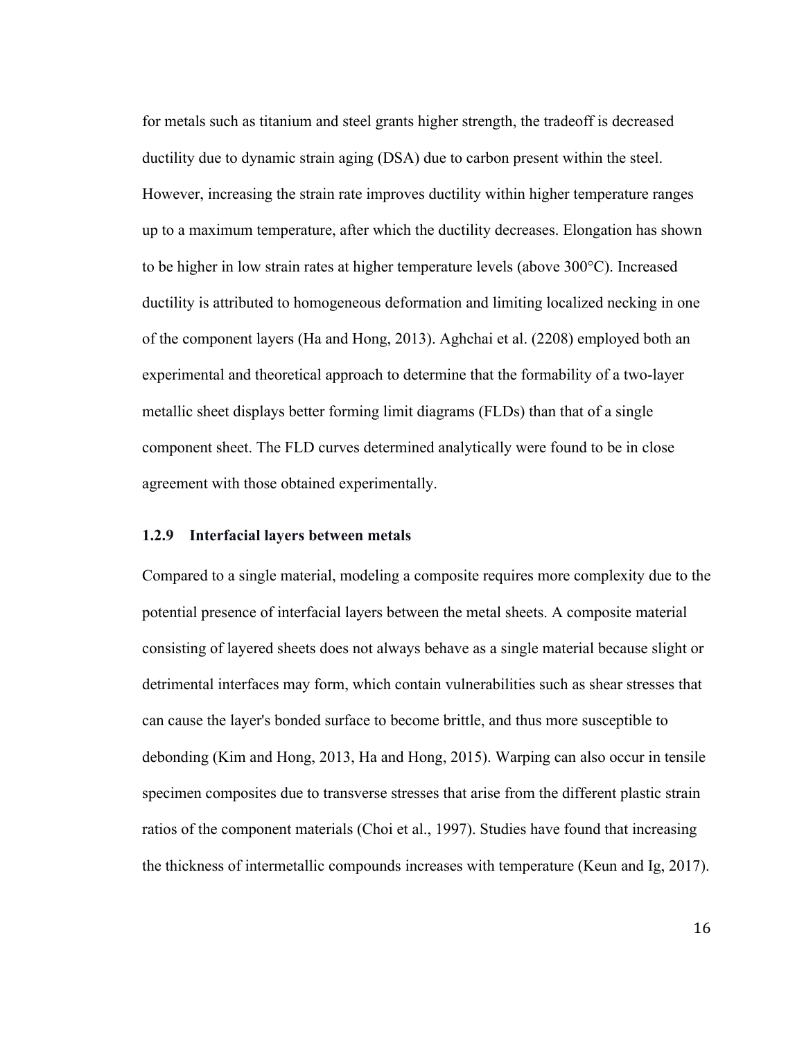for metals such as titanium and steel grants higher strength, the tradeoff is decreased ductility due to dynamic strain aging (DSA) due to carbon present within the steel. However, increasing the strain rate improves ductility within higher temperature ranges up to a maximum temperature, after which the ductility decreases. Elongation has shown to be higher in low strain rates at higher temperature levels (above 300°C). Increased ductility is attributed to homogeneous deformation and limiting localized necking in one of the component layers (Ha and Hong, 2013). Aghchai et al. (2208) employed both an experimental and theoretical approach to determine that the formability of a two-layer metallic sheet displays better forming limit diagrams (FLDs) than that of a single component sheet. The FLD curves determined analytically were found to be in close agreement with those obtained experimentally.

### 1.2.9 Interfacial layers between metals

Compared to a single material, modeling a composite requires more complexity due to the potential presence of interfacial layers between the metal sheets. A composite material consisting of layered sheets does not always behave as a single material because slight or detrimental interfaces may form, which contain vulnerabilities such as shear stresses that can cause the layer's bonded surface to become brittle, and thus more susceptible to debonding (Kim and Hong, 2013, Ha and Hong, 2015). Warping can also occur in tensile specimen composites due to transverse stresses that arise from the different plastic strain ratios of the component materials (Choi et al., 1997). Studies have found that increasing the thickness of intermetallic compounds increases with temperature (Keun and Ig, 2017).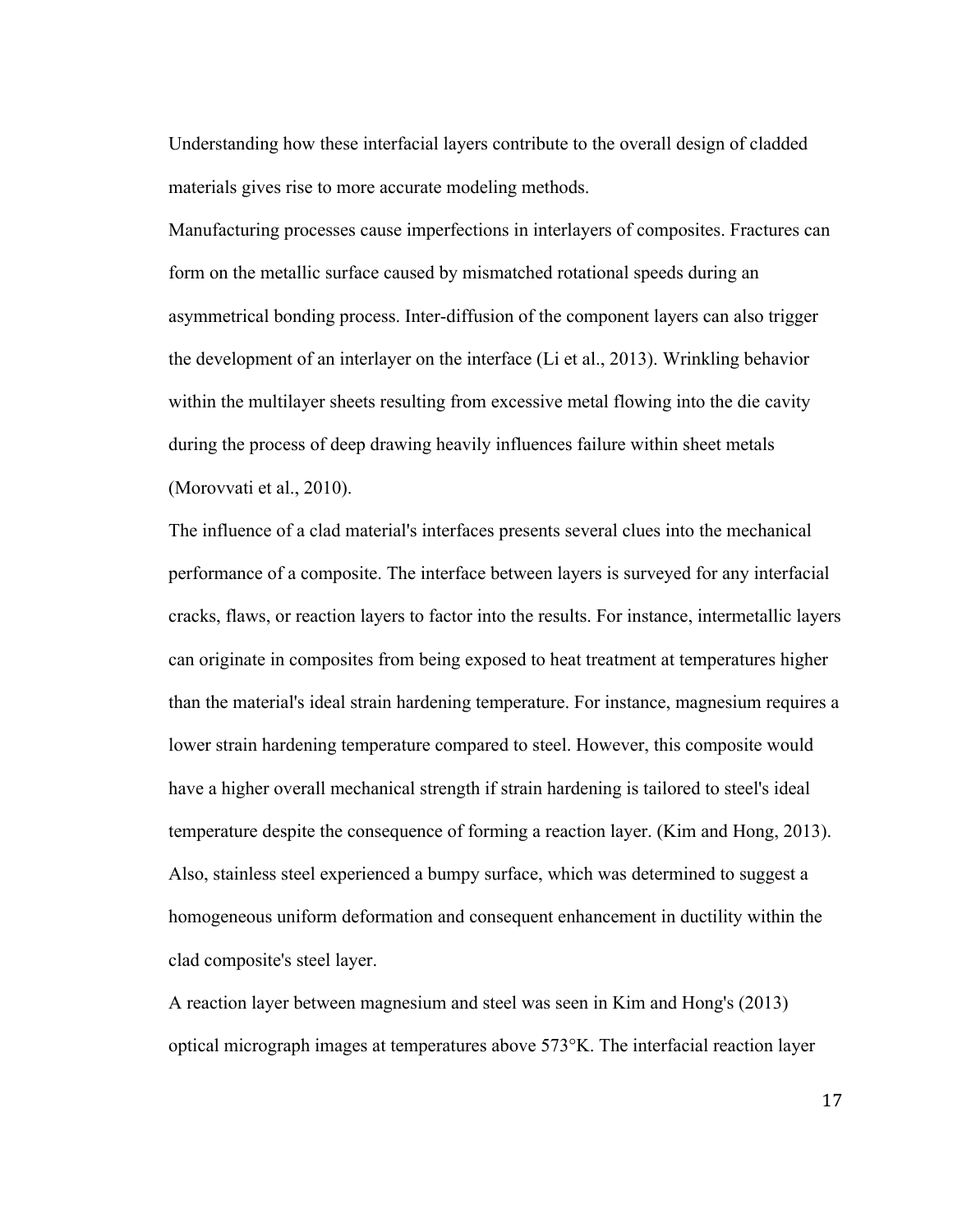Understanding how these interfacial layers contribute to the overall design of cladded materials gives rise to more accurate modeling methods.

Manufacturing processes cause imperfections in interlayers of composites. Fractures can form on the metallic surface caused by mismatched rotational speeds during an asymmetrical bonding process. Inter-diffusion of the component layers can also trigger the development of an interlayer on the interface (Li et al., 2013). Wrinkling behavior within the multilayer sheets resulting from excessive metal flowing into the die cavity during the process of deep drawing heavily influences failure within sheet metals (Morovvati et al., 2010).

The influence of a clad material's interfaces presents several clues into the mechanical performance of a composite. The interface between layers is surveyed for any interfacial cracks, flaws, or reaction layers to factor into the results. For instance, intermetallic layers can originate in composites from being exposed to heat treatment at temperatures higher than the material's ideal strain hardening temperature. For instance, magnesium requires a lower strain hardening temperature compared to steel. However, this composite would have a higher overall mechanical strength if strain hardening is tailored to steel's ideal temperature despite the consequence of forming a reaction layer. (Kim and Hong, 2013). Also, stainless steel experienced a bumpy surface, which was determined to suggest a homogeneous uniform deformation and consequent enhancement in ductility within the clad composite's steel layer.

A reaction layer between magnesium and steel was seen in Kim and Hong's (2013) optical micrograph images at temperatures above 573°K. The interfacial reaction layer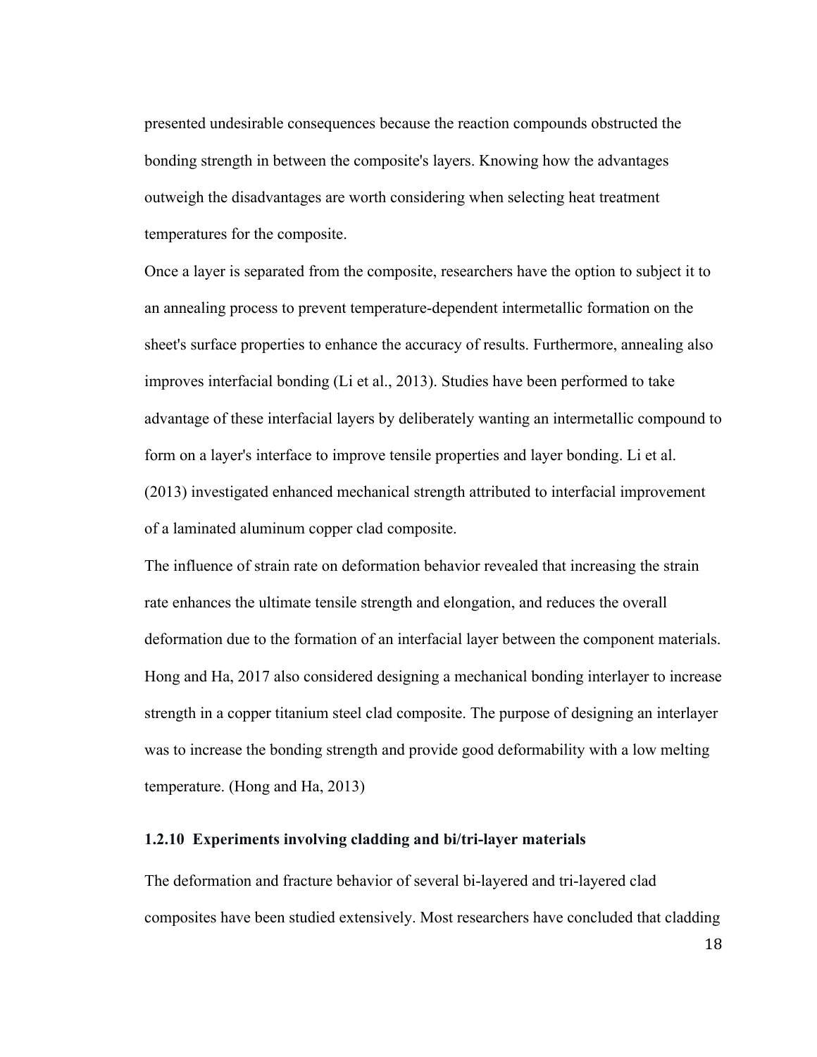presented undesirable consequences because the reaction compounds obstructed the bonding strength in between the composite's layers. Knowing how the advantages outweigh the disadvantages are worth considering when selecting heat treatment temperatures for the composite.

Once a layer is separated from the composite, researchers have the option to subject it to an annealing process to prevent temperature-dependent intermetallic formation on the sheet's surface properties to enhance the accuracy of results. Furthermore, annealing also improves interfacial bonding (Li et al., 2013). Studies have been performed to take advantage of these interfacial layers by deliberately wanting an intermetallic compound to form on a layer's interface to improve tensile properties and layer bonding. Li et al. (2013) investigated enhanced mechanical strength attributed to interfacial improvement of a laminated aluminum copper clad composite.

The influence of strain rate on deformation behavior revealed that increasing the strain rate enhances the ultimate tensile strength and elongation, and reduces the overall deformation due to the formation of an interfacial layer between the component materials. Hong and Ha, 2017 also considered designing a mechanical bonding interlayer to increase strength in a copper titanium steel clad composite. The purpose of designing an interlayer was to increase the bonding strength and provide good deformability with a low melting temperature. (Hong and Ha, 2013)

### 1.2.10 Experiments involving cladding and bi/tri-layer materials

The deformation and fracture behavior of several bi-layered and tri-layered clad composites have been studied extensively. Most researchers have concluded that cladding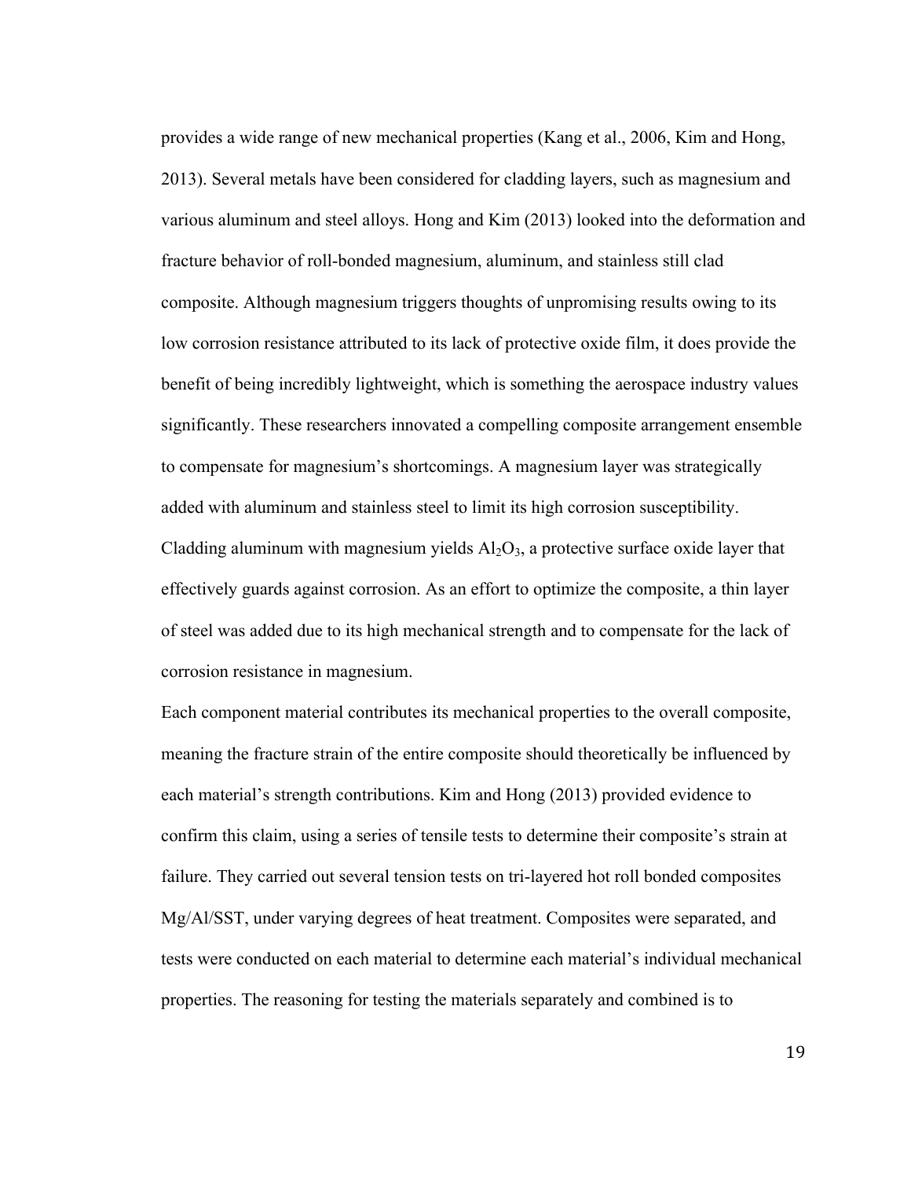provides a wide range of new mechanical properties (Kang et al., 2006, Kim and Hong, 2013). Several metals have been considered for cladding layers, such as magnesium and various aluminum and steel alloys. Hong and Kim (2013) looked into the deformation and fracture behavior of roll-bonded magnesium, aluminum, and stainless still clad composite. Although magnesium triggers thoughts of unpromising results owing to its low corrosion resistance attributed to its lack of protective oxide film, it does provide the benefit of being incredibly lightweight, which is something the aerospace industry values significantly. These researchers innovated a compelling composite arrangement ensemble to compensate for magnesium's shortcomings. A magnesium layer was strategically added with aluminum and stainless steel to limit its high corrosion susceptibility. Cladding aluminum with magnesium yields $Al_2O_3$, a protective surface oxide layer that effectively guards against corrosion. As an effort to optimize the composite, a thin layer of steel was added due to its high mechanical strength and to compensate for the lack of corrosion resistance in magnesium.

Each component material contributes its mechanical properties to the overall composite, meaning the fracture strain of the entire composite should theoretically be influenced by each material's strength contributions. Kim and Hong (2013) provided evidence to confirm this claim, using a series of tensile tests to determine their composite's strain at failure. They carried out several tension tests on tri-layered hot roll bonded composites Mg/Al/SST, under varying degrees of heat treatment. Composites were separated, and tests were conducted on each material to determine each material's individual mechanical properties. The reasoning for testing the materials separately and combined is to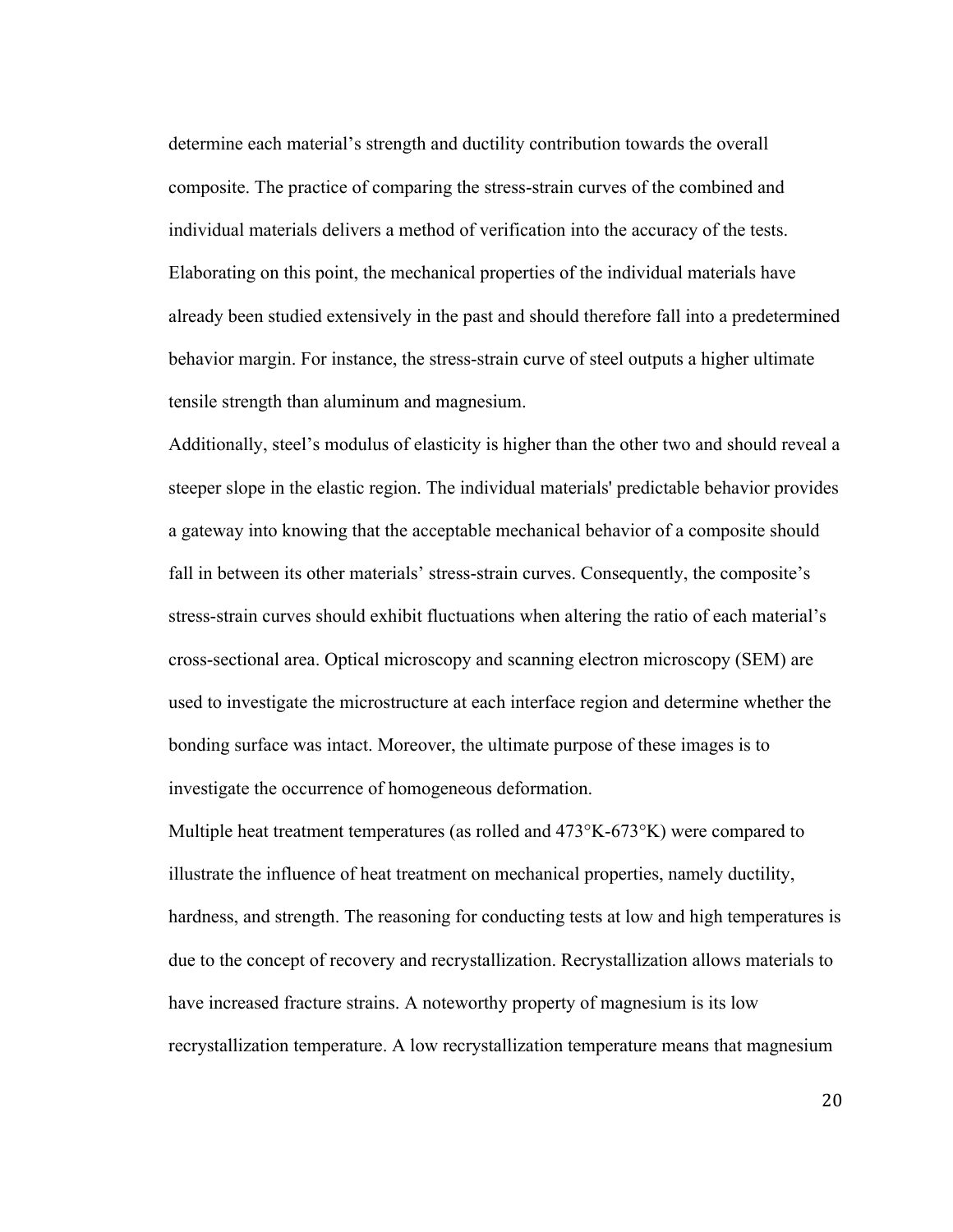determine each material's strength and ductility contribution towards the overall composite. The practice of comparing the stress-strain curves of the combined and individual materials delivers a method of verification into the accuracy of the tests. Elaborating on this point, the mechanical properties of the individual materials have already been studied extensively in the past and should therefore fall into a predetermined behavior margin. For instance, the stress-strain curve of steel outputs a higher ultimate tensile strength than aluminum and magnesium.

Additionally, steel's modulus of elasticity is higher than the other two and should reveal a steeper slope in the elastic region. The individual materials' predictable behavior provides a gateway into knowing that the acceptable mechanical behavior of a composite should fall in between its other materials' stress-strain curves. Consequently, the composite's stress-strain curves should exhibit fluctuations when altering the ratio of each material's cross-sectional area. Optical microscopy and scanning electron microscopy (SEM) are used to investigate the microstructure at each interface region and determine whether the bonding surface was intact. Moreover, the ultimate purpose of these images is to investigate the occurrence of homogeneous deformation.

Multiple heat treatment temperatures (as rolled and 473°K-673°K) were compared to illustrate the influence of heat treatment on mechanical properties, namely ductility, hardness, and strength. The reasoning for conducting tests at low and high temperatures is due to the concept of recovery and recrystallization. Recrystallization allows materials to have increased fracture strains. A noteworthy property of magnesium is its low recrystallization temperature. A low recrystallization temperature means that magnesium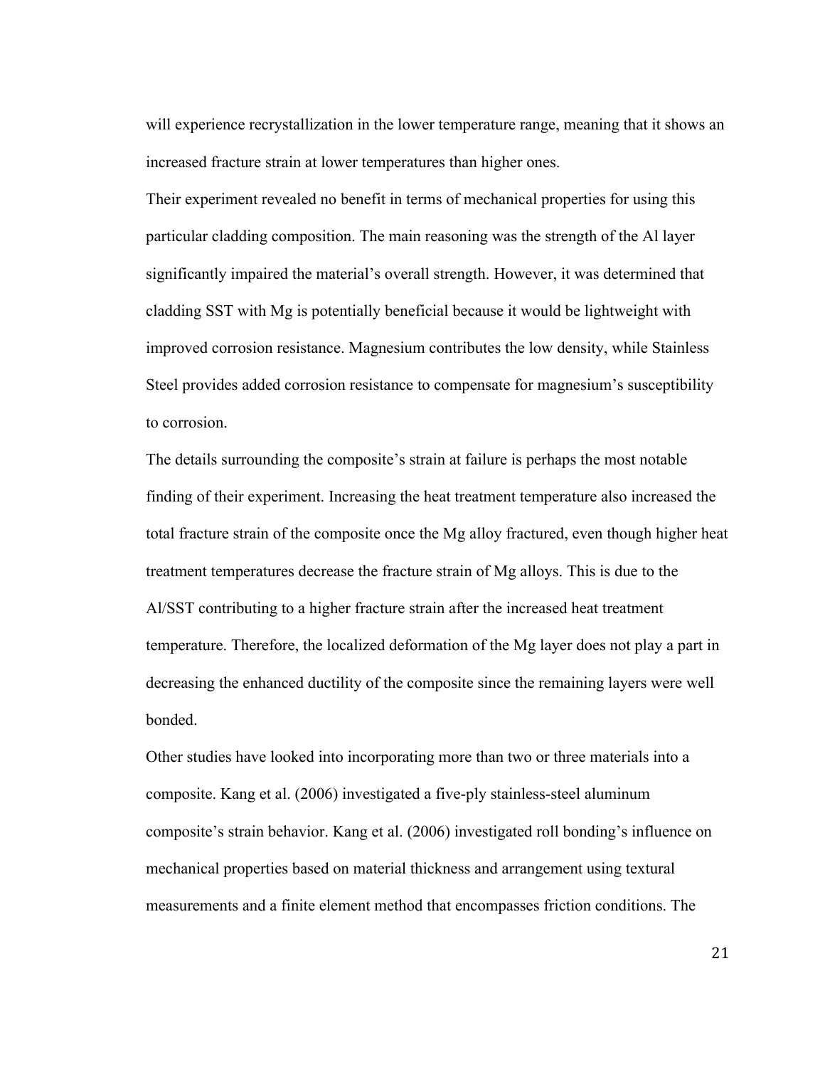will experience recrystallization in the lower temperature range, meaning that it shows an increased fracture strain at lower temperatures than higher ones.

Their experiment revealed no benefit in terms of mechanical properties for using this particular cladding composition. The main reasoning was the strength of the Al layer significantly impaired the material's overall strength. However, it was determined that cladding SST with Mg is potentially beneficial because it would be lightweight with improved corrosion resistance. Magnesium contributes the low density, while Stainless Steel provides added corrosion resistance to compensate for magnesium's susceptibility to corrosion.

The details surrounding the composite's strain at failure is perhaps the most notable finding of their experiment. Increasing the heat treatment temperature also increased the total fracture strain of the composite once the Mg alloy fractured, even though higher heat treatment temperatures decrease the fracture strain of Mg alloys. This is due to the Al/SST contributing to a higher fracture strain after the increased heat treatment temperature. Therefore, the localized deformation of the Mg layer does not play a part in decreasing the enhanced ductility of the composite since the remaining layers were well bonded.

Other studies have looked into incorporating more than two or three materials into a composite. Kang et al. (2006) investigated a five-ply stainless-steel aluminum composite's strain behavior. Kang et al. (2006) investigated roll bonding's influence on mechanical properties based on material thickness and arrangement using textural measurements and a finite element method that encompasses friction conditions. The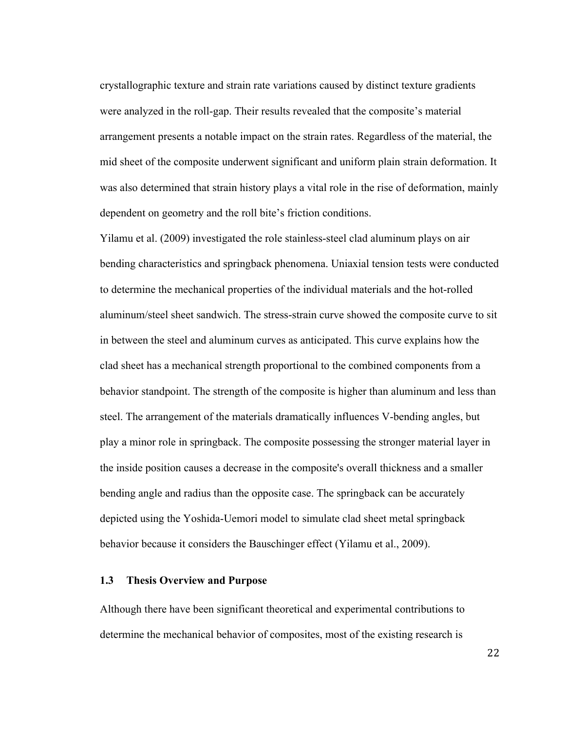crystallographic texture and strain rate variations caused by distinct texture gradients were analyzed in the roll-gap. Their results revealed that the composite's material arrangement presents a notable impact on the strain rates. Regardless of the material, the mid sheet of the composite underwent significant and uniform plain strain deformation. It was also determined that strain history plays a vital role in the rise of deformation, mainly dependent on geometry and the roll bite's friction conditions.

Yilamu et al. (2009) investigated the role stainless-steel clad aluminum plays on air bending characteristics and springback phenomena. Uniaxial tension tests were conducted to determine the mechanical properties of the individual materials and the hot-rolled aluminum/steel sheet sandwich. The stress-strain curve showed the composite curve to sit in between the steel and aluminum curves as anticipated. This curve explains how the clad sheet has a mechanical strength proportional to the combined components from a behavior standpoint. The strength of the composite is higher than aluminum and less than steel. The arrangement of the materials dramatically influences V-bending angles, but play a minor role in springback. The composite possessing the stronger material layer in the inside position causes a decrease in the composite's overall thickness and a smaller bending angle and radius than the opposite case. The springback can be accurately depicted using the Yoshida-Uemori model to simulate clad sheet metal springback behavior because it considers the Bauschinger effect (Yilamu et al., 2009).

### 1.3 Thesis Overview and Purpose

Although there have been significant theoretical and experimental contributions to determine the mechanical behavior of composites, most of the existing research is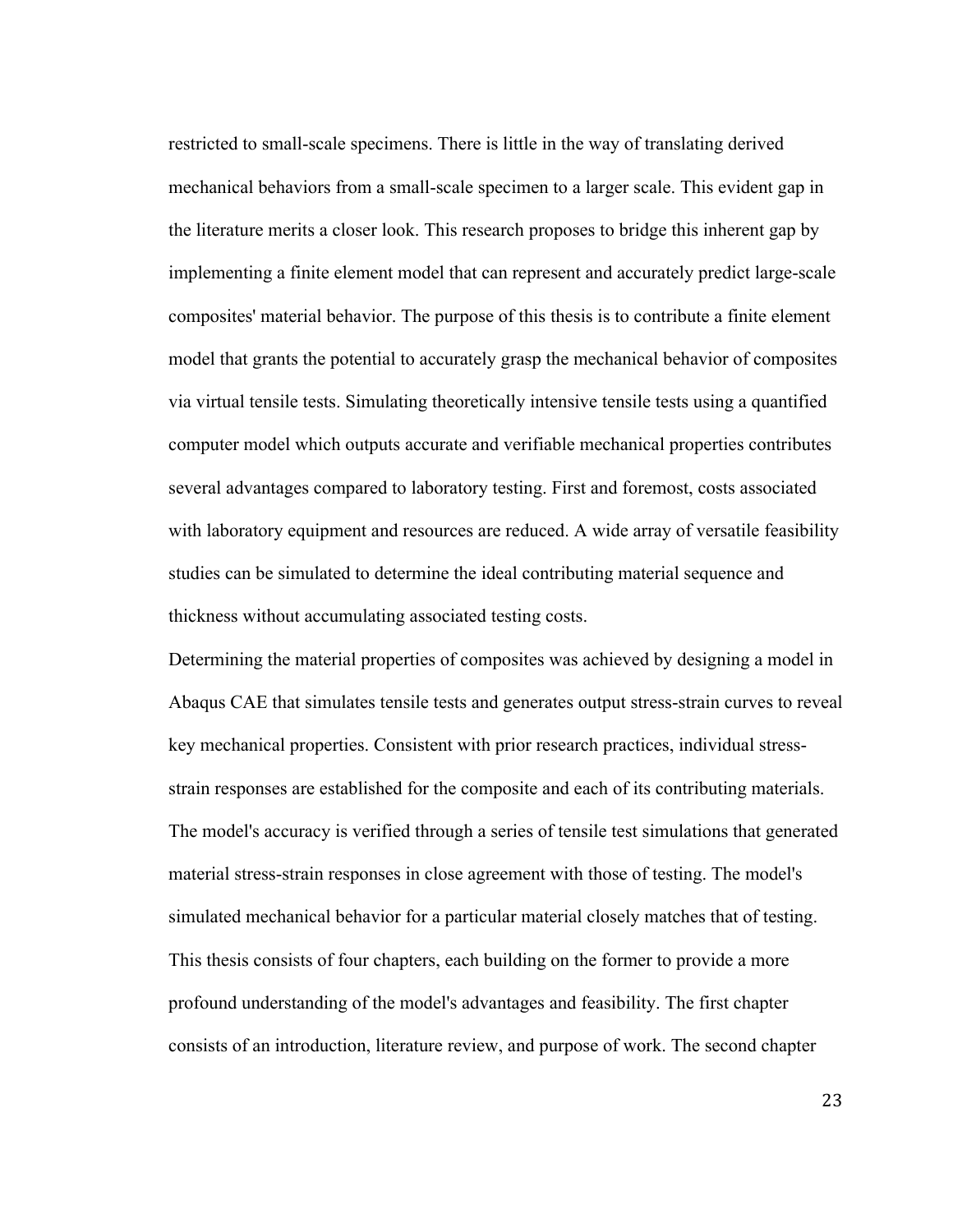restricted to small-scale specimens. There is little in the way of translating derived mechanical behaviors from a small-scale specimen to a larger scale. This evident gap in the literature merits a closer look. This research proposes to bridge this inherent gap by implementing a finite element model that can represent and accurately predict large-scale composites' material behavior. The purpose of this thesis is to contribute a finite element model that grants the potential to accurately grasp the mechanical behavior of composites via virtual tensile tests. Simulating theoretically intensive tensile tests using a quantified computer model which outputs accurate and verifiable mechanical properties contributes several advantages compared to laboratory testing. First and foremost, costs associated with laboratory equipment and resources are reduced. A wide array of versatile feasibility studies can be simulated to determine the ideal contributing material sequence and thickness without accumulating associated testing costs.

Determining the material properties of composites was achieved by designing a model in Abaqus CAE that simulates tensile tests and generates output stress-strain curves to reveal key mechanical properties. Consistent with prior research practices, individual stress-strain responses are established for the composite and each of its contributing materials. The model's accuracy is verified through a series of tensile test simulations that generated material stress-strain responses in close agreement with those of testing. The model's simulated mechanical behavior for a particular material closely matches that of testing. This thesis consists of four chapters, each building on the former to provide a more profound understanding of the model's advantages and feasibility. The first chapter consists of an introduction, literature review, and purpose of work. The second chapter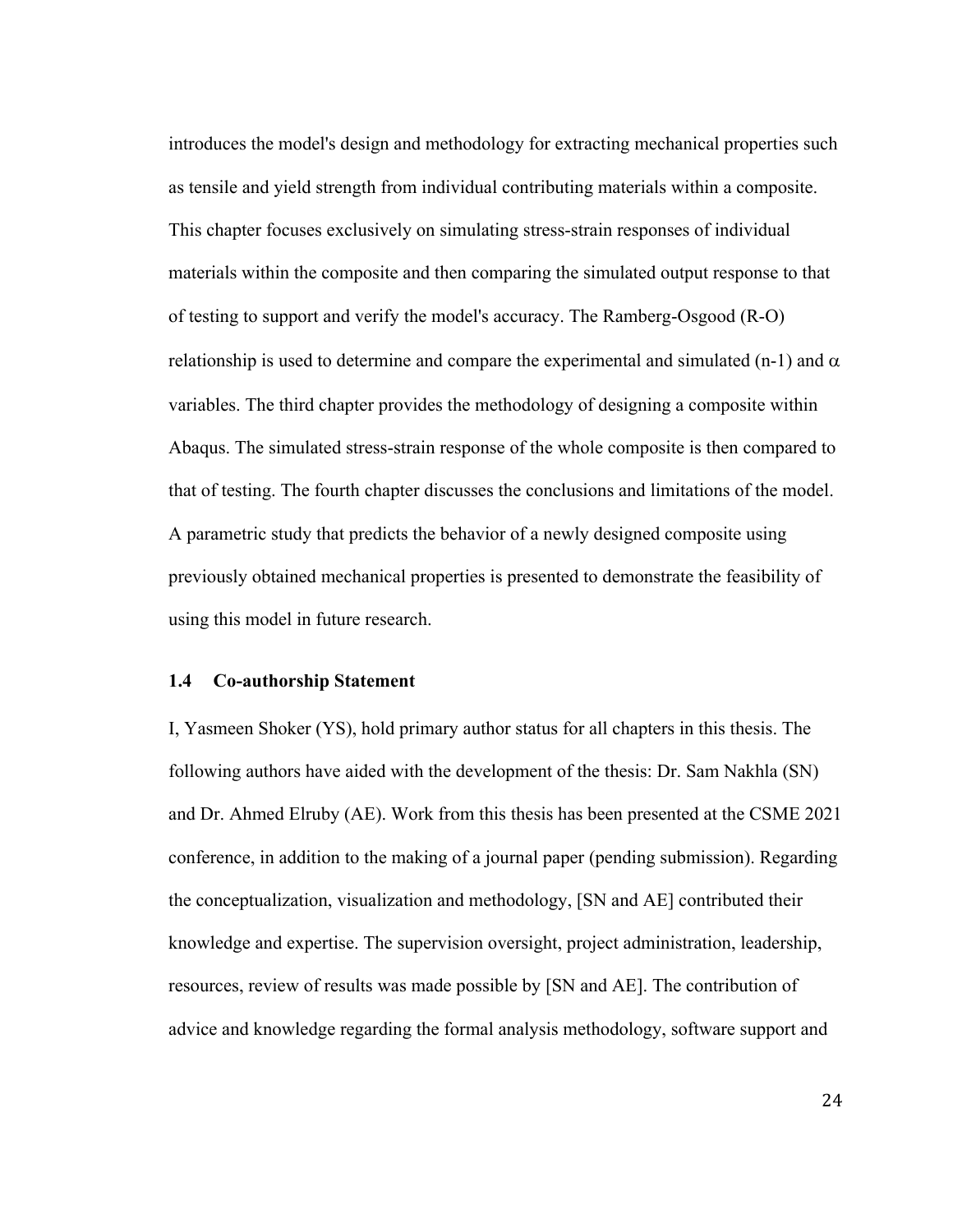introduces the model's design and methodology for extracting mechanical properties such as tensile and yield strength from individual contributing materials within a composite. This chapter focuses exclusively on simulating stress-strain responses of individual materials within the composite and then comparing the simulated output response to that of testing to support and verify the model's accuracy. The Ramberg-Osgood (R-O) relationship is used to determine and compare the experimental and simulated (n-1) and $\alpha$ variables. The third chapter provides the methodology of designing a composite within Abaqus. The simulated stress-strain response of the whole composite is then compared to that of testing. The fourth chapter discusses the conclusions and limitations of the model. A parametric study that predicts the behavior of a newly designed composite using previously obtained mechanical properties is presented to demonstrate the feasibility of using this model in future research.

### 1.4 Co-authorship Statement

I, Yasmeen Shoker (YS), hold primary author status for all chapters in this thesis. The following authors have aided with the development of the thesis: Dr. Sam Nakhla (SN) and Dr. Ahmed Elruby (AE). Work from this thesis has been presented at the CSME 2021 conference, in addition to the making of a journal paper (pending submission). Regarding the conceptualization, visualization and methodology, [SN and AE] contributed their knowledge and expertise. The supervision oversight, project administration, leadership, resources, review of results was made possible by [SN and AE]. The contribution of advice and knowledge regarding the formal analysis methodology, software support and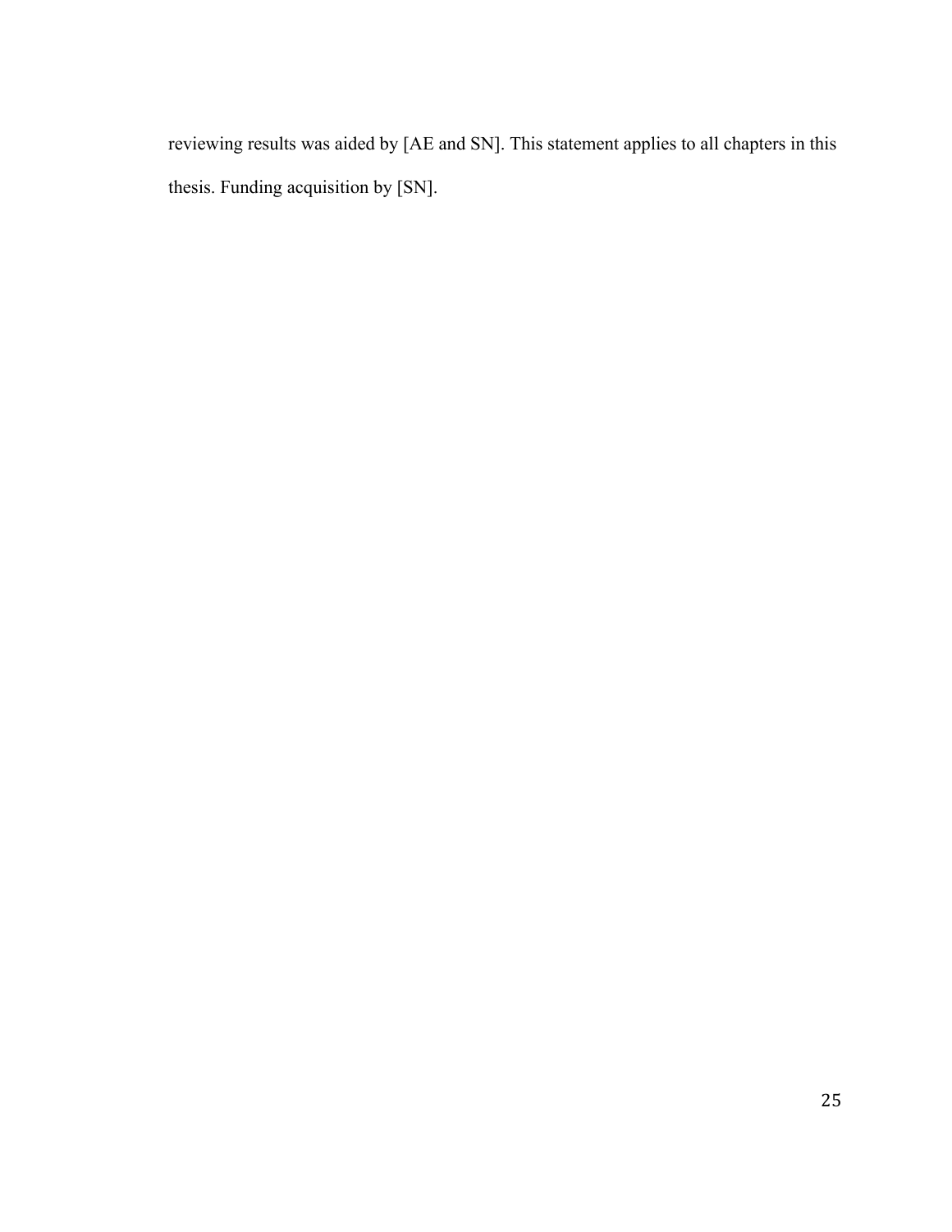reviewing results was aided by [AE and SN]. This statement applies to all chapters in this thesis. Funding acquisition by [SN].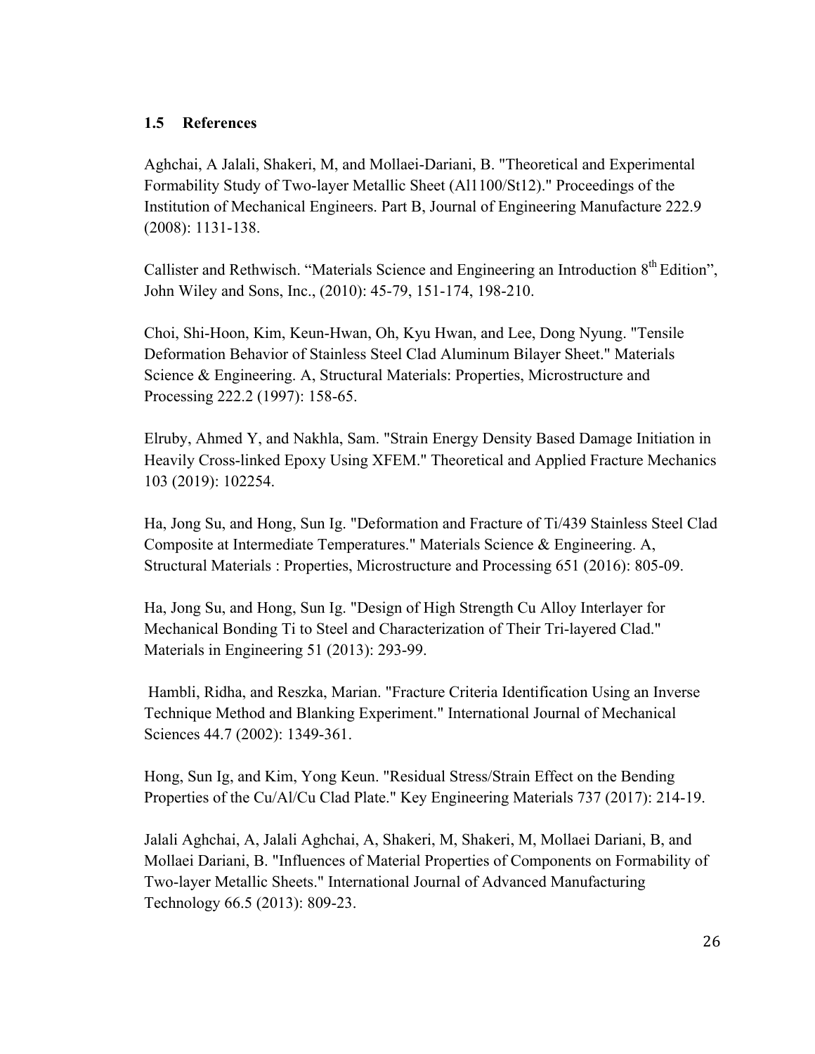### 1.5 References

Aghchai, A Jalali, Shakeri, M, and Mollaei-Dariani, B. "Theoretical and Experimental Formability Study of Two-layer Metallic Sheet (Al1100/St12)." Proceedings of the Institution of Mechanical Engineers. Part B, Journal of Engineering Manufacture 222.9 (2008): 1131-138.

Callister and Rethwisch. "Materials Science and Engineering an Introduction 8th Edition", John Wiley and Sons, Inc., (2010): 45-79, 151-174, 198-210.

Choi, Shi-Hoon, Kim, Keun-Hwan, Oh, Kyu Hwan, and Lee, Dong Nyung. "Tensile Deformation Behavior of Stainless Steel Clad Aluminum Bilayer Sheet." Materials Science & Engineering. A, Structural Materials: Properties, Microstructure and Processing 222.2 (1997): 158-65.

Elruby, Ahmed Y, and Nakhla, Sam. "Strain Energy Density Based Damage Initiation in Heavily Cross-linked Epoxy Using XFEM." Theoretical and Applied Fracture Mechanics 103 (2019): 102254.

Ha, Jong Su, and Hong, Sun Ig. "Deformation and Fracture of Ti/439 Stainless Steel Clad Composite at Intermediate Temperatures." Materials Science & Engineering. A, Structural Materials : Properties, Microstructure and Processing 651 (2016): 805-09.

Ha, Jong Su, and Hong, Sun Ig. "Design of High Strength Cu Alloy Interlayer for Mechanical Bonding Ti to Steel and Characterization of Their Tri-layered Clad." Materials in Engineering 51 (2013): 293-99.

Hambli, Ridha, and Reszka, Marian. "Fracture Criteria Identification Using an Inverse Technique Method and Blanking Experiment." International Journal of Mechanical Sciences 44.7 (2002): 1349-361.

Hong, Sun Ig, and Kim, Yong Keun. "Residual Stress/Strain Effect on the Bending Properties of the Cu/Al/Cu Clad Plate." Key Engineering Materials 737 (2017): 214-19.

Jalali Aghchai, A, Jalali Aghchai, A, Shakeri, M, Shakeri, M, Mollaei Dariani, B, and Mollaei Dariani, B. "Influences of Material Properties of Components on Formability of Two-layer Metallic Sheets." International Journal of Advanced Manufacturing Technology 66.5 (2013): 809-23.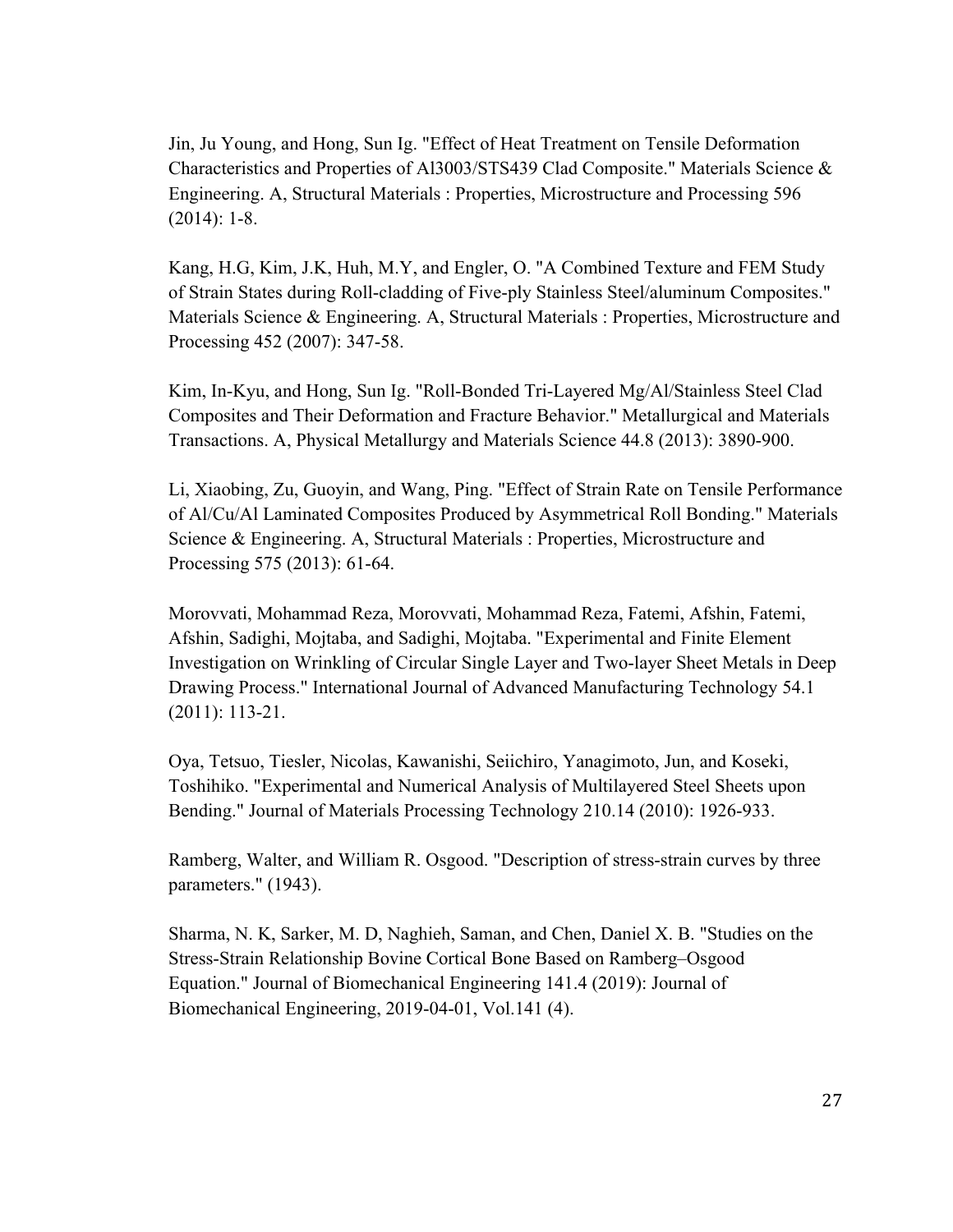Jin, Ju Young, and Hong, Sun Ig. "Effect of Heat Treatment on Tensile Deformation Characteristics and Properties of Al3003/STS439 Clad Composite." Materials Science & Engineering. A, Structural Materials : Properties, Microstructure and Processing 596 (2014): 1-8.

Kang, H.G, Kim, J.K, Huh, M.Y, and Engler, O. "A Combined Texture and FEM Study of Strain States during Roll-cladding of Five-ply Stainless Steel/aluminum Composites." Materials Science & Engineering. A, Structural Materials : Properties, Microstructure and Processing 452 (2007): 347-58.

Kim, In-Kyu, and Hong, Sun Ig. "Roll-Bonded Tri-Layered Mg/Al/Stainless Steel Clad Composites and Their Deformation and Fracture Behavior." Metallurgical and Materials Transactions. A, Physical Metallurgy and Materials Science 44.8 (2013): 3890-900.

Li, Xiaobing, Zu, Guoyin, and Wang, Ping. "Effect of Strain Rate on Tensile Performance of Al/Cu/Al Laminated Composites Produced by Asymmetrical Roll Bonding." Materials Science & Engineering. A, Structural Materials : Properties, Microstructure and Processing 575 (2013): 61-64.

Morovvati, Mohammad Reza, Morovvati, Mohammad Reza, Fatemi, Afshin, Fatemi, Afshin, Sadighi, Mojtaba, and Sadighi, Mojtaba. "Experimental and Finite Element Investigation on Wrinkling of Circular Single Layer and Two-layer Sheet Metals in Deep Drawing Process." International Journal of Advanced Manufacturing Technology 54.1 (2011): 113-21.

Oya, Tetsuo, Tiesler, Nicolas, Kawanishi, Seiichiro, Yanagimoto, Jun, and Koseki, Toshihiko. "Experimental and Numerical Analysis of Multilayered Steel Sheets upon Bending." Journal of Materials Processing Technology 210.14 (2010): 1926-933.

Ramberg, Walter, and William R. Osgood. "Description of stress-strain curves by three parameters." (1943).

Sharma, N. K, Sarker, M. D, Naghieh, Saman, and Chen, Daniel X. B. "Studies on the Stress-Strain Relationship Bovine Cortical Bone Based on Ramberg–Osgood Equation." Journal of Biomechanical Engineering 141.4 (2019): Journal of Biomechanical Engineering, 2019-04-01, Vol.141 (4).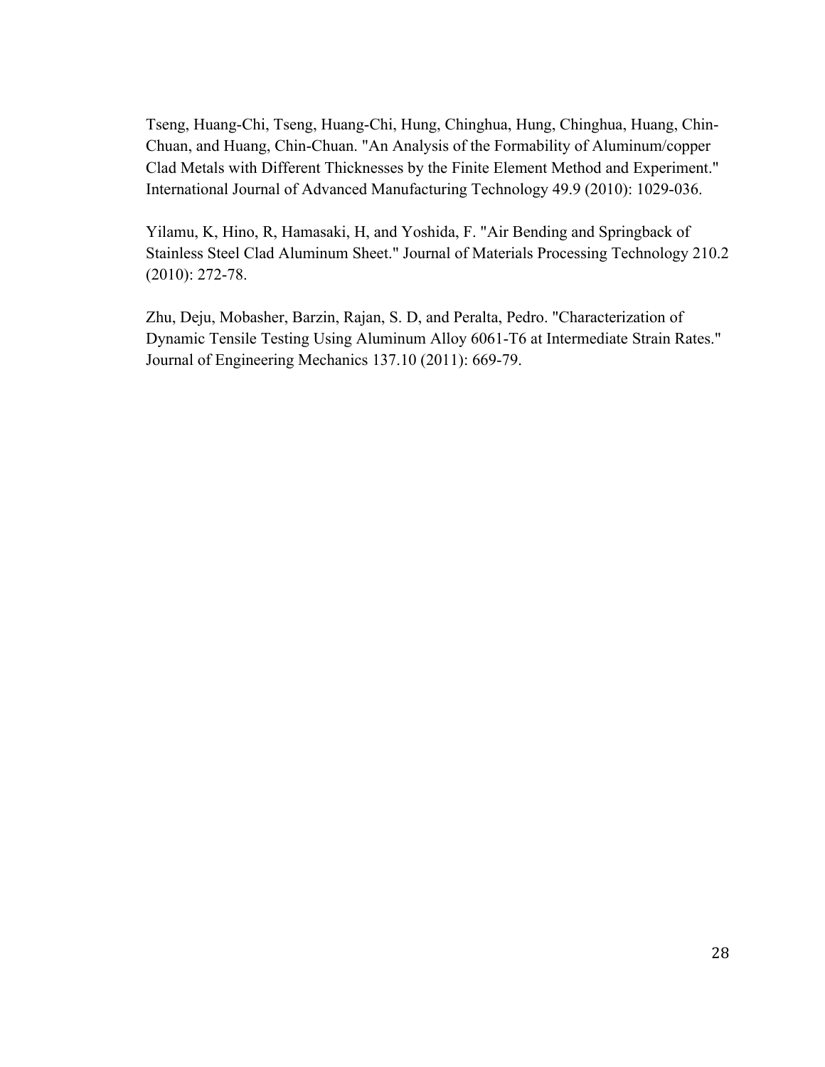Tseng, Huang-Chi, Tseng, Huang-Chi, Hung, Chinghua, Hung, Chinghua, Huang, Chin-Chuan, and Huang, Chin-Chuan. "An Analysis of the Formability of Aluminum/copper Clad Metals with Different Thicknesses by the Finite Element Method and Experiment." International Journal of Advanced Manufacturing Technology 49.9 (2010): 1029-036.

Yilamu, K, Hino, R, Hamasaki, H, and Yoshida, F. "Air Bending and Springback of Stainless Steel Clad Aluminum Sheet." Journal of Materials Processing Technology 210.2 (2010): 272-78.

Zhu, Deju, Mobasher, Barzin, Rajan, S. D, and Peralta, Pedro. "Characterization of Dynamic Tensile Testing Using Aluminum Alloy 6061-T6 at Intermediate Strain Rates." Journal of Engineering Mechanics 137.10 (2011): 669-79.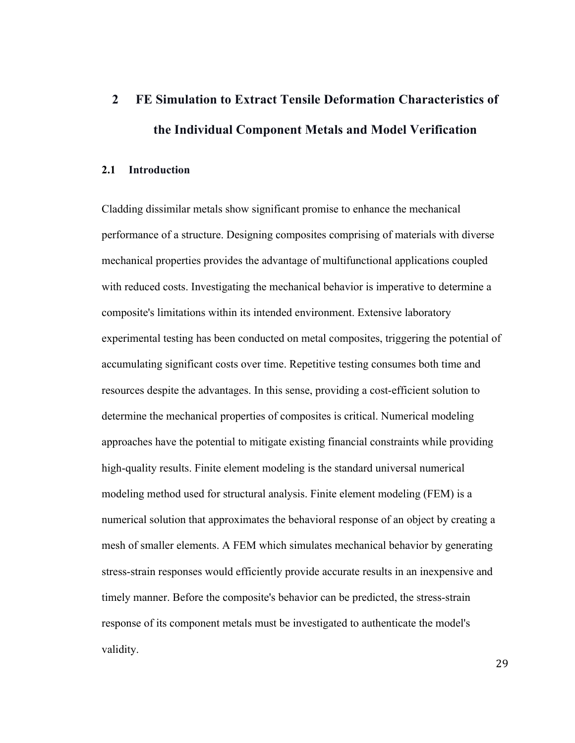# 2 FE Simulation to Extract Tensile Deformation Characteristics of the Individual Component Metals and Model Verification

## 2.1 Introduction

Cladding dissimilar metals show significant promise to enhance the mechanical performance of a structure. Designing composites comprising of materials with diverse mechanical properties provides the advantage of multifunctional applications coupled with reduced costs. Investigating the mechanical behavior is imperative to determine a composite's limitations within its intended environment. Extensive laboratory experimental testing has been conducted on metal composites, triggering the potential of accumulating significant costs over time. Repetitive testing consumes both time and resources despite the advantages. In this sense, providing a cost-efficient solution to determine the mechanical properties of composites is critical. Numerical modeling approaches have the potential to mitigate existing financial constraints while providing high-quality results. Finite element modeling is the standard universal numerical modeling method used for structural analysis. Finite element modeling (FEM) is a numerical solution that approximates the behavioral response of an object by creating a mesh of smaller elements. A FEM which simulates mechanical behavior by generating stress-strain responses would efficiently provide accurate results in an inexpensive and timely manner. Before the composite's behavior can be predicted, the stress-strain response of its component metals must be investigated to authenticate the model's validity.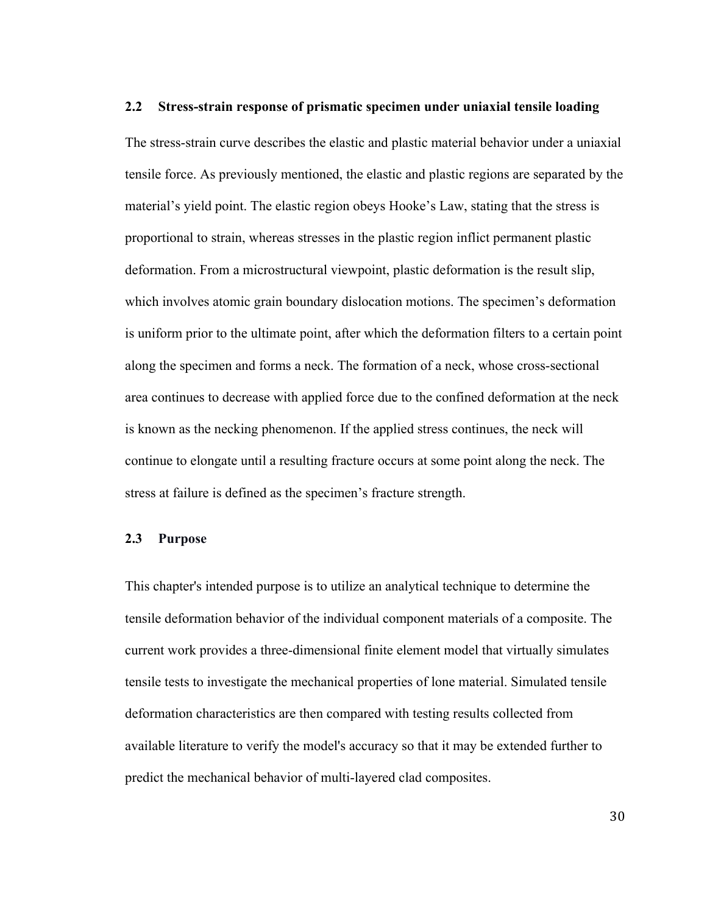## 2.2 Stress-strain response of prismatic specimen under uniaxial tensile loading

The stress-strain curve describes the elastic and plastic material behavior under a uniaxial tensile force. As previously mentioned, the elastic and plastic regions are separated by the material's yield point. The elastic region obeys Hooke's Law, stating that the stress is proportional to strain, whereas stresses in the plastic region inflict permanent plastic deformation. From a microstructural viewpoint, plastic deformation is the result slip, which involves atomic grain boundary dislocation motions. The specimen's deformation is uniform prior to the ultimate point, after which the deformation filters to a certain point along the specimen and forms a neck. The formation of a neck, whose cross-sectional area continues to decrease with applied force due to the confined deformation at the neck is known as the necking phenomenon. If the applied stress continues, the neck will continue to elongate until a resulting fracture occurs at some point along the neck. The stress at failure is defined as the specimen's fracture strength.

## 2.3 Purpose

This chapter's intended purpose is to utilize an analytical technique to determine the tensile deformation behavior of the individual component materials of a composite. The current work provides a three-dimensional finite element model that virtually simulates tensile tests to investigate the mechanical properties of lone material. Simulated tensile deformation characteristics are then compared with testing results collected from available literature to verify the model's accuracy so that it may be extended further to predict the mechanical behavior of multi-layered clad composites.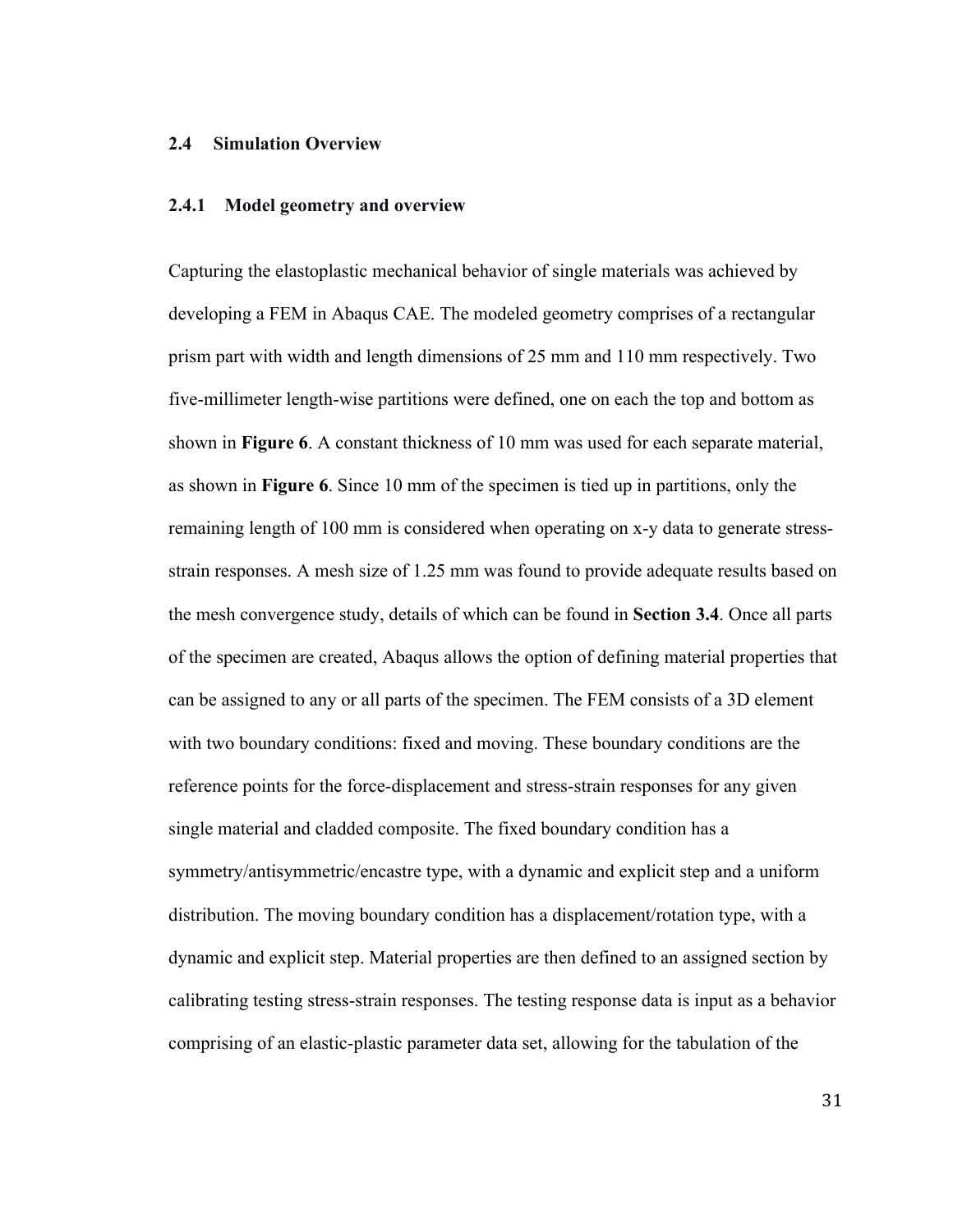## 2.4 Simulation Overview

### 2.4.1 Model geometry and overview

Capturing the elastoplastic mechanical behavior of single materials was achieved by developing a FEM in Abaqus CAE. The modeled geometry comprises of a rectangular prism part with width and length dimensions of 25 mm and 110 mm respectively. Two five-millimeter length-wise partitions were defined, one on each the top and bottom as shown in **Figure 6**. A constant thickness of 10 mm was used for each separate material, as shown in **Figure 6**. Since 10 mm of the specimen is tied up in partitions, only the remaining length of 100 mm is considered when operating on x-y data to generate stress-strain responses. A mesh size of 1.25 mm was found to provide adequate results based on the mesh convergence study, details of which can be found in **Section 3.4**. Once all parts of the specimen are created, Abaqus allows the option of defining material properties that can be assigned to any or all parts of the specimen. The FEM consists of a 3D element with two boundary conditions: fixed and moving. These boundary conditions are the reference points for the force-displacement and stress-strain responses for any given single material and cladded composite. The fixed boundary condition has a symmetry/antisymmetric/encastre type, with a dynamic and explicit step and a uniform distribution. The moving boundary condition has a displacement/rotation type, with a dynamic and explicit step. Material properties are then defined to an assigned section by calibrating testing stress-strain responses. The testing response data is input as a behavior comprising of an elastic-plastic parameter data set, allowing for the tabulation of the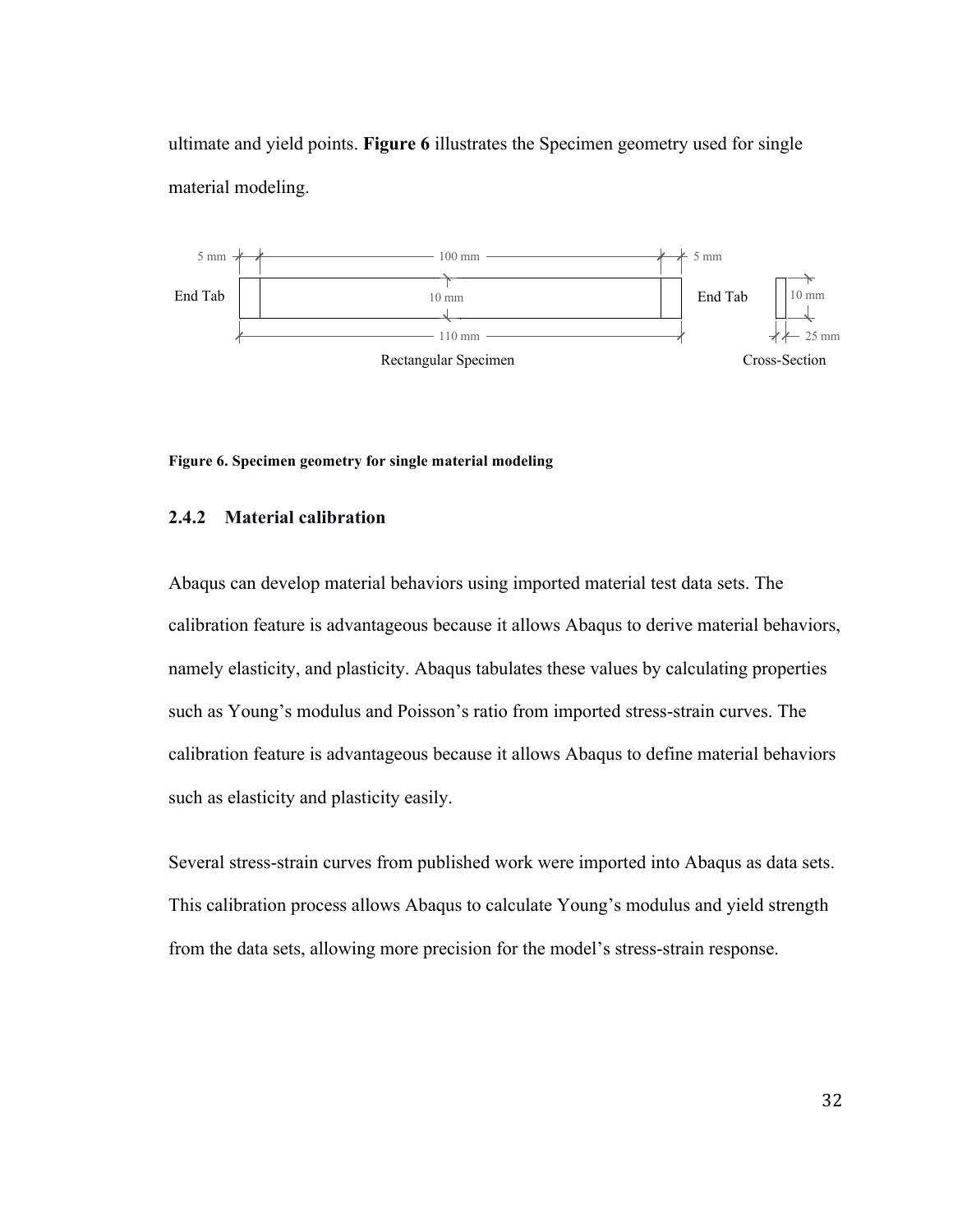ultimate and yield points. **Figure 6** illustrates the Specimen geometry used for single material modeling.

**Figure 6. Specimen geometry for single material modeling**

### 2.4.2 Material calibration

Abaqus can develop material behaviors using imported material test data sets. The calibration feature is advantageous because it allows Abaqus to derive material behaviors, namely elasticity, and plasticity. Abaqus tabulates these values by calculating properties such as Young's modulus and Poisson's ratio from imported stress-strain curves. The calibration feature is advantageous because it allows Abaqus to define material behaviors such as elasticity and plasticity easily.

Several stress-strain curves from published work were imported into Abaqus as data sets. This calibration process allows Abaqus to calculate Young's modulus and yield strength from the data sets, allowing more precision for the model's stress-strain response.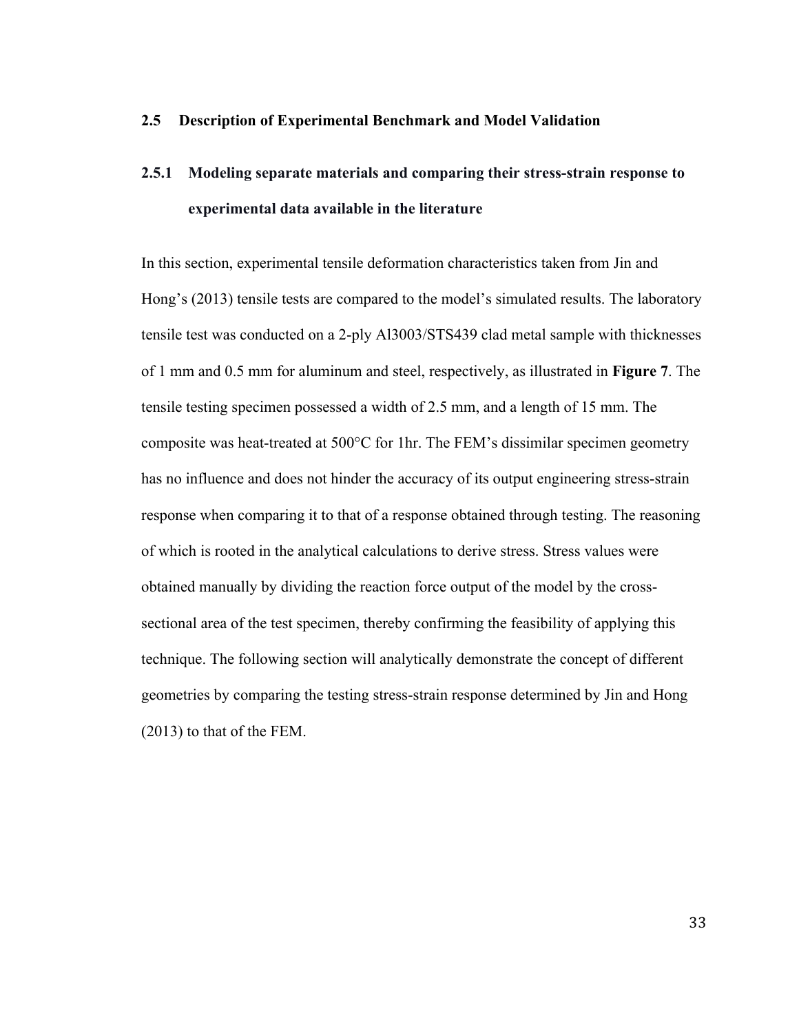## 2.5 Description of Experimental Benchmark and Model Validation

### 2.5.1 Modeling separate materials and comparing their stress-strain response to experimental data available in the literature

In this section, experimental tensile deformation characteristics taken from Jin and Hong's (2013) tensile tests are compared to the model's simulated results. The laboratory tensile test was conducted on a 2-ply Al3003/STS439 clad metal sample with thicknesses of 1 mm and 0.5 mm for aluminum and steel, respectively, as illustrated in **Figure 7**. The tensile testing specimen possessed a width of 2.5 mm, and a length of 15 mm. The composite was heat-treated at 500°C for 1hr. The FEM's dissimilar specimen geometry has no influence and does not hinder the accuracy of its output engineering stress-strain response when comparing it to that of a response obtained through testing. The reasoning of which is rooted in the analytical calculations to derive stress. Stress values were obtained manually by dividing the reaction force output of the model by the cross-sectional area of the test specimen, thereby confirming the feasibility of applying this technique. The following section will analytically demonstrate the concept of different geometries by comparing the testing stress-strain response determined by Jin and Hong (2013) to that of the FEM.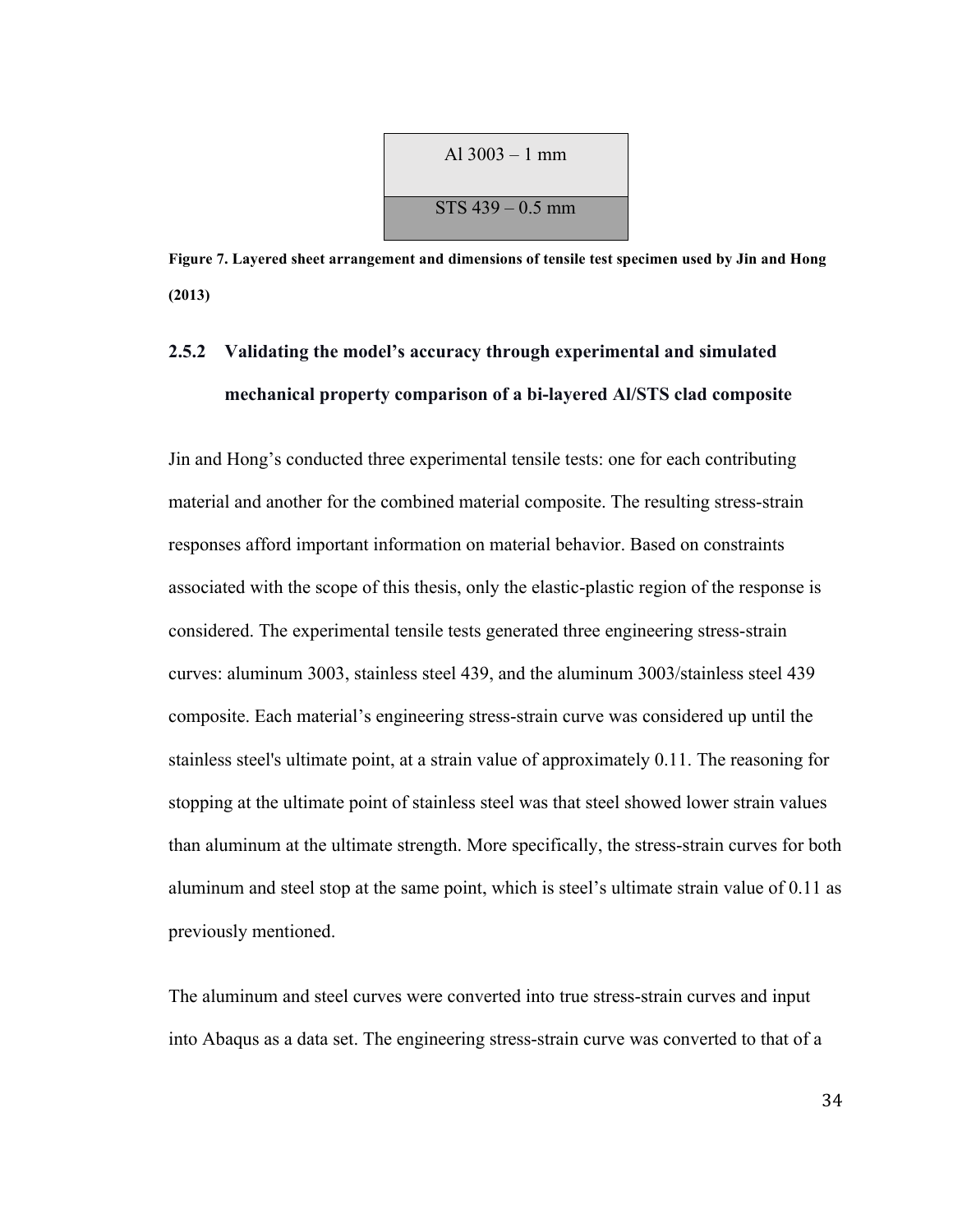| Al 3003 – 1 mm |
| --- |
| STS 439 – 0.5 mm |

**Figure 7. Layered sheet arrangement and dimensions of tensile test specimen used by Jin and Hong (2013)**

### 2.5.2 Validating the model's accuracy through experimental and simulated mechanical property comparison of a bi-layered Al/STS clad composite

Jin and Hong's conducted three experimental tensile tests: one for each contributing material and another for the combined material composite. The resulting stress-strain responses afford important information on material behavior. Based on constraints associated with the scope of this thesis, only the elastic-plastic region of the response is considered. The experimental tensile tests generated three engineering stress-strain curves: aluminum 3003, stainless steel 439, and the aluminum 3003/stainless steel 439 composite. Each material's engineering stress-strain curve was considered up until the stainless steel's ultimate point, at a strain value of approximately 0.11. The reasoning for stopping at the ultimate point of stainless steel was that steel showed lower strain values than aluminum at the ultimate strength. More specifically, the stress-strain curves for both aluminum and steel stop at the same point, which is steel's ultimate strain value of 0.11 as previously mentioned.

The aluminum and steel curves were converted into true stress-strain curves and input into Abaqus as a data set. The engineering stress-strain curve was converted to that of a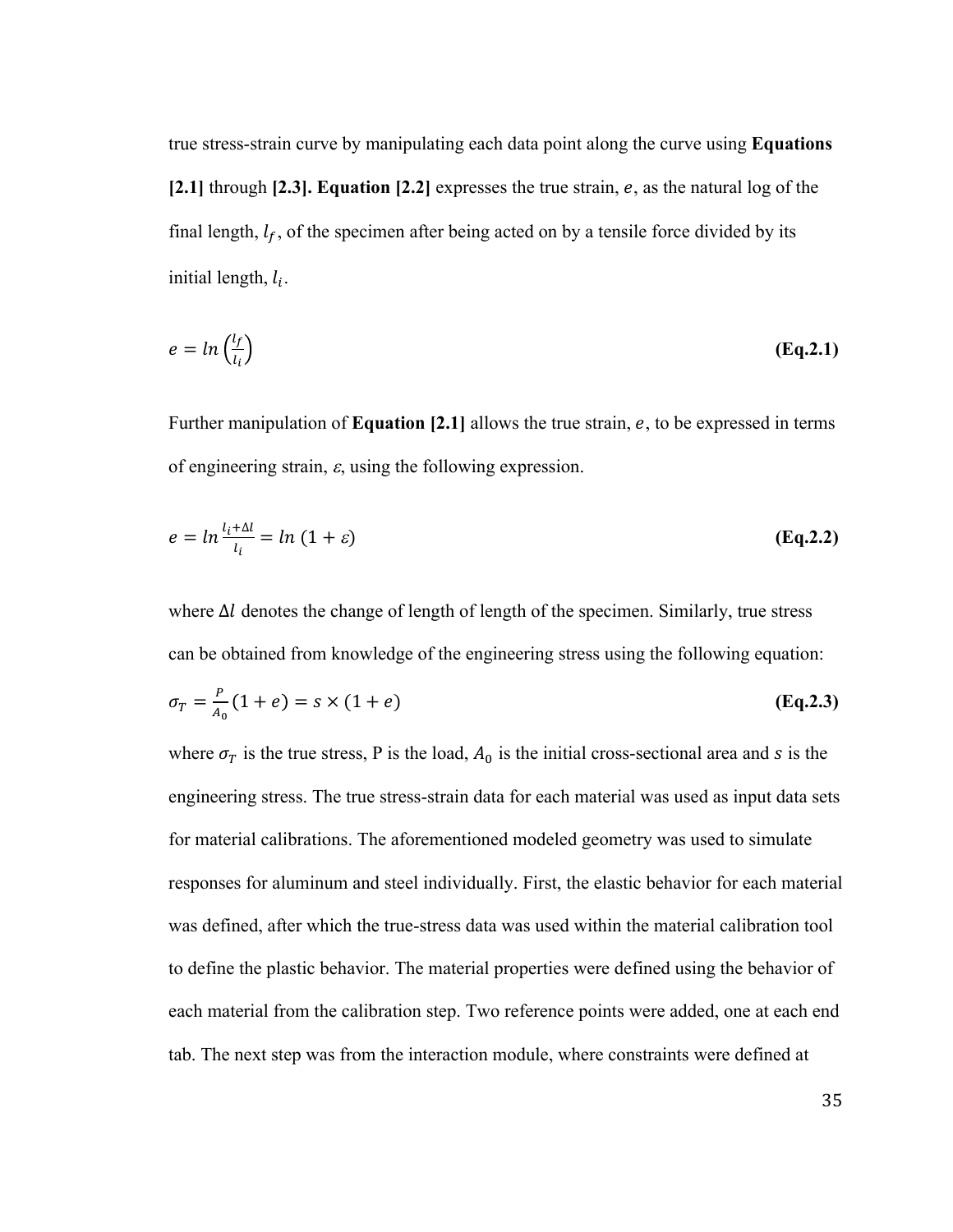true stress-strain curve by manipulating each data point along the curve using **Equations [2.1]** through **[2.3]. Equation [2.2]** expresses the true strain, $e$, as the natural log of the final length, $l_f$, of the specimen after being acted on by a tensile force divided by its initial length, $l_i$.

$$e = ln\left(\frac{l_f}{l_i}\right) \quad \textbf{(Eq.2.1)}$$

Further manipulation of **Equation [2.1]** allows the true strain, $e$, to be expressed in terms of engineering strain, $\varepsilon$, using the following expression.

$$e = ln\frac{l_i+\Delta l}{l_i} = ln\,(1+\varepsilon) \quad \textbf{(Eq.2.2)}$$

where $\Delta l$ denotes the change of length of length of the specimen. Similarly, true stress can be obtained from knowledge of the engineering stress using the following equation:

$$\sigma_T = \frac{P}{A_0}(1+e) = s \times (1+e) \quad \textbf{(Eq.2.3)}$$

where $\sigma_T$ is the true stress, P is the load, $A_0$ is the initial cross-sectional area and $s$ is the engineering stress. The true stress-strain data for each material was used as input data sets for material calibrations. The aforementioned modeled geometry was used to simulate responses for aluminum and steel individually. First, the elastic behavior for each material was defined, after which the true-stress data was used within the material calibration tool to define the plastic behavior. The material properties were defined using the behavior of each material from the calibration step. Two reference points were added, one at each end tab. The next step was from the interaction module, where constraints were defined at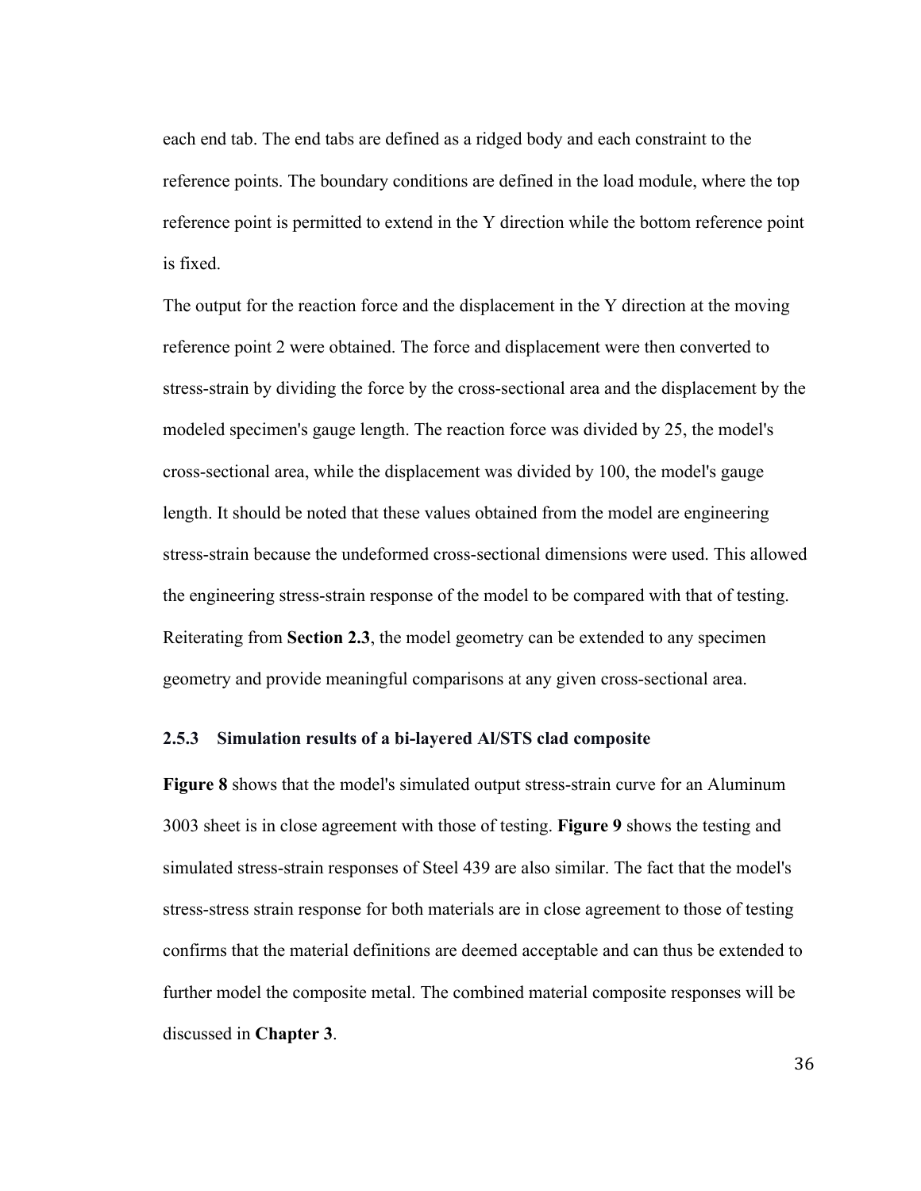each end tab. The end tabs are defined as a ridged body and each constraint to the reference points. The boundary conditions are defined in the load module, where the top reference point is permitted to extend in the Y direction while the bottom reference point is fixed.

The output for the reaction force and the displacement in the Y direction at the moving reference point 2 were obtained. The force and displacement were then converted to stress-strain by dividing the force by the cross-sectional area and the displacement by the modeled specimen's gauge length. The reaction force was divided by 25, the model's cross-sectional area, while the displacement was divided by 100, the model's gauge length. It should be noted that these values obtained from the model are engineering stress-strain because the undeformed cross-sectional dimensions were used. This allowed the engineering stress-strain response of the model to be compared with that of testing. Reiterating from **Section 2.3**, the model geometry can be extended to any specimen geometry and provide meaningful comparisons at any given cross-sectional area.

### 2.5.3 Simulation results of a bi-layered Al/STS clad composite

**Figure 8** shows that the model's simulated output stress-strain curve for an Aluminum 3003 sheet is in close agreement with those of testing. **Figure 9** shows the testing and simulated stress-strain responses of Steel 439 are also similar. The fact that the model's stress-stress strain response for both materials are in close agreement to those of testing confirms that the material definitions are deemed acceptable and can thus be extended to further model the composite metal. The combined material composite responses will be discussed in **Chapter 3**.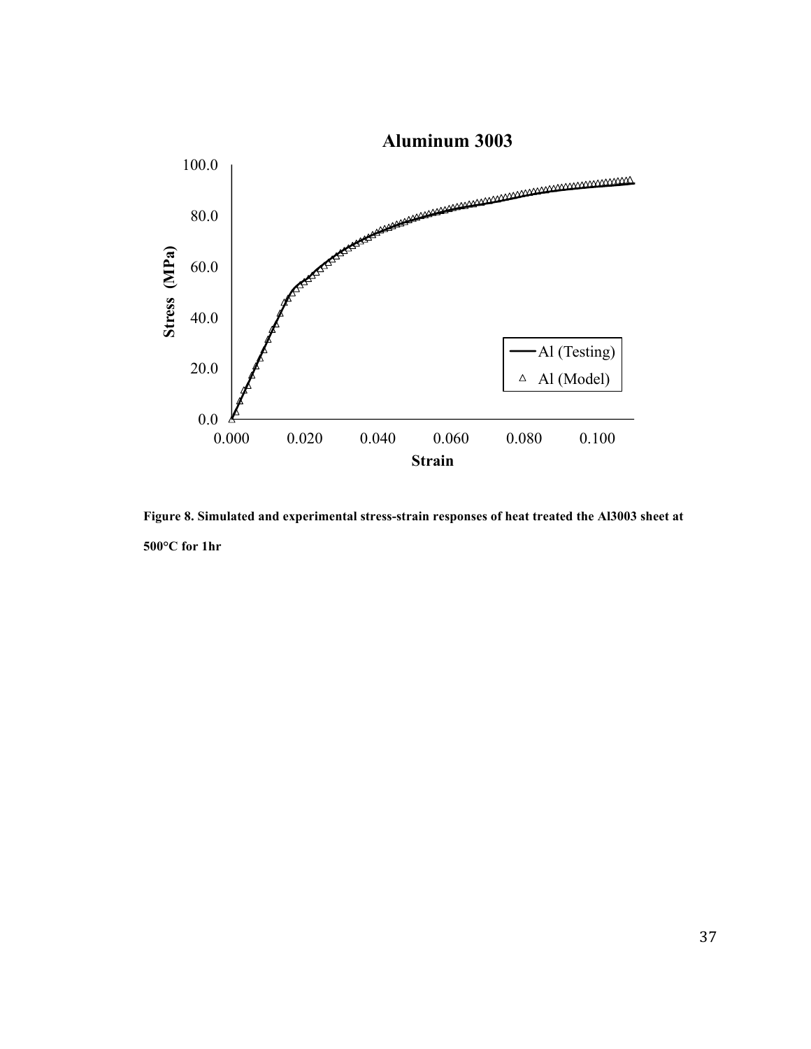**Figure 8. Simulated and experimental stress-strain responses of heat treated the Al3003 sheet at 500°C for 1hr**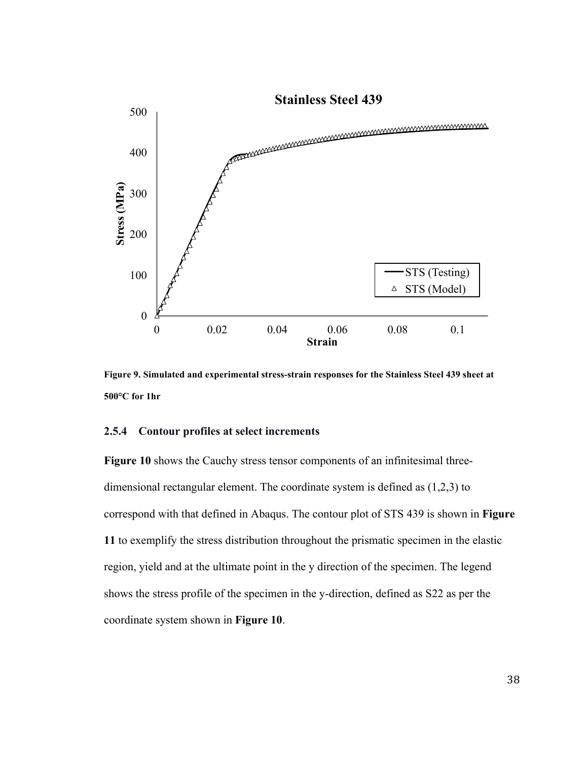**Figure 9. Simulated and experimental stress-strain responses for the Stainless Steel 439 sheet at 500°C for 1hr**

### 2.5.4 Contour profiles at select increments

**Figure 10** shows the Cauchy stress tensor components of an infinitesimal three-dimensional rectangular element. The coordinate system is defined as (1,2,3) to correspond with that defined in Abaqus. The contour plot of STS 439 is shown in **Figure 11** to exemplify the stress distribution throughout the prismatic specimen in the elastic region, yield and at the ultimate point in the y direction of the specimen. The legend shows the stress profile of the specimen in the y-direction, defined as S22 as per the coordinate system shown in **Figure 10**.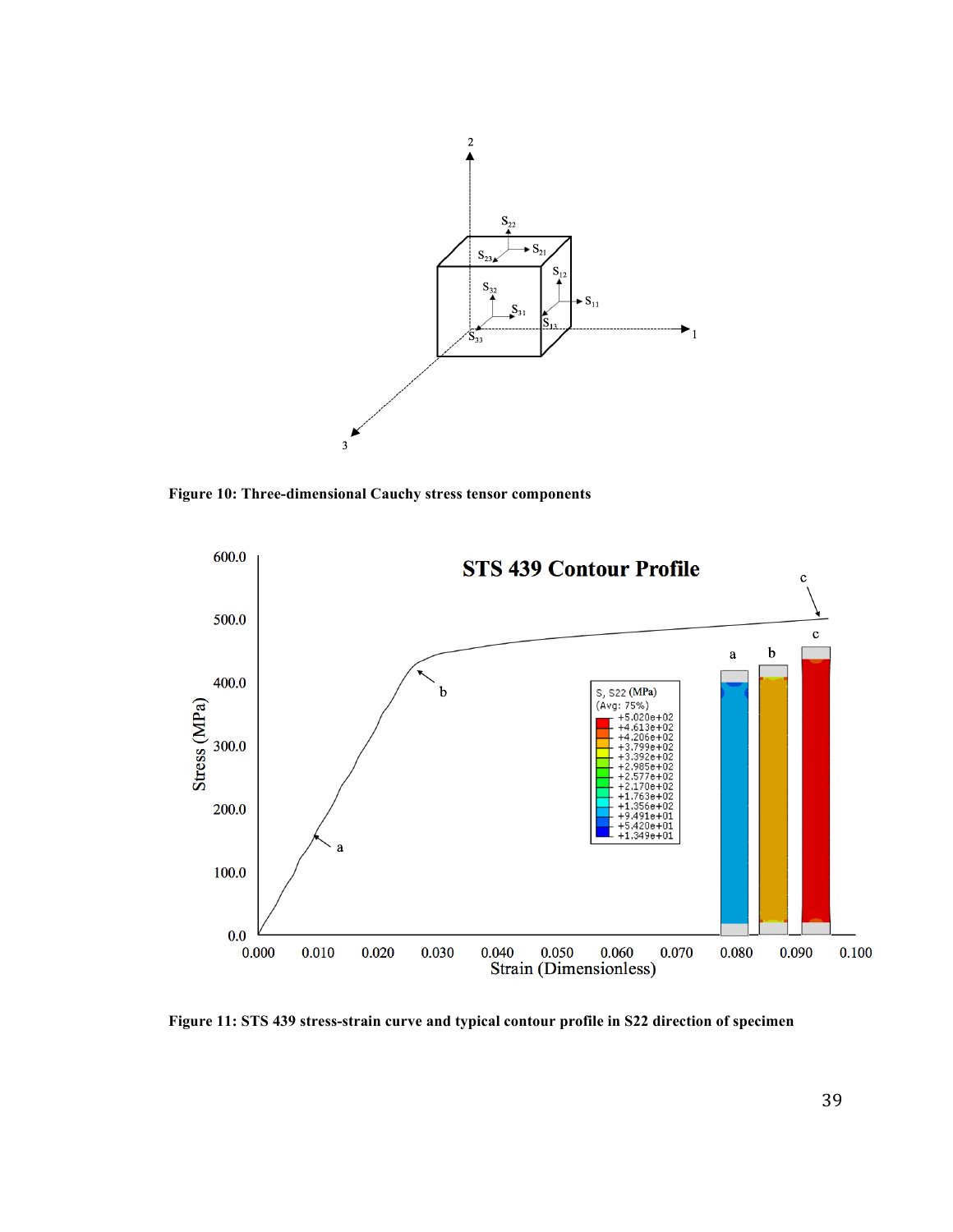**Figure 10: Three-dimensional Cauchy stress tensor components**

**Figure 11: STS 439 stress-strain curve and typical contour profile in S22 direction of specimen**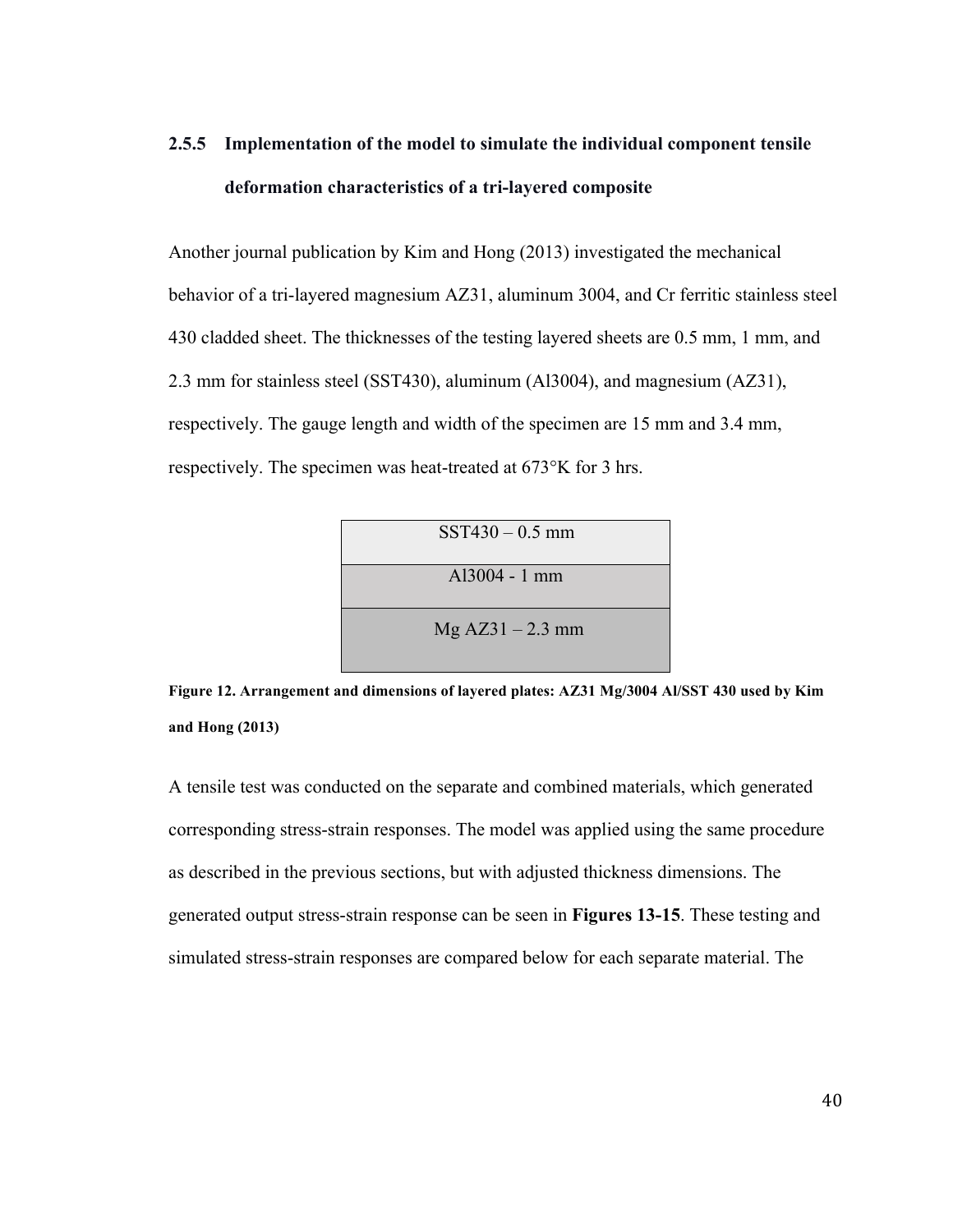### 2.5.5 Implementation of the model to simulate the individual component tensile deformation characteristics of a tri-layered composite

Another journal publication by Kim and Hong (2013) investigated the mechanical behavior of a tri-layered magnesium AZ31, aluminum 3004, and Cr ferritic stainless steel 430 cladded sheet. The thicknesses of the testing layered sheets are 0.5 mm, 1 mm, and 2.3 mm for stainless steel (SST430), aluminum (Al3004), and magnesium (AZ31), respectively. The gauge length and width of the specimen are 15 mm and 3.4 mm, respectively. The specimen was heat-treated at 673°K for 3 hrs.

| SST430 – 0.5 mm |
| --- |
| Al3004 - 1 mm |
| Mg AZ31 – 2.3 mm |

**Figure 12. Arrangement and dimensions of layered plates: AZ31 Mg/3004 Al/SST 430 used by Kim and Hong (2013)**

A tensile test was conducted on the separate and combined materials, which generated corresponding stress-strain responses. The model was applied using the same procedure as described in the previous sections, but with adjusted thickness dimensions. The generated output stress-strain response can be seen in **Figures 13-15**. These testing and simulated stress-strain responses are compared below for each separate material. The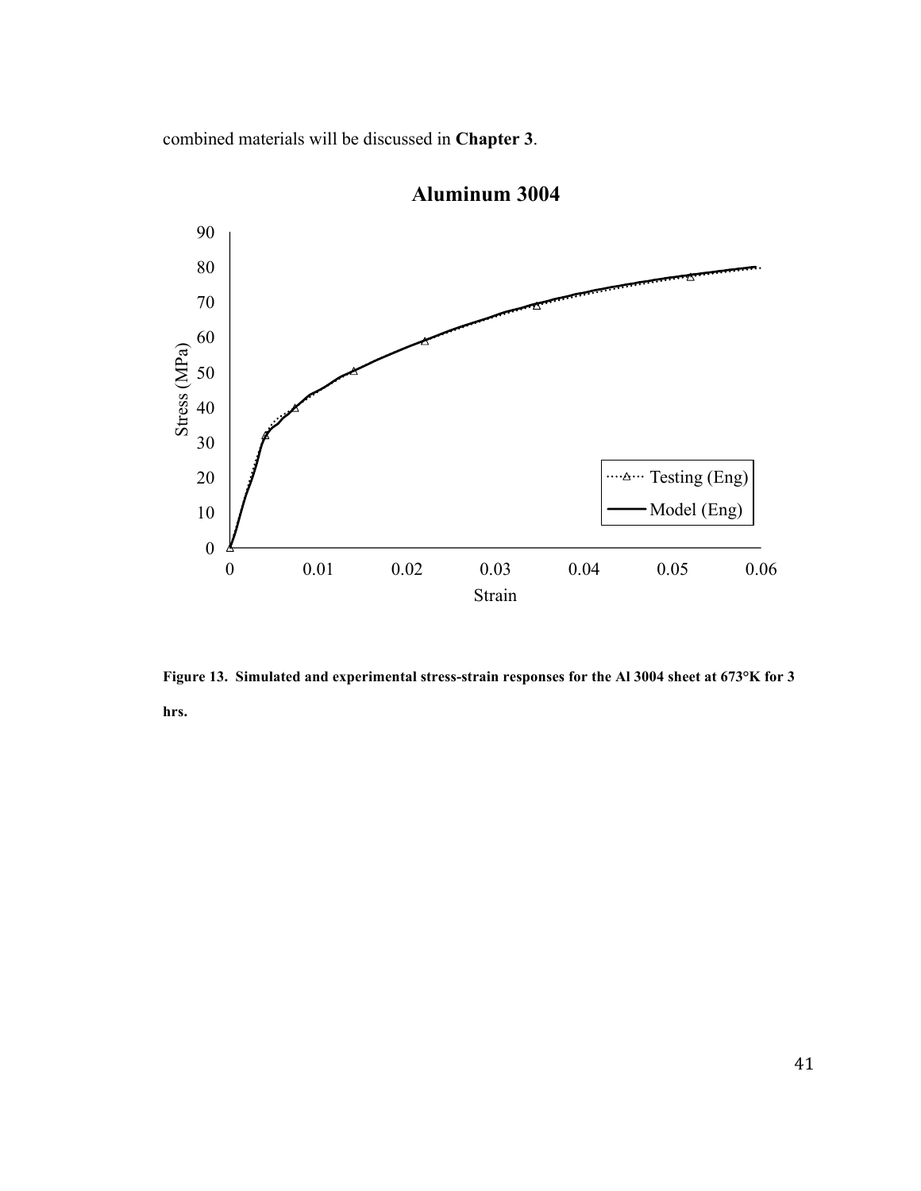combined materials will be discussed in **Chapter 3**.

**Figure 13. Simulated and experimental stress-strain responses for the Al 3004 sheet at 673°K for 3 hrs.**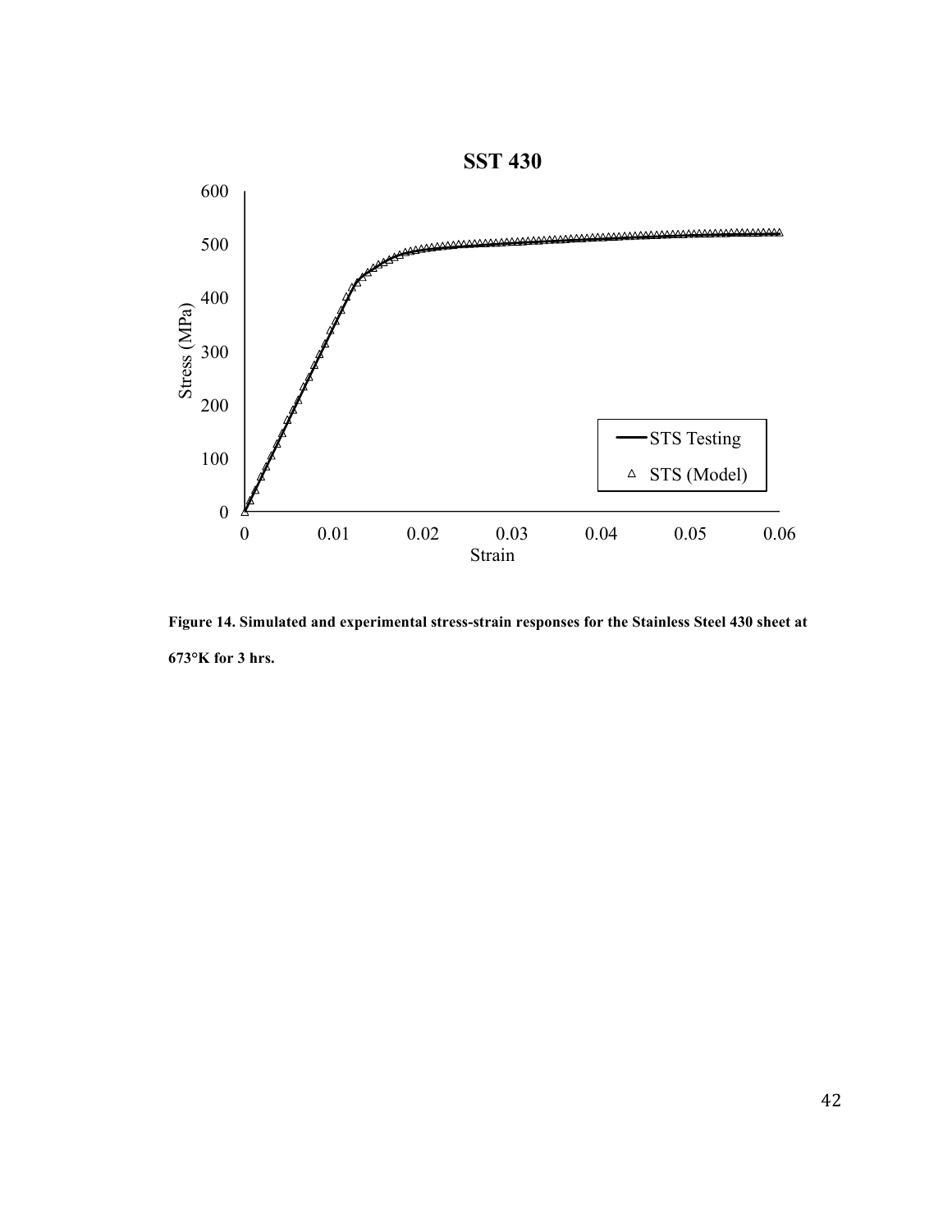**Figure 14. Simulated and experimental stress-strain responses for the Stainless Steel 430 sheet at 673°K for 3 hrs.**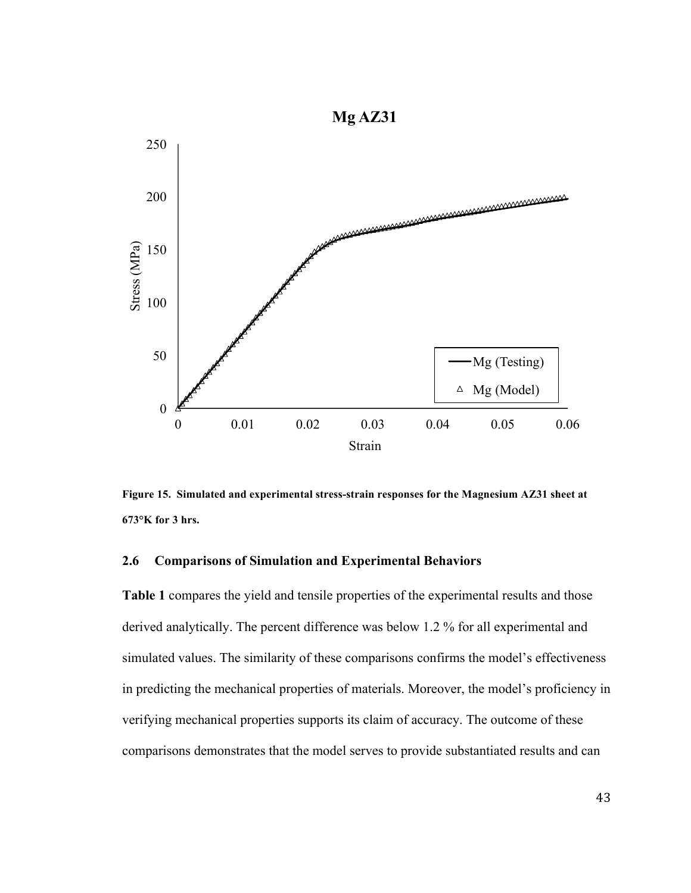Figure 15. Simulated and experimental stress-strain responses for the Magnesium AZ31 sheet at 673°K for 3 hrs.

### 2.6 Comparisons of Simulation and Experimental Behaviors

**Table 1** compares the yield and tensile properties of the experimental results and those derived analytically. The percent difference was below 1.2 % for all experimental and simulated values. The similarity of these comparisons confirms the model's effectiveness in predicting the mechanical properties of materials. Moreover, the model's proficiency in verifying mechanical properties supports its claim of accuracy. The outcome of these comparisons demonstrates that the model serves to provide substantiated results and can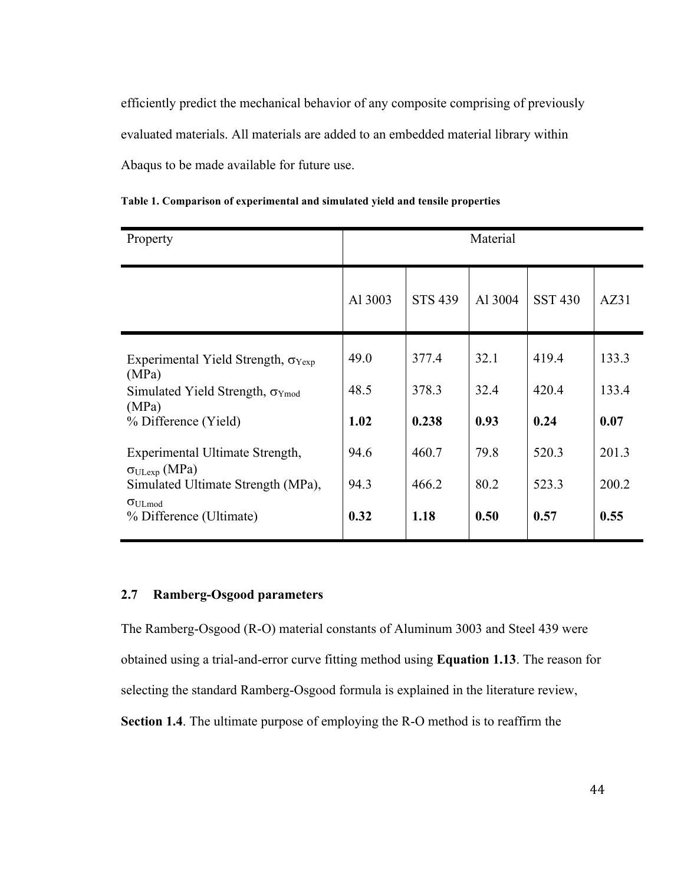efficiently predict the mechanical behavior of any composite comprising of previously evaluated materials. All materials are added to an embedded material library within Abaqus to be made available for future use.

**Table 1. Comparison of experimental and simulated yield and tensile properties**

| Property | Material | | | | |
|---|---|---|---|---|---|
| | Al 3003 | STS 439 | Al 3004 | SST 430 | AZ31 |
| Experimental Yield Strength, $\sigma_{Yexp}$ (MPa) | 49.0 | 377.4 | 32.1 | 419.4 | 133.3 |
| Simulated Yield Strength, $\sigma_{Ymod}$ (MPa) | 48.5 | 378.3 | 32.4 | 420.4 | 133.4 |
| % Difference (Yield) | **1.02** | **0.238** | **0.93** | **0.24** | **0.07** |
| Experimental Ultimate Strength, $\sigma_{ULexp}$ (MPa) | 94.6 | 460.7 | 79.8 | 520.3 | 201.3 |
| Simulated Ultimate Strength (MPa), $\sigma_{ULmod}$ | 94.3 | 466.2 | 80.2 | 523.3 | 200.2 |
| % Difference (Ultimate) | **0.32** | **1.18** | **0.50** | **0.57** | **0.55** |

## 2.7 Ramberg-Osgood parameters

The Ramberg-Osgood (R-O) material constants of Aluminum 3003 and Steel 439 were obtained using a trial-and-error curve fitting method using **Equation 1.13**. The reason for selecting the standard Ramberg-Osgood formula is explained in the literature review, **Section 1.4**. The ultimate purpose of employing the R-O method is to reaffirm the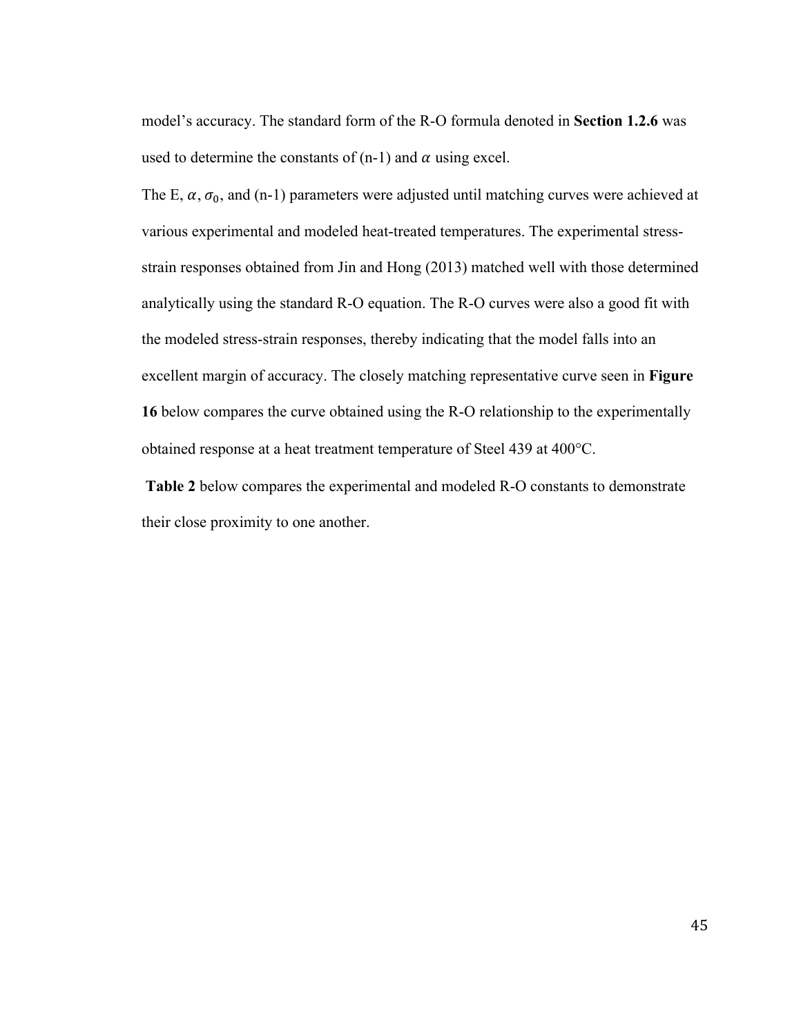model's accuracy. The standard form of the R-O formula denoted in **Section 1.2.6** was used to determine the constants of (n-1) and $\alpha$ using excel.

The E, $\alpha$, $\sigma_0$, and (n-1) parameters were adjusted until matching curves were achieved at various experimental and modeled heat-treated temperatures. The experimental stress-strain responses obtained from Jin and Hong (2013) matched well with those determined analytically using the standard R-O equation. The R-O curves were also a good fit with the modeled stress-strain responses, thereby indicating that the model falls into an excellent margin of accuracy. The closely matching representative curve seen in **Figure 16** below compares the curve obtained using the R-O relationship to the experimentally obtained response at a heat treatment temperature of Steel 439 at 400°C.

**Table 2** below compares the experimental and modeled R-O constants to demonstrate their close proximity to one another.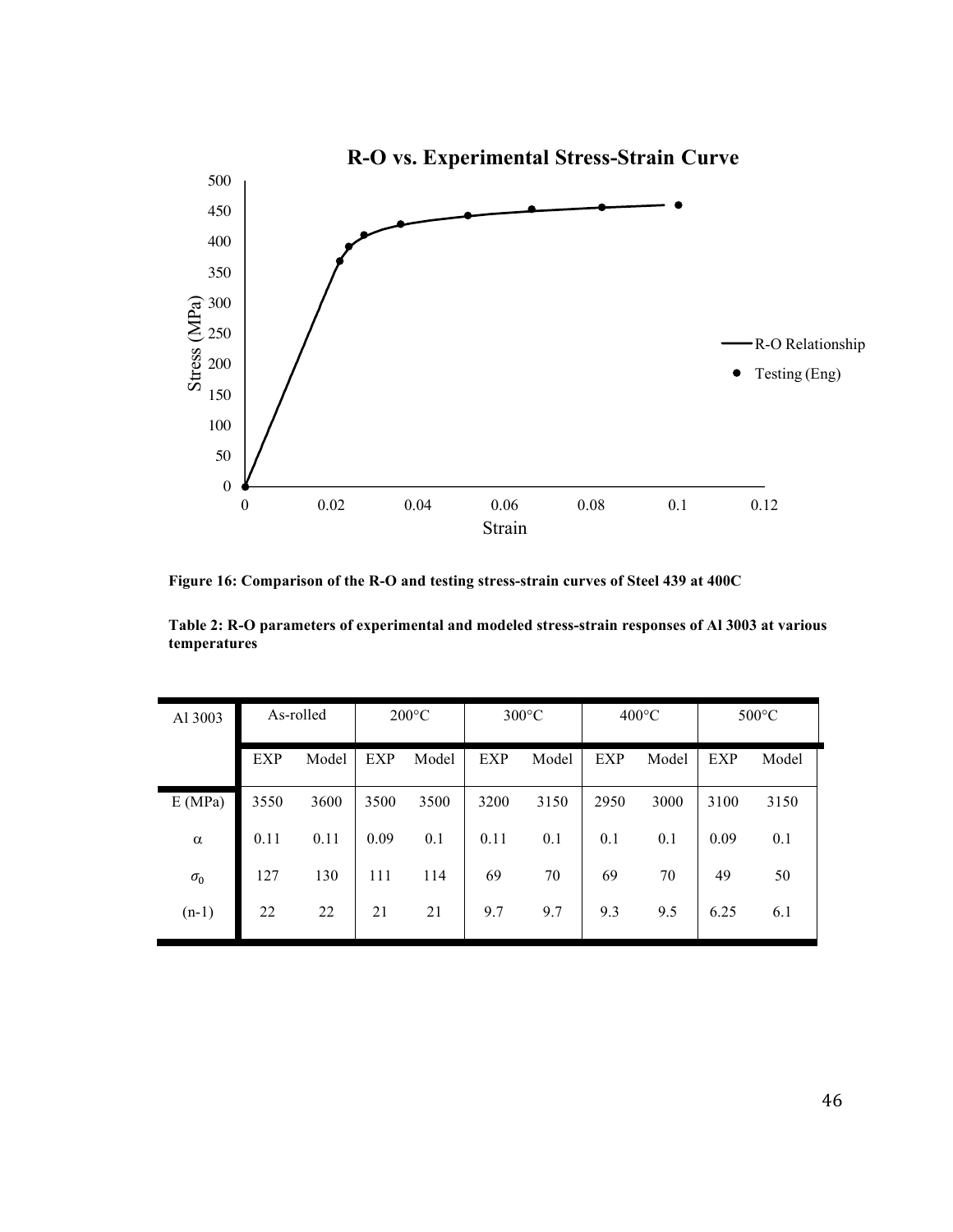Figure 16: Comparison of the R-O and testing stress-strain curves of Steel 439 at 400C

**Table 2: R-O parameters of experimental and modeled stress-strain responses of Al 3003 at various temperatures**

| Al 3003 | As-rolled | | 200°C | | 300°C | | 400°C | | 500°C | |
|---|---|---|---|---|---|---|---|---|---|---|
| | EXP | Model | EXP | Model | EXP | Model | EXP | Model | EXP | Model |
| E (MPa) | 3550 | 3600 | 3500 | 3500 | 3200 | 3150 | 2950 | 3000 | 3100 | 3150 |
| $\alpha$ | 0.11 | 0.11 | 0.09 | 0.1 | 0.11 | 0.1 | 0.1 | 0.1 | 0.09 | 0.1 |
| $\sigma_0$ | 127 | 130 | 111 | 114 | 69 | 70 | 69 | 70 | 49 | 50 |
| (n-1) | 22 | 22 | 21 | 21 | 9.7 | 9.7 | 9.3 | 9.5 | 6.25 | 6.1 |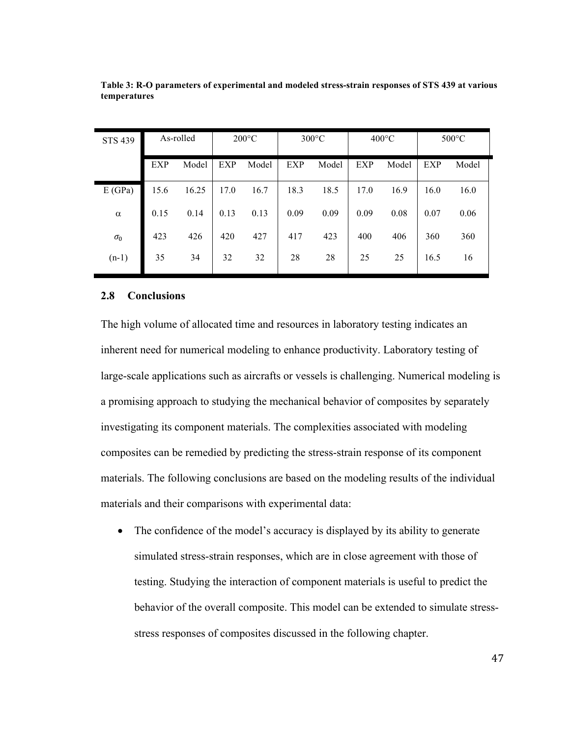**Table 3: R-O parameters of experimental and modeled stress-strain responses of STS 439 at various temperatures**

| STS 439 | As-rolled | | 200°C | | 300°C | | 400°C | | 500°C | |
|---|---|---|---|---|---|---|---|---|---|---|
| | EXP | Model | EXP | Model | EXP | Model | EXP | Model | EXP | Model |
| E (GPa) | 15.6 | 16.25 | 17.0 | 16.7 | 18.3 | 18.5 | 17.0 | 16.9 | 16.0 | 16.0 |
| $\alpha$ | 0.15 | 0.14 | 0.13 | 0.13 | 0.09 | 0.09 | 0.09 | 0.08 | 0.07 | 0.06 |
| $\sigma_0$ | 423 | 426 | 420 | 427 | 417 | 423 | 400 | 406 | 360 | 360 |
| (n-1) | 35 | 34 | 32 | 32 | 28 | 28 | 25 | 25 | 16.5 | 16 |

### 2.8 Conclusions

The high volume of allocated time and resources in laboratory testing indicates an inherent need for numerical modeling to enhance productivity. Laboratory testing of large-scale applications such as aircrafts or vessels is challenging. Numerical modeling is a promising approach to studying the mechanical behavior of composites by separately investigating its component materials. The complexities associated with modeling composites can be remedied by predicting the stress-strain response of its component materials. The following conclusions are based on the modeling results of the individual materials and their comparisons with experimental data:

- The confidence of the model's accuracy is displayed by its ability to generate simulated stress-strain responses, which are in close agreement with those of testing. Studying the interaction of component materials is useful to predict the behavior of the overall composite. This model can be extended to simulate stress-stress responses of composites discussed in the following chapter.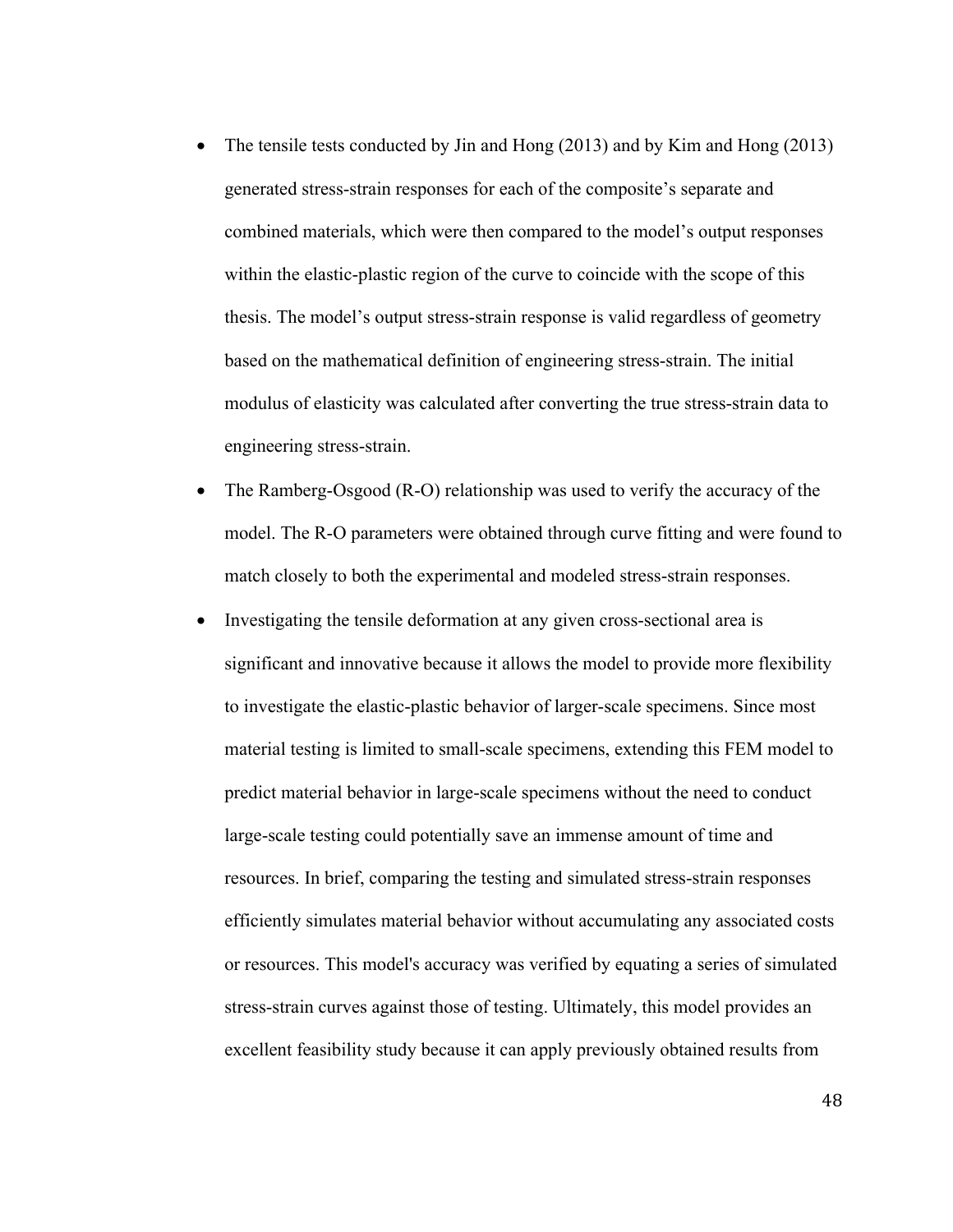- The tensile tests conducted by Jin and Hong (2013) and by Kim and Hong (2013) generated stress-strain responses for each of the composite's separate and combined materials, which were then compared to the model's output responses within the elastic-plastic region of the curve to coincide with the scope of this thesis. The model's output stress-strain response is valid regardless of geometry based on the mathematical definition of engineering stress-strain. The initial modulus of elasticity was calculated after converting the true stress-strain data to engineering stress-strain.
- The Ramberg-Osgood (R-O) relationship was used to verify the accuracy of the model. The R-O parameters were obtained through curve fitting and were found to match closely to both the experimental and modeled stress-strain responses.
- Investigating the tensile deformation at any given cross-sectional area is significant and innovative because it allows the model to provide more flexibility to investigate the elastic-plastic behavior of larger-scale specimens. Since most material testing is limited to small-scale specimens, extending this FEM model to predict material behavior in large-scale specimens without the need to conduct large-scale testing could potentially save an immense amount of time and resources. In brief, comparing the testing and simulated stress-strain responses efficiently simulates material behavior without accumulating any associated costs or resources. This model's accuracy was verified by equating a series of simulated stress-strain curves against those of testing. Ultimately, this model provides an excellent feasibility study because it can apply previously obtained results from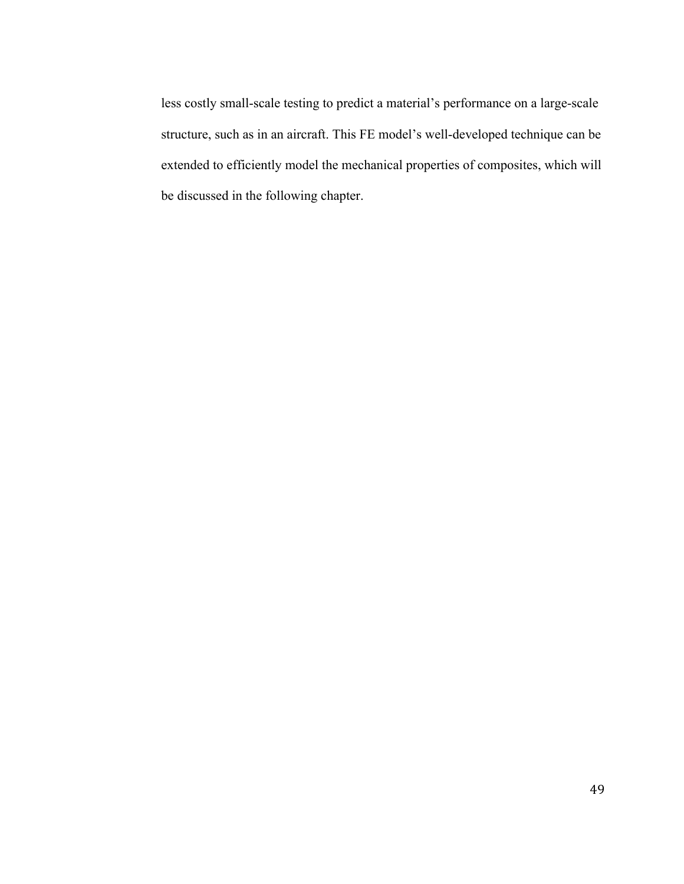less costly small-scale testing to predict a material's performance on a large-scale structure, such as in an aircraft. This FE model's well-developed technique can be extended to efficiently model the mechanical properties of composites, which will be discussed in the following chapter.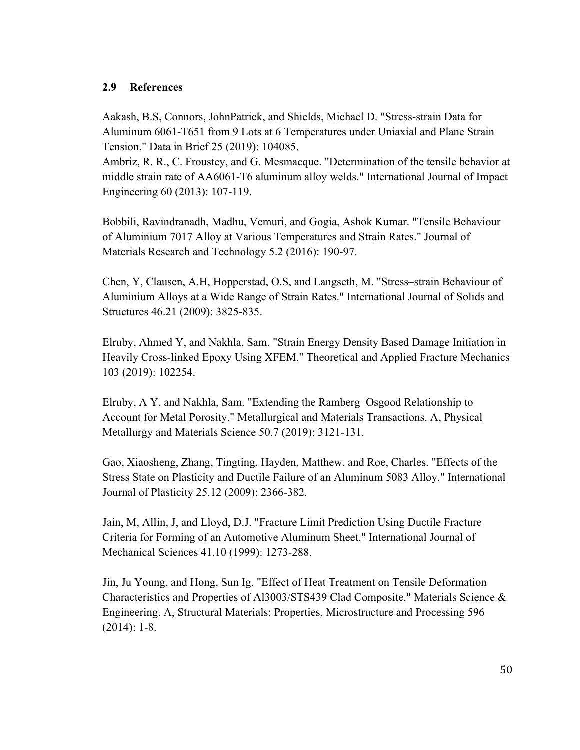## 2.9 References

Aakash, B.S, Connors, JohnPatrick, and Shields, Michael D. "Stress-strain Data for Aluminum 6061-T651 from 9 Lots at 6 Temperatures under Uniaxial and Plane Strain Tension." Data in Brief 25 (2019): 104085.

Ambriz, R. R., C. Froustey, and G. Mesmacque. "Determination of the tensile behavior at middle strain rate of AA6061-T6 aluminum alloy welds." International Journal of Impact Engineering 60 (2013): 107-119.

Bobbili, Ravindranadh, Madhu, Vemuri, and Gogia, Ashok Kumar. "Tensile Behaviour of Aluminium 7017 Alloy at Various Temperatures and Strain Rates." Journal of Materials Research and Technology 5.2 (2016): 190-97.

Chen, Y, Clausen, A.H, Hopperstad, O.S, and Langseth, M. "Stress–strain Behaviour of Aluminium Alloys at a Wide Range of Strain Rates." International Journal of Solids and Structures 46.21 (2009): 3825-835.

Elruby, Ahmed Y, and Nakhla, Sam. "Strain Energy Density Based Damage Initiation in Heavily Cross-linked Epoxy Using XFEM." Theoretical and Applied Fracture Mechanics 103 (2019): 102254.

Elruby, A Y, and Nakhla, Sam. "Extending the Ramberg–Osgood Relationship to Account for Metal Porosity." Metallurgical and Materials Transactions. A, Physical Metallurgy and Materials Science 50.7 (2019): 3121-131.

Gao, Xiaosheng, Zhang, Tingting, Hayden, Matthew, and Roe, Charles. "Effects of the Stress State on Plasticity and Ductile Failure of an Aluminum 5083 Alloy." International Journal of Plasticity 25.12 (2009): 2366-382.

Jain, M, Allin, J, and Lloyd, D.J. "Fracture Limit Prediction Using Ductile Fracture Criteria for Forming of an Automotive Aluminum Sheet." International Journal of Mechanical Sciences 41.10 (1999): 1273-288.

Jin, Ju Young, and Hong, Sun Ig. "Effect of Heat Treatment on Tensile Deformation Characteristics and Properties of Al3003/STS439 Clad Composite." Materials Science & Engineering. A, Structural Materials: Properties, Microstructure and Processing 596 (2014): 1-8.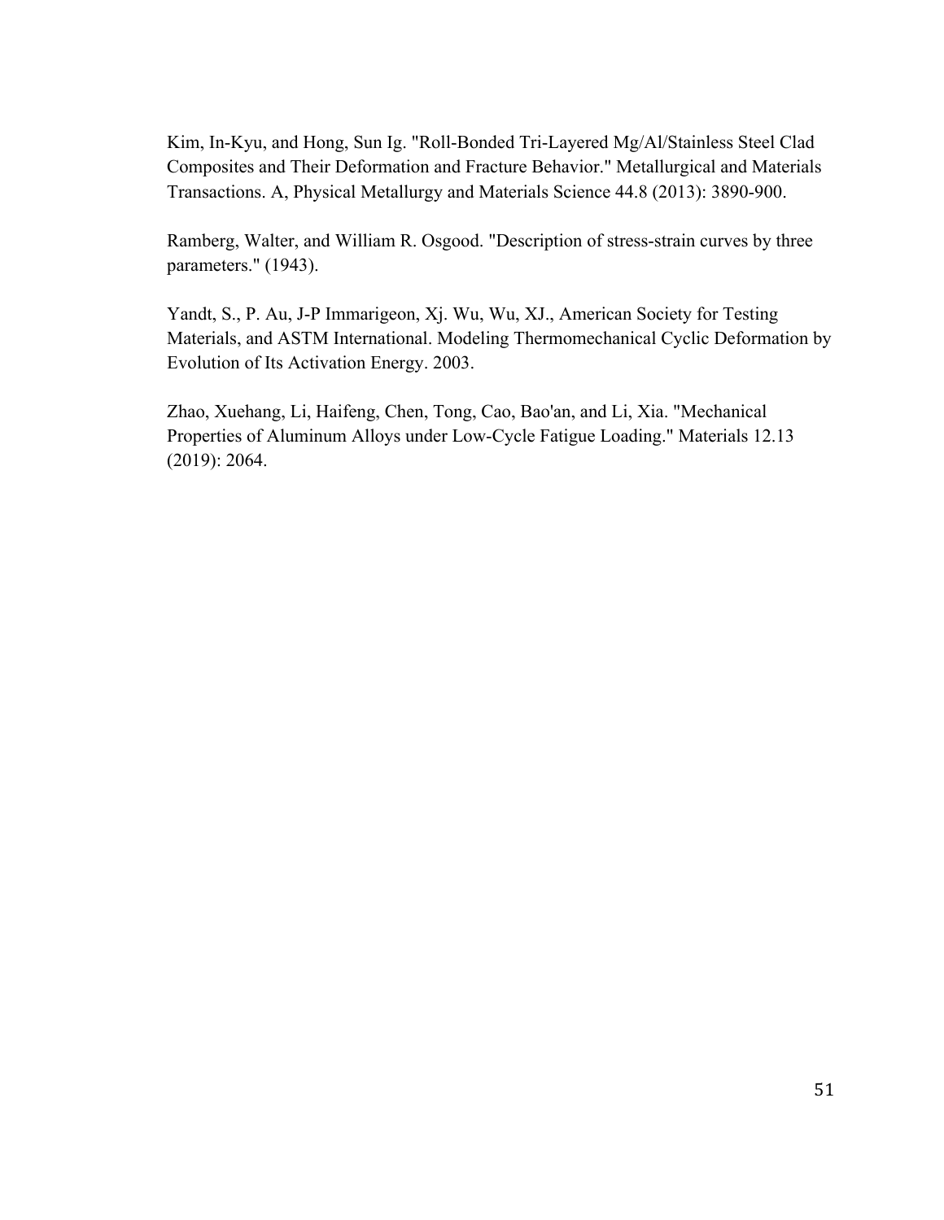Kim, In-Kyu, and Hong, Sun Ig. "Roll-Bonded Tri-Layered Mg/Al/Stainless Steel Clad Composites and Their Deformation and Fracture Behavior." Metallurgical and Materials Transactions. A, Physical Metallurgy and Materials Science 44.8 (2013): 3890-900.

Ramberg, Walter, and William R. Osgood. "Description of stress-strain curves by three parameters." (1943).

Yandt, S., P. Au, J-P Immarigeon, Xj. Wu, Wu, XJ., American Society for Testing Materials, and ASTM International. Modeling Thermomechanical Cyclic Deformation by Evolution of Its Activation Energy. 2003.

Zhao, Xuehang, Li, Haifeng, Chen, Tong, Cao, Bao'an, and Li, Xia. "Mechanical Properties of Aluminum Alloys under Low-Cycle Fatigue Loading." Materials 12.13 (2019): 2064.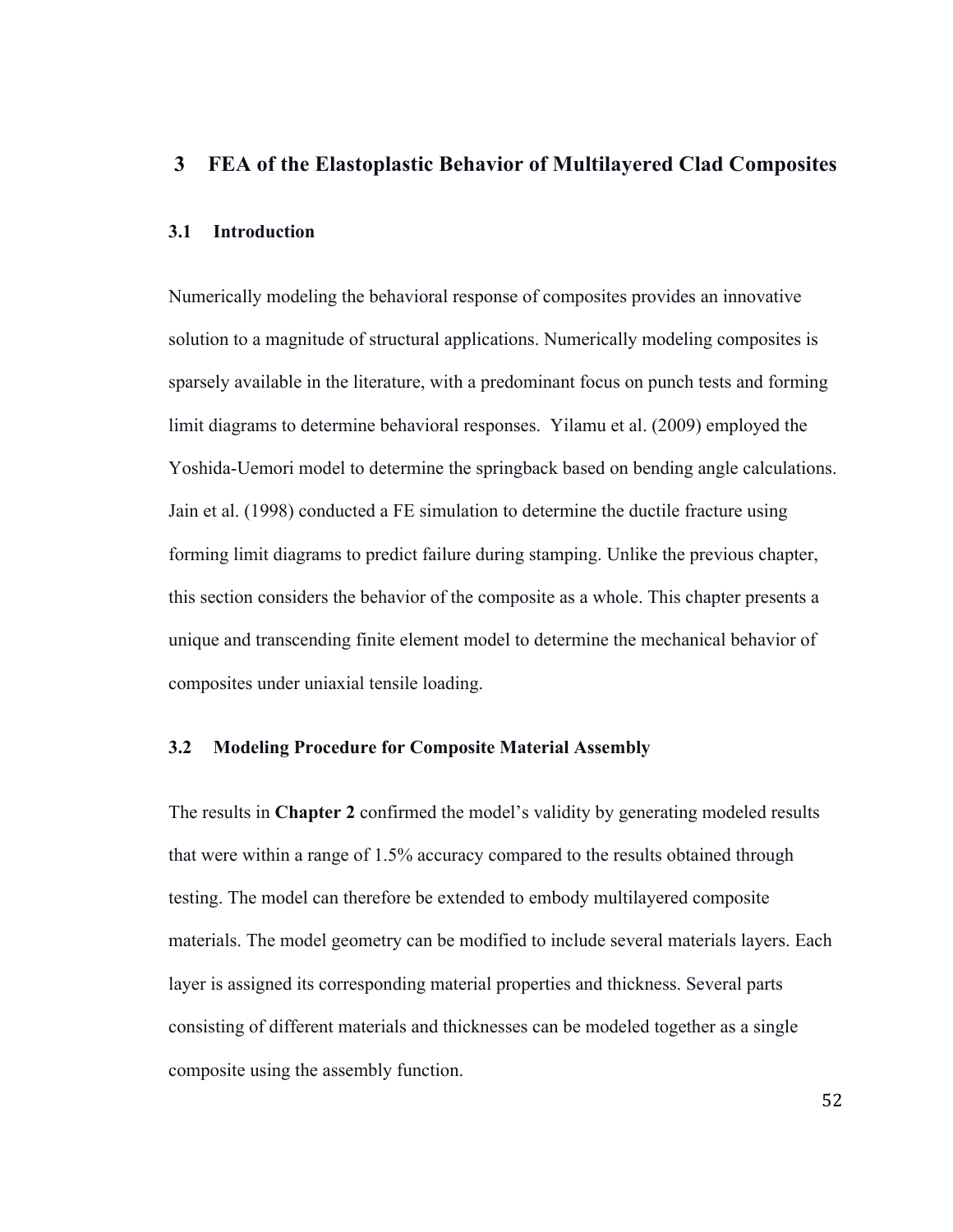# 3 FEA of the Elastoplastic Behavior of Multilayered Clad Composites

## 3.1 Introduction

Numerically modeling the behavioral response of composites provides an innovative solution to a magnitude of structural applications. Numerically modeling composites is sparsely available in the literature, with a predominant focus on punch tests and forming limit diagrams to determine behavioral responses. Yilamu et al. (2009) employed the Yoshida-Uemori model to determine the springback based on bending angle calculations. Jain et al. (1998) conducted a FE simulation to determine the ductile fracture using forming limit diagrams to predict failure during stamping. Unlike the previous chapter, this section considers the behavior of the composite as a whole. This chapter presents a unique and transcending finite element model to determine the mechanical behavior of composites under uniaxial tensile loading.

## 3.2 Modeling Procedure for Composite Material Assembly

The results in **Chapter 2** confirmed the model's validity by generating modeled results that were within a range of 1.5% accuracy compared to the results obtained through testing. The model can therefore be extended to embody multilayered composite materials. The model geometry can be modified to include several materials layers. Each layer is assigned its corresponding material properties and thickness. Several parts consisting of different materials and thicknesses can be modeled together as a single composite using the assembly function.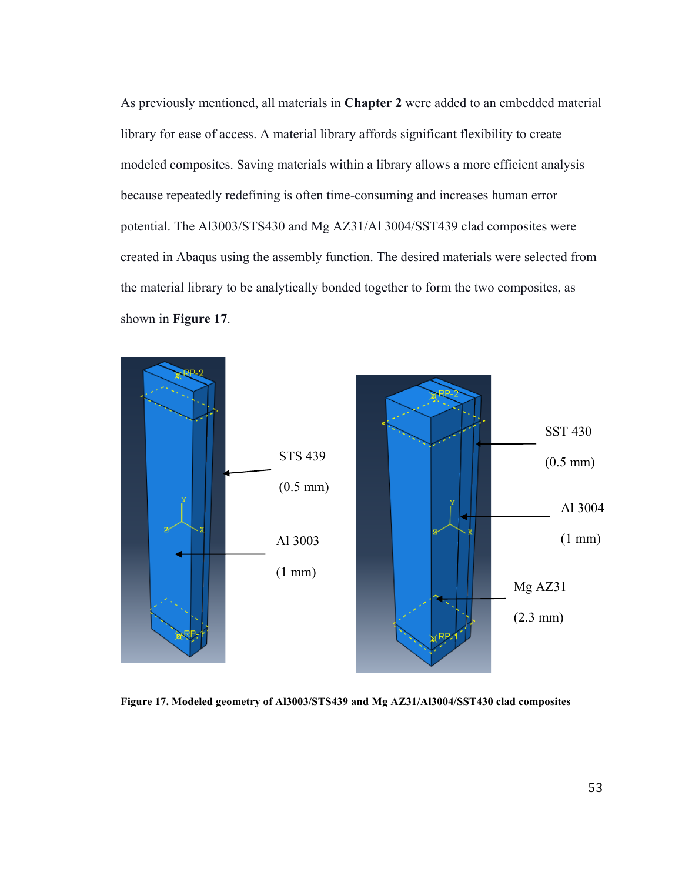As previously mentioned, all materials in **Chapter 2** were added to an embedded material library for ease of access. A material library affords significant flexibility to create modeled composites. Saving materials within a library allows a more efficient analysis because repeatedly redefining is often time-consuming and increases human error potential. The Al3003/STS430 and Mg AZ31/Al 3004/SST439 clad composites were created in Abaqus using the assembly function. The desired materials were selected from the material library to be analytically bonded together to form the two composites, as shown in **Figure 17**.

**Figure 17. Modeled geometry of Al3003/STS439 and Mg AZ31/Al3004/SST430 clad composites**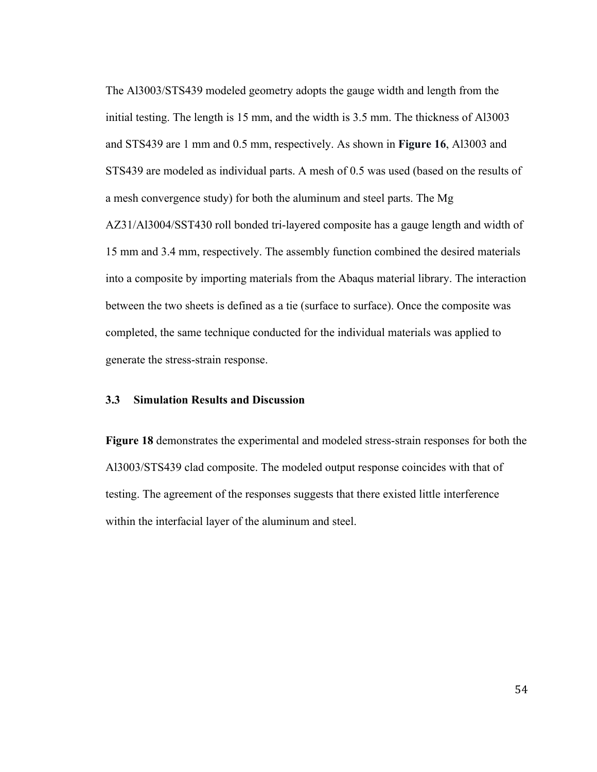The Al3003/STS439 modeled geometry adopts the gauge width and length from the initial testing. The length is 15 mm, and the width is 3.5 mm. The thickness of Al3003 and STS439 are 1 mm and 0.5 mm, respectively. As shown in **Figure 16**, Al3003 and STS439 are modeled as individual parts. A mesh of 0.5 was used (based on the results of a mesh convergence study) for both the aluminum and steel parts. The Mg AZ31/Al3004/SST430 roll bonded tri-layered composite has a gauge length and width of 15 mm and 3.4 mm, respectively. The assembly function combined the desired materials into a composite by importing materials from the Abaqus material library. The interaction between the two sheets is defined as a tie (surface to surface). Once the composite was completed, the same technique conducted for the individual materials was applied to generate the stress-strain response.

### 3.3 Simulation Results and Discussion

**Figure 18** demonstrates the experimental and modeled stress-strain responses for both the Al3003/STS439 clad composite. The modeled output response coincides with that of testing. The agreement of the responses suggests that there existed little interference within the interfacial layer of the aluminum and steel.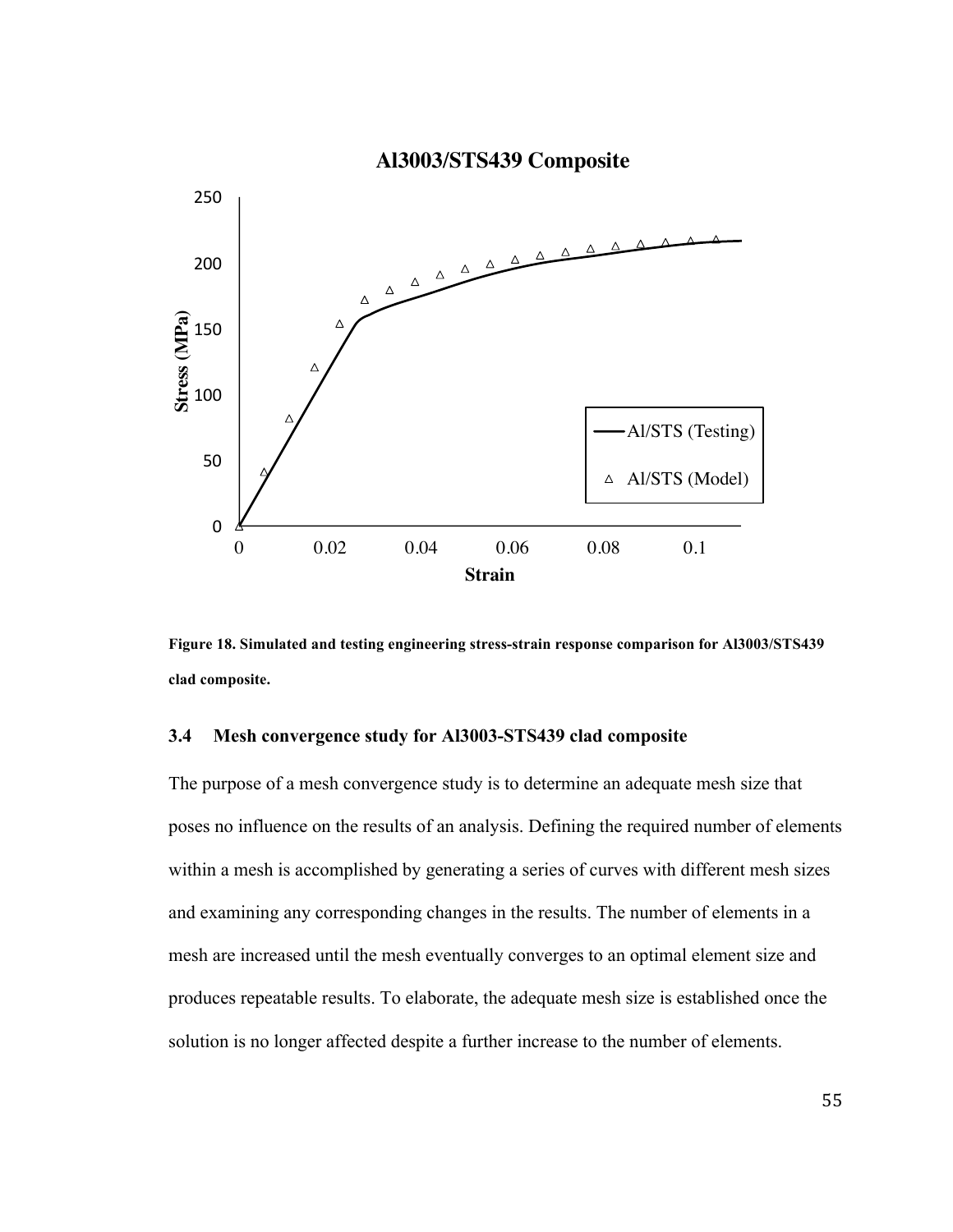**Figure 18. Simulated and testing engineering stress-strain response comparison for Al3003/STS439 clad composite.**

### 3.4 Mesh convergence study for Al3003-STS439 clad composite

The purpose of a mesh convergence study is to determine an adequate mesh size that poses no influence on the results of an analysis. Defining the required number of elements within a mesh is accomplished by generating a series of curves with different mesh sizes and examining any corresponding changes in the results. The number of elements in a mesh are increased until the mesh eventually converges to an optimal element size and produces repeatable results. To elaborate, the adequate mesh size is established once the solution is no longer affected despite a further increase to the number of elements.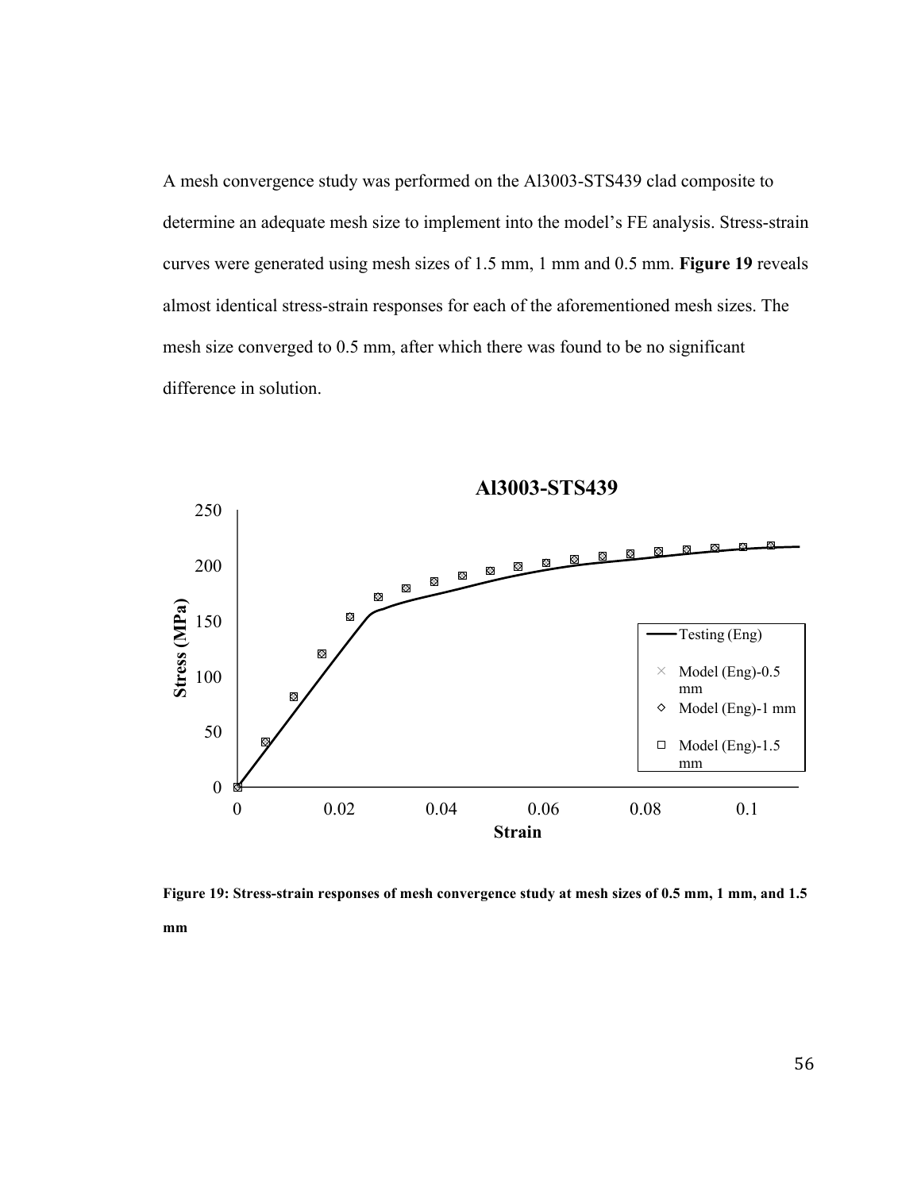A mesh convergence study was performed on the Al3003-STS439 clad composite to determine an adequate mesh size to implement into the model's FE analysis. Stress-strain curves were generated using mesh sizes of 1.5 mm, 1 mm and 0.5 mm. **Figure 19** reveals almost identical stress-strain responses for each of the aforementioned mesh sizes. The mesh size converged to 0.5 mm, after which there was found to be no significant difference in solution.

**Figure 19: Stress-strain responses of mesh convergence study at mesh sizes of 0.5 mm, 1 mm, and 1.5 mm**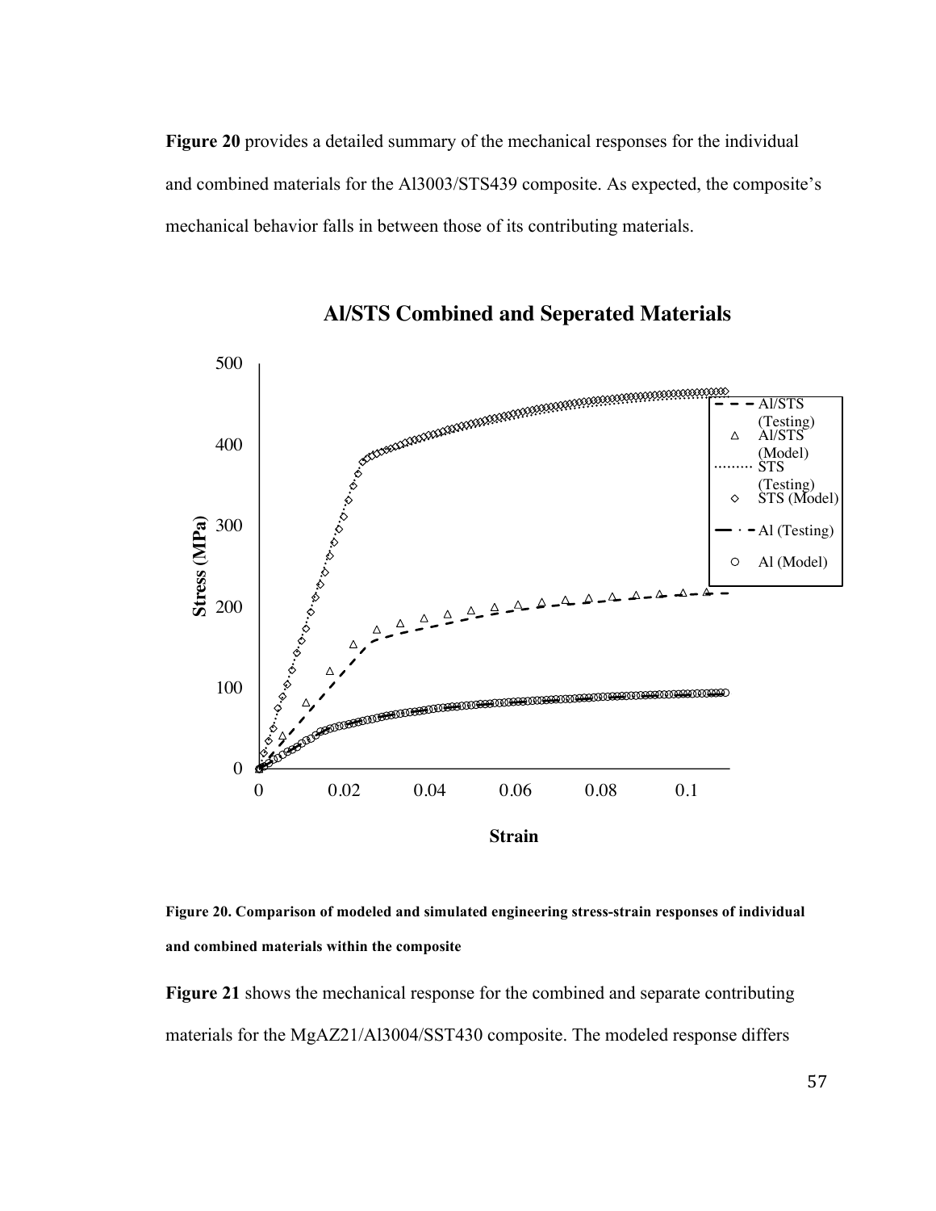**Figure 20** provides a detailed summary of the mechanical responses for the individual and combined materials for the Al3003/STS439 composite. As expected, the composite's mechanical behavior falls in between those of its contributing materials.

**Figure 20. Comparison of modeled and simulated engineering stress-strain responses of individual and combined materials within the composite**

**Figure 21** shows the mechanical response for the combined and separate contributing materials for the MgAZ21/Al3004/SST430 composite. The modeled response differs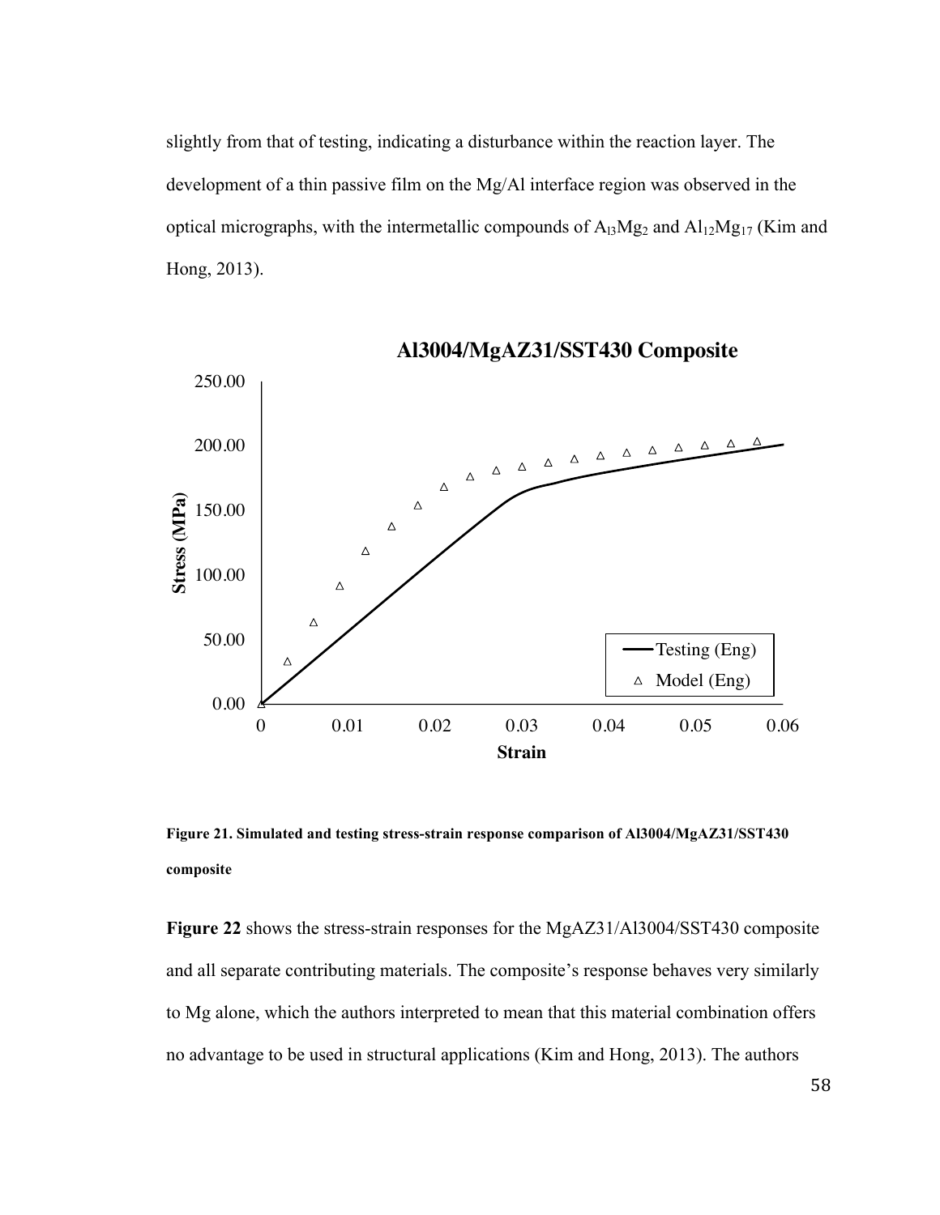slightly from that of testing, indicating a disturbance within the reaction layer. The development of a thin passive film on the Mg/Al interface region was observed in the optical micrographs, with the intermetallic compounds of $Al_3Mg_2$ and $Al_{12}Mg_{17}$ (Kim and Hong, 2013).

**Figure 21. Simulated and testing stress-strain response comparison of Al3004/MgAZ31/SST430 composite**

**Figure 22** shows the stress-strain responses for the MgAZ31/Al3004/SST430 composite and all separate contributing materials. The composite's response behaves very similarly to Mg alone, which the authors interpreted to mean that this material combination offers no advantage to be used in structural applications (Kim and Hong, 2013). The authors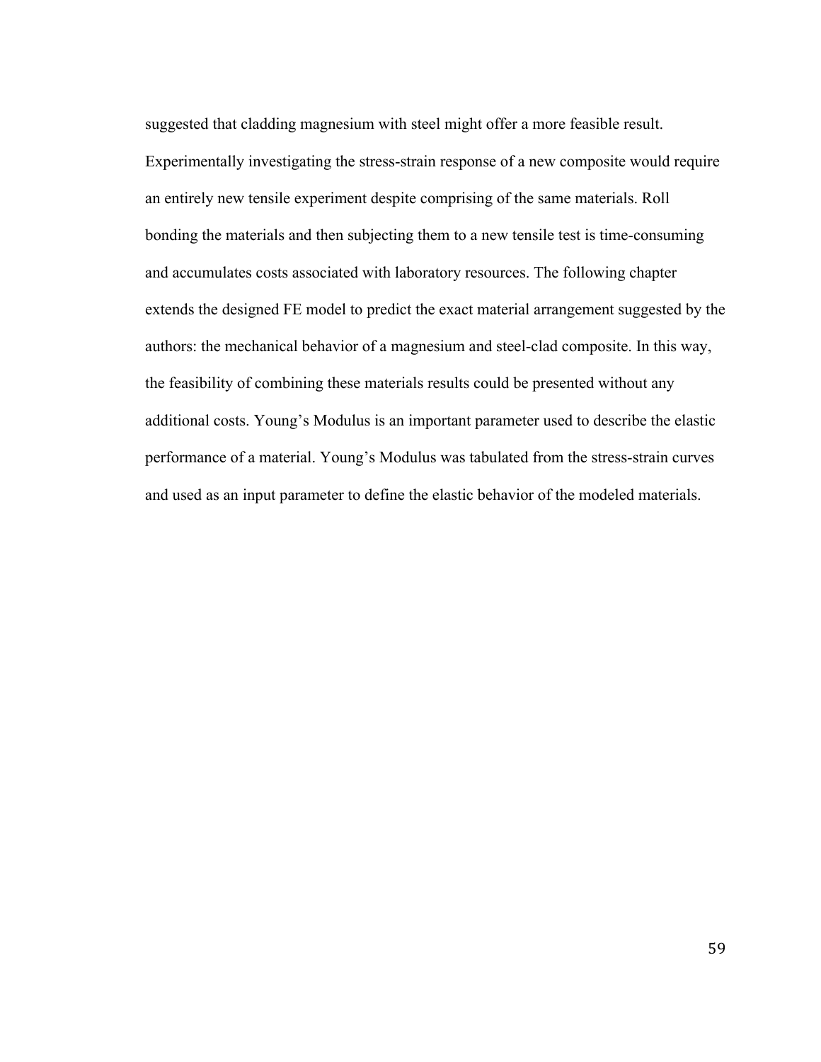suggested that cladding magnesium with steel might offer a more feasible result. Experimentally investigating the stress-strain response of a new composite would require an entirely new tensile experiment despite comprising of the same materials. Roll bonding the materials and then subjecting them to a new tensile test is time-consuming and accumulates costs associated with laboratory resources. The following chapter extends the designed FE model to predict the exact material arrangement suggested by the authors: the mechanical behavior of a magnesium and steel-clad composite. In this way, the feasibility of combining these materials results could be presented without any additional costs. Young's Modulus is an important parameter used to describe the elastic performance of a material. Young's Modulus was tabulated from the stress-strain curves and used as an input parameter to define the elastic behavior of the modeled materials.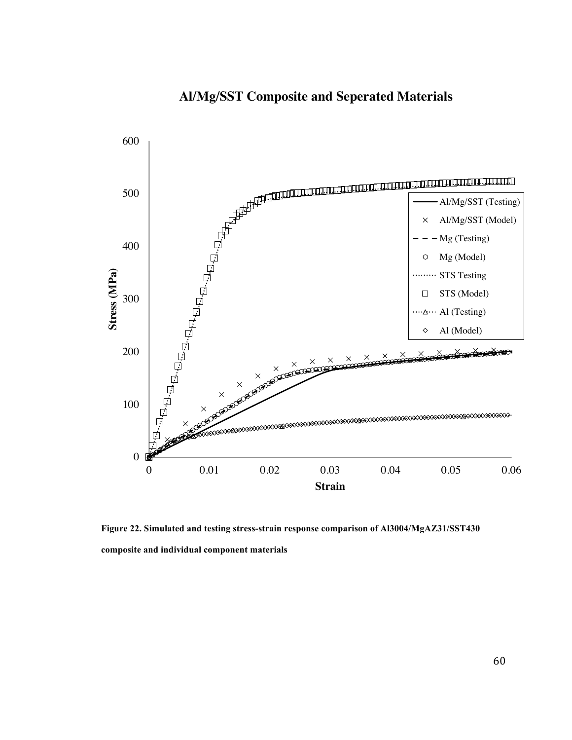**Figure 22. Simulated and testing stress-strain response comparison of Al3004/MgAZ31/SST430 composite and individual component materials**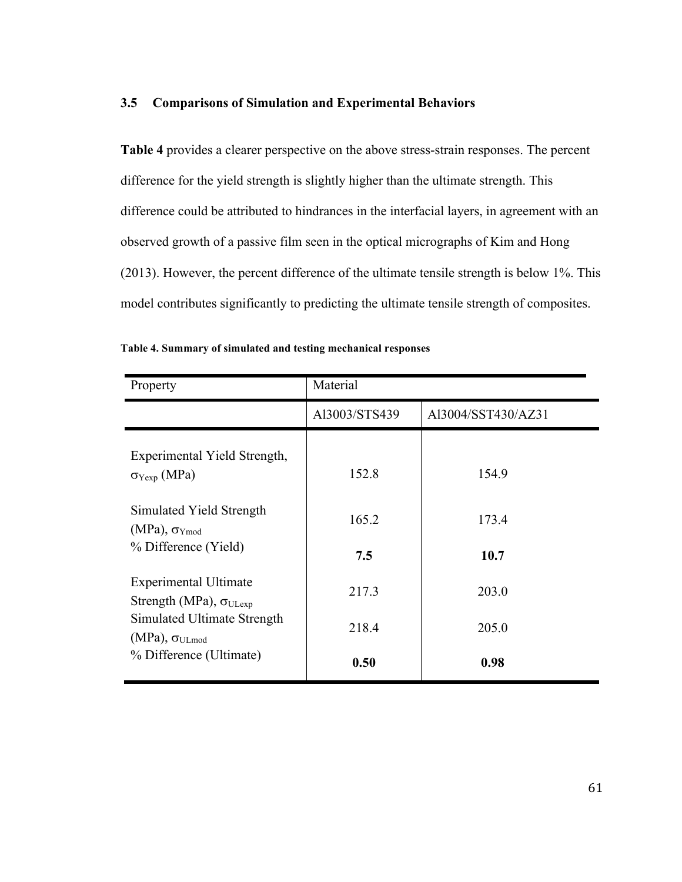### 3.5 Comparisons of Simulation and Experimental Behaviors

**Table 4** provides a clearer perspective on the above stress-strain responses. The percent difference for the yield strength is slightly higher than the ultimate strength. This difference could be attributed to hindrances in the interfacial layers, in agreement with an observed growth of a passive film seen in the optical micrographs of Kim and Hong (2013). However, the percent difference of the ultimate tensile strength is below 1%. This model contributes significantly to predicting the ultimate tensile strength of composites.

**Table 4. Summary of simulated and testing mechanical responses**

| Property | Material | |
|---|---|---|
| | Al3003/STS439 | Al3004/SST430/AZ31 |
| Experimental Yield Strength, $\sigma_{Yexp}$ (MPa) | 152.8 | 154.9 |
| Simulated Yield Strength (MPa), $\sigma_{Ymod}$ | 165.2 | 173.4 |
| % Difference (Yield) | **7.5** | **10.7** |
| Experimental Ultimate Strength (MPa), $\sigma_{ULexp}$ | 217.3 | 203.0 |
| Simulated Ultimate Strength (MPa), $\sigma_{ULmod}$ | 218.4 | 205.0 |
| % Difference (Ultimate) | **0.50** | **0.98** |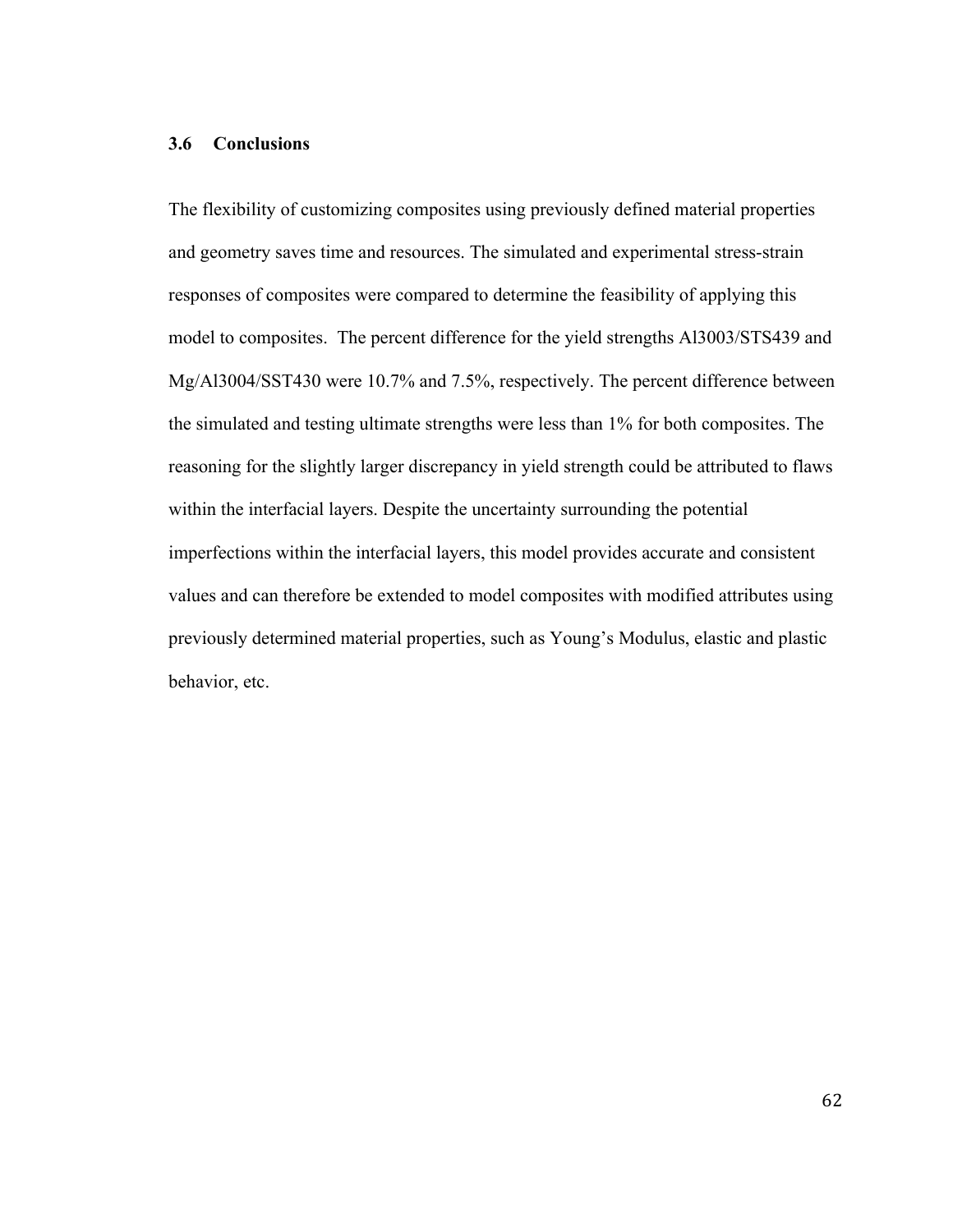### 3.6 Conclusions

The flexibility of customizing composites using previously defined material properties and geometry saves time and resources. The simulated and experimental stress-strain responses of composites were compared to determine the feasibility of applying this model to composites. The percent difference for the yield strengths Al3003/STS439 and Mg/Al3004/SST430 were 10.7% and 7.5%, respectively. The percent difference between the simulated and testing ultimate strengths were less than 1% for both composites. The reasoning for the slightly larger discrepancy in yield strength could be attributed to flaws within the interfacial layers. Despite the uncertainty surrounding the potential imperfections within the interfacial layers, this model provides accurate and consistent values and can therefore be extended to model composites with modified attributes using previously determined material properties, such as Young's Modulus, elastic and plastic behavior, etc.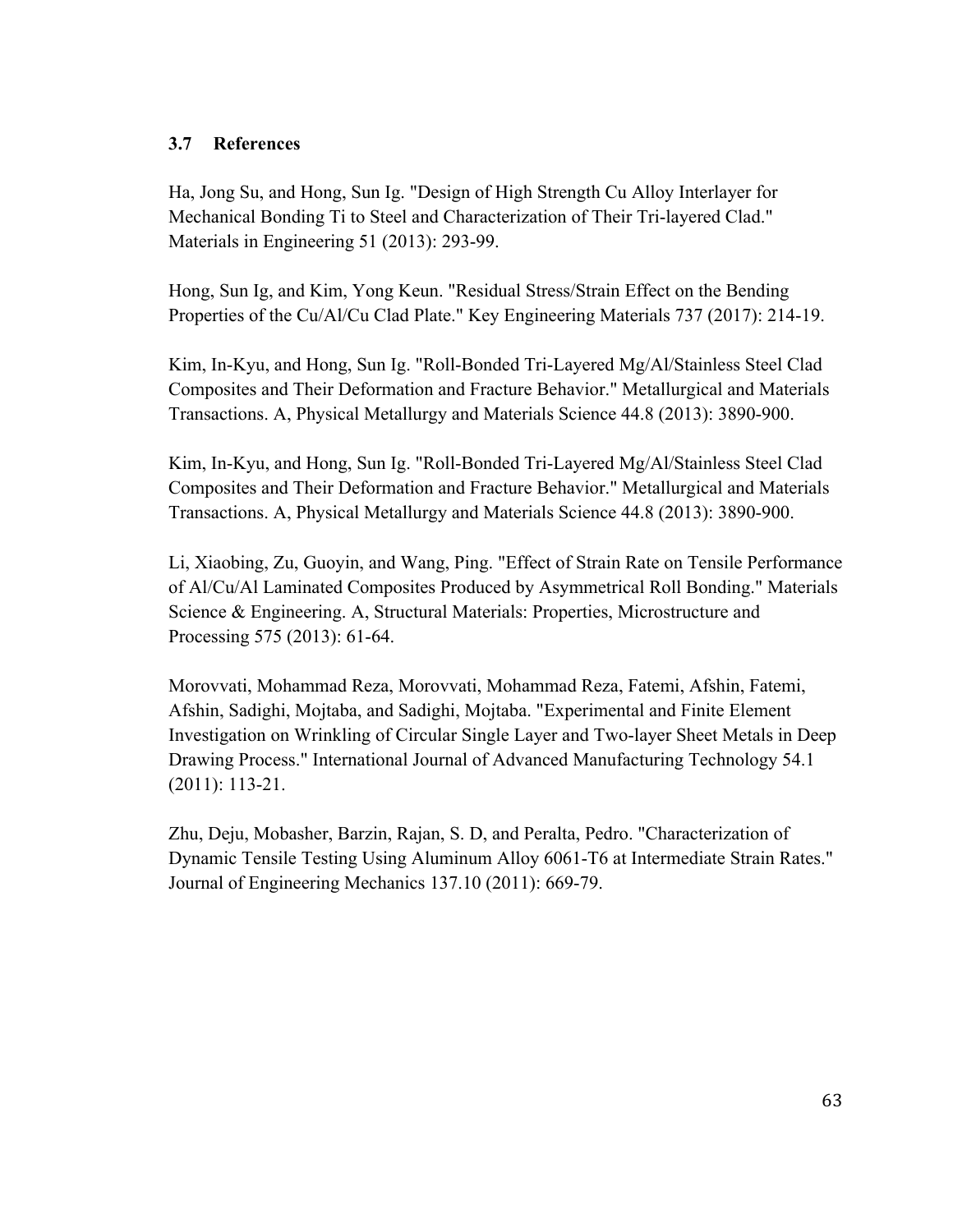### 3.7 References

Ha, Jong Su, and Hong, Sun Ig. "Design of High Strength Cu Alloy Interlayer for Mechanical Bonding Ti to Steel and Characterization of Their Tri-layered Clad." Materials in Engineering 51 (2013): 293-99.

Hong, Sun Ig, and Kim, Yong Keun. "Residual Stress/Strain Effect on the Bending Properties of the Cu/Al/Cu Clad Plate." Key Engineering Materials 737 (2017): 214-19.

Kim, In-Kyu, and Hong, Sun Ig. "Roll-Bonded Tri-Layered Mg/Al/Stainless Steel Clad Composites and Their Deformation and Fracture Behavior." Metallurgical and Materials Transactions. A, Physical Metallurgy and Materials Science 44.8 (2013): 3890-900.

Kim, In-Kyu, and Hong, Sun Ig. "Roll-Bonded Tri-Layered Mg/Al/Stainless Steel Clad Composites and Their Deformation and Fracture Behavior." Metallurgical and Materials Transactions. A, Physical Metallurgy and Materials Science 44.8 (2013): 3890-900.

Li, Xiaobing, Zu, Guoyin, and Wang, Ping. "Effect of Strain Rate on Tensile Performance of Al/Cu/Al Laminated Composites Produced by Asymmetrical Roll Bonding." Materials Science & Engineering. A, Structural Materials: Properties, Microstructure and Processing 575 (2013): 61-64.

Morovvati, Mohammad Reza, Morovvati, Mohammad Reza, Fatemi, Afshin, Fatemi, Afshin, Sadighi, Mojtaba, and Sadighi, Mojtaba. "Experimental and Finite Element Investigation on Wrinkling of Circular Single Layer and Two-layer Sheet Metals in Deep Drawing Process." International Journal of Advanced Manufacturing Technology 54.1 (2011): 113-21.

Zhu, Deju, Mobasher, Barzin, Rajan, S. D, and Peralta, Pedro. "Characterization of Dynamic Tensile Testing Using Aluminum Alloy 6061-T6 at Intermediate Strain Rates." Journal of Engineering Mechanics 137.10 (2011): 669-79.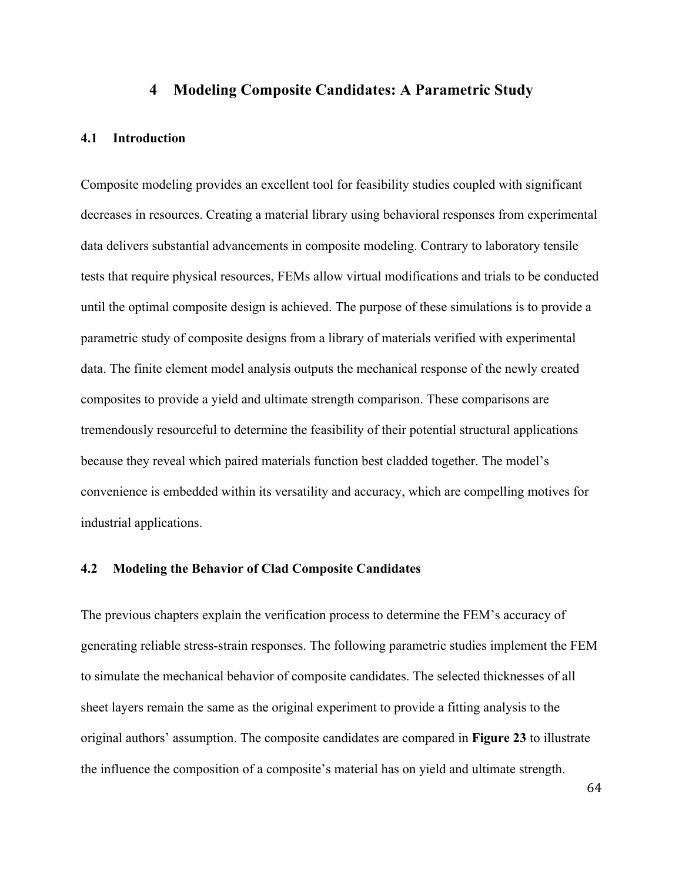# 4 Modeling Composite Candidates: A Parametric Study

## 4.1 Introduction

Composite modeling provides an excellent tool for feasibility studies coupled with significant decreases in resources. Creating a material library using behavioral responses from experimental data delivers substantial advancements in composite modeling. Contrary to laboratory tensile tests that require physical resources, FEMs allow virtual modifications and trials to be conducted until the optimal composite design is achieved. The purpose of these simulations is to provide a parametric study of composite designs from a library of materials verified with experimental data. The finite element model analysis outputs the mechanical response of the newly created composites to provide a yield and ultimate strength comparison. These comparisons are tremendously resourceful to determine the feasibility of their potential structural applications because they reveal which paired materials function best cladded together. The model's convenience is embedded within its versatility and accuracy, which are compelling motives for industrial applications.

## 4.2 Modeling the Behavior of Clad Composite Candidates

The previous chapters explain the verification process to determine the FEM's accuracy of generating reliable stress-strain responses. The following parametric studies implement the FEM to simulate the mechanical behavior of composite candidates. The selected thicknesses of all sheet layers remain the same as the original experiment to provide a fitting analysis to the original authors' assumption. The composite candidates are compared in **Figure 23** to illustrate the influence the composition of a composite's material has on yield and ultimate strength.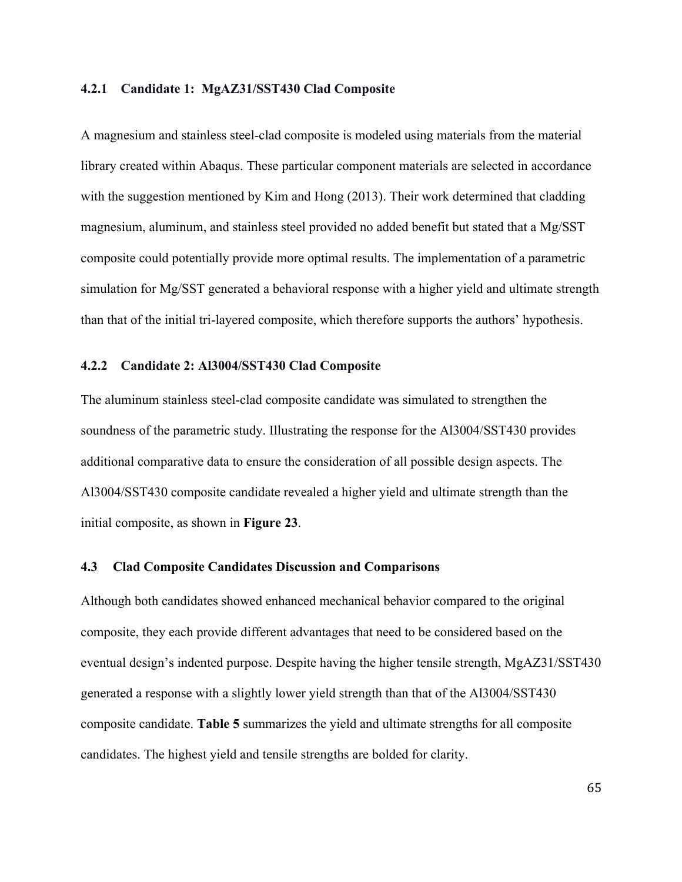### 4.2.1 Candidate 1: MgAZ31/SST430 Clad Composite

A magnesium and stainless steel-clad composite is modeled using materials from the material library created within Abaqus. These particular component materials are selected in accordance with the suggestion mentioned by Kim and Hong (2013). Their work determined that cladding magnesium, aluminum, and stainless steel provided no added benefit but stated that a Mg/SST composite could potentially provide more optimal results. The implementation of a parametric simulation for Mg/SST generated a behavioral response with a higher yield and ultimate strength than that of the initial tri-layered composite, which therefore supports the authors' hypothesis.

### 4.2.2 Candidate 2: Al3004/SST430 Clad Composite

The aluminum stainless steel-clad composite candidate was simulated to strengthen the soundness of the parametric study. Illustrating the response for the Al3004/SST430 provides additional comparative data to ensure the consideration of all possible design aspects. The Al3004/SST430 composite candidate revealed a higher yield and ultimate strength than the initial composite, as shown in **Figure 23**.

## 4.3 Clad Composite Candidates Discussion and Comparisons

Although both candidates showed enhanced mechanical behavior compared to the original composite, they each provide different advantages that need to be considered based on the eventual design's indented purpose. Despite having the higher tensile strength, MgAZ31/SST430 generated a response with a slightly lower yield strength than that of the Al3004/SST430 composite candidate. **Table 5** summarizes the yield and ultimate strengths for all composite candidates. The highest yield and tensile strengths are bolded for clarity.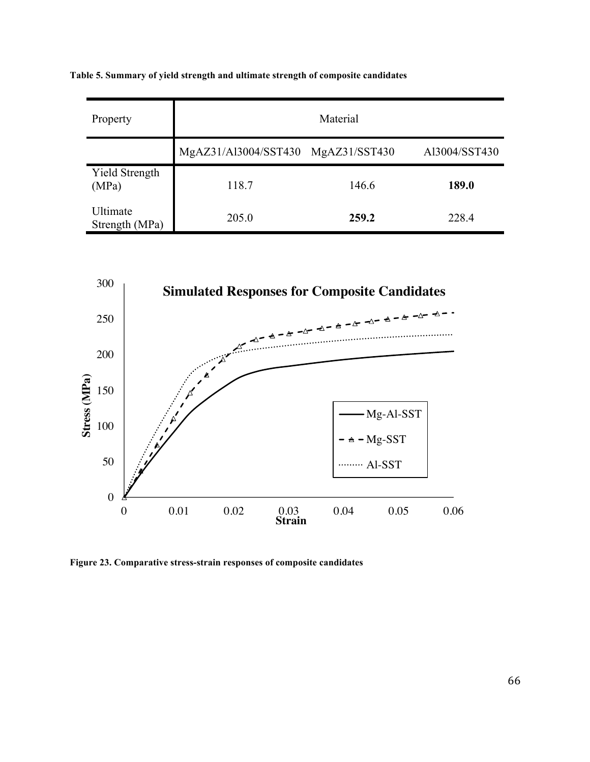**Table 5. Summary of yield strength and ultimate strength of composite candidates**

| Property | Material | | |
|---|---|---|---|
| | MgAZ31/Al3004/SST430 | MgAZ31/SST430 | Al3004/SST430 |
| Yield Strength (MPa) | 118.7 | 146.6 | **189.0** |
| Ultimate Strength (MPa) | 205.0 | **259.2** | 228.4 |

**Figure 23. Comparative stress-strain responses of composite candidates**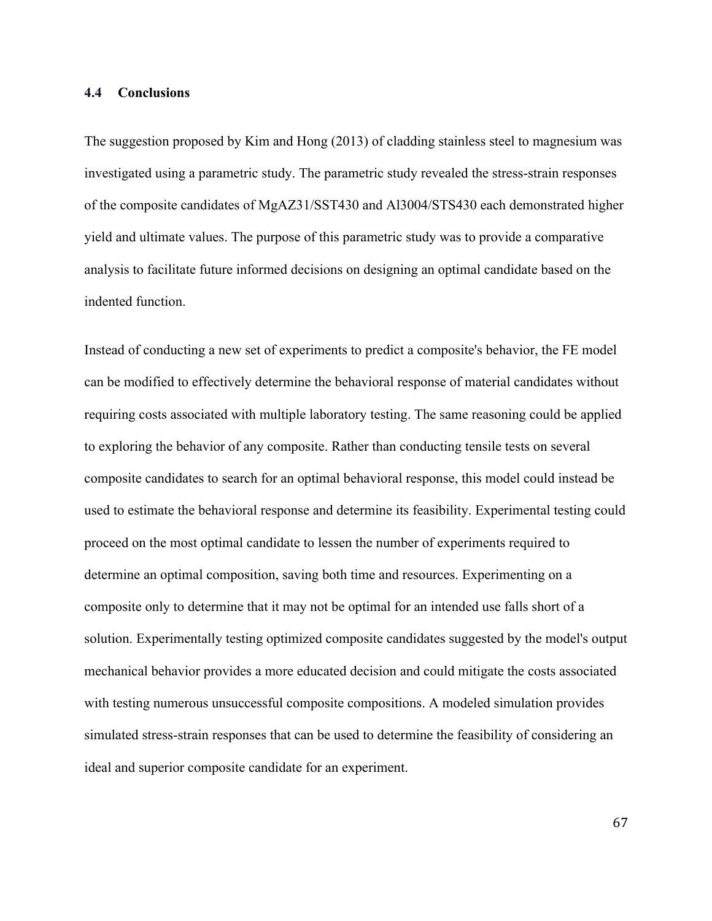### 4.4 Conclusions

The suggestion proposed by Kim and Hong (2013) of cladding stainless steel to magnesium was investigated using a parametric study. The parametric study revealed the stress-strain responses of the composite candidates of MgAZ31/SST430 and Al3004/STS430 each demonstrated higher yield and ultimate values. The purpose of this parametric study was to provide a comparative analysis to facilitate future informed decisions on designing an optimal candidate based on the indented function.

Instead of conducting a new set of experiments to predict a composite's behavior, the FE model can be modified to effectively determine the behavioral response of material candidates without requiring costs associated with multiple laboratory testing. The same reasoning could be applied to exploring the behavior of any composite. Rather than conducting tensile tests on several composite candidates to search for an optimal behavioral response, this model could instead be used to estimate the behavioral response and determine its feasibility. Experimental testing could proceed on the most optimal candidate to lessen the number of experiments required to determine an optimal composition, saving both time and resources. Experimenting on a composite only to determine that it may not be optimal for an intended use falls short of a solution. Experimentally testing optimized composite candidates suggested by the model's output mechanical behavior provides a more educated decision and could mitigate the costs associated with testing numerous unsuccessful composite compositions. A modeled simulation provides simulated stress-strain responses that can be used to determine the feasibility of considering an ideal and superior composite candidate for an experiment.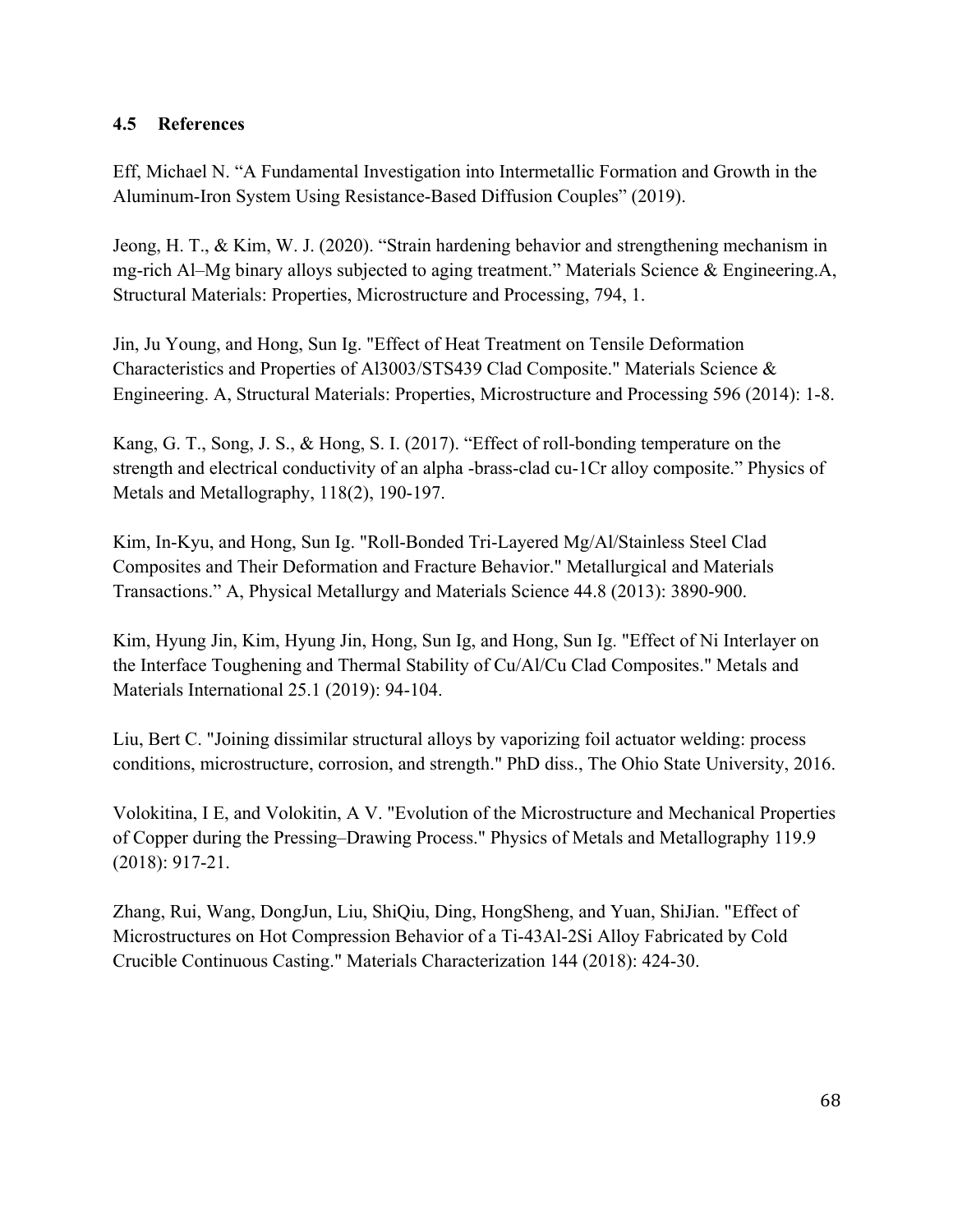### 4.5 References

Eff, Michael N. "A Fundamental Investigation into Intermetallic Formation and Growth in the Aluminum-Iron System Using Resistance-Based Diffusion Couples" (2019).

Jeong, H. T., & Kim, W. J. (2020). "Strain hardening behavior and strengthening mechanism in mg-rich Al–Mg binary alloys subjected to aging treatment." Materials Science & Engineering.A, Structural Materials: Properties, Microstructure and Processing, 794, 1.

Jin, Ju Young, and Hong, Sun Ig. "Effect of Heat Treatment on Tensile Deformation Characteristics and Properties of Al3003/STS439 Clad Composite." Materials Science & Engineering. A, Structural Materials: Properties, Microstructure and Processing 596 (2014): 1-8.

Kang, G. T., Song, J. S., & Hong, S. I. (2017). "Effect of roll-bonding temperature on the strength and electrical conductivity of an alpha -brass-clad cu-1Cr alloy composite." Physics of Metals and Metallography, 118(2), 190-197.

Kim, In-Kyu, and Hong, Sun Ig. "Roll-Bonded Tri-Layered Mg/Al/Stainless Steel Clad Composites and Their Deformation and Fracture Behavior." Metallurgical and Materials Transactions." A, Physical Metallurgy and Materials Science 44.8 (2013): 3890-900.

Kim, Hyung Jin, Kim, Hyung Jin, Hong, Sun Ig, and Hong, Sun Ig. "Effect of Ni Interlayer on the Interface Toughening and Thermal Stability of Cu/Al/Cu Clad Composites." Metals and Materials International 25.1 (2019): 94-104.

Liu, Bert C. "Joining dissimilar structural alloys by vaporizing foil actuator welding: process conditions, microstructure, corrosion, and strength." PhD diss., The Ohio State University, 2016.

Volokitina, I E, and Volokitin, A V. "Evolution of the Microstructure and Mechanical Properties of Copper during the Pressing–Drawing Process." Physics of Metals and Metallography 119.9 (2018): 917-21.

Zhang, Rui, Wang, DongJun, Liu, ShiQiu, Ding, HongSheng, and Yuan, ShiJian. "Effect of Microstructures on Hot Compression Behavior of a Ti-43Al-2Si Alloy Fabricated by Cold Crucible Continuous Casting." Materials Characterization 144 (2018): 424-30.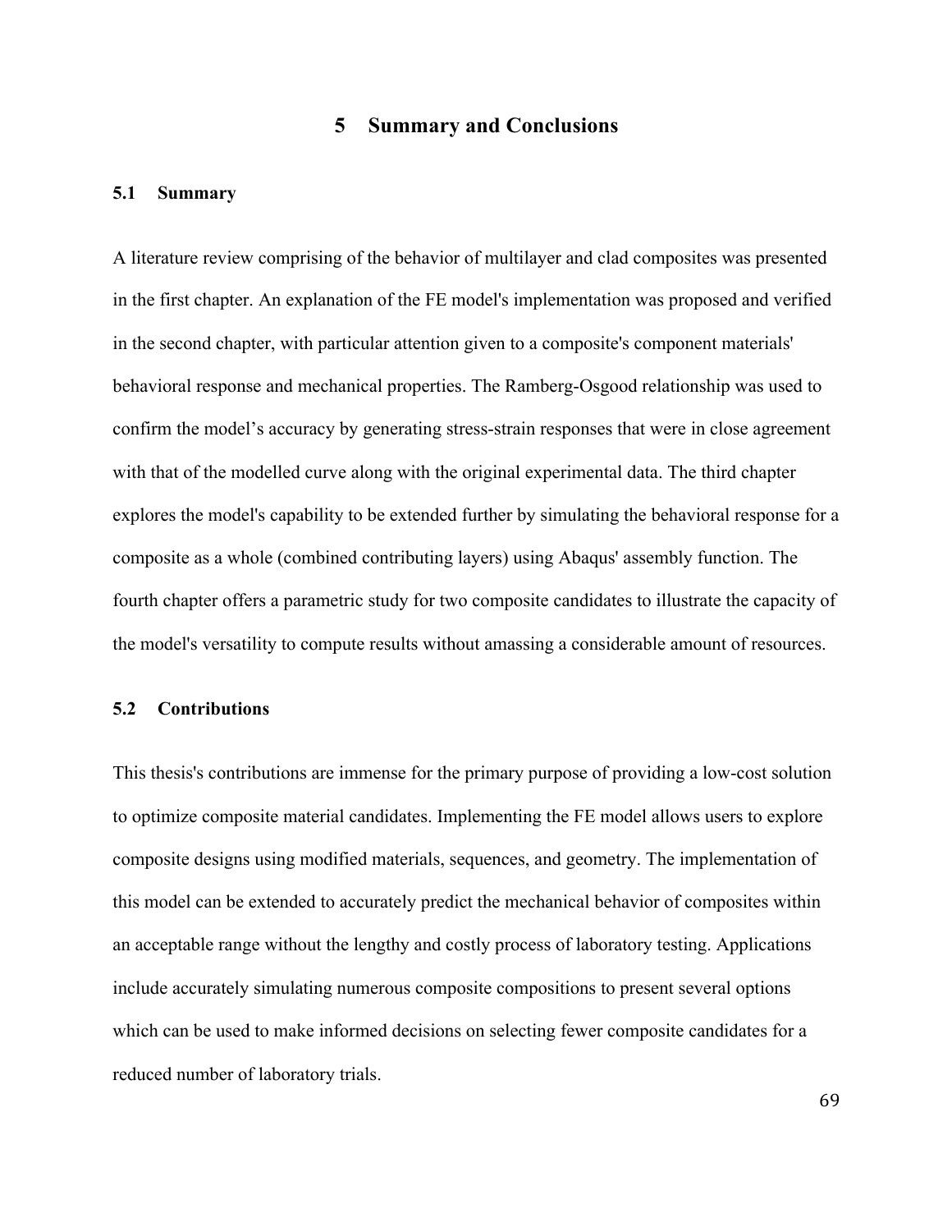# 5 Summary and Conclusions

## 5.1 Summary

A literature review comprising of the behavior of multilayer and clad composites was presented in the first chapter. An explanation of the FE model's implementation was proposed and verified in the second chapter, with particular attention given to a composite's component materials' behavioral response and mechanical properties. The Ramberg-Osgood relationship was used to confirm the model's accuracy by generating stress-strain responses that were in close agreement with that of the modelled curve along with the original experimental data. The third chapter explores the model's capability to be extended further by simulating the behavioral response for a composite as a whole (combined contributing layers) using Abaqus' assembly function. The fourth chapter offers a parametric study for two composite candidates to illustrate the capacity of the model's versatility to compute results without amassing a considerable amount of resources.

## 5.2 Contributions

This thesis's contributions are immense for the primary purpose of providing a low-cost solution to optimize composite material candidates. Implementing the FE model allows users to explore composite designs using modified materials, sequences, and geometry. The implementation of this model can be extended to accurately predict the mechanical behavior of composites within an acceptable range without the lengthy and costly process of laboratory testing. Applications include accurately simulating numerous composite compositions to present several options which can be used to make informed decisions on selecting fewer composite candidates for a reduced number of laboratory trials.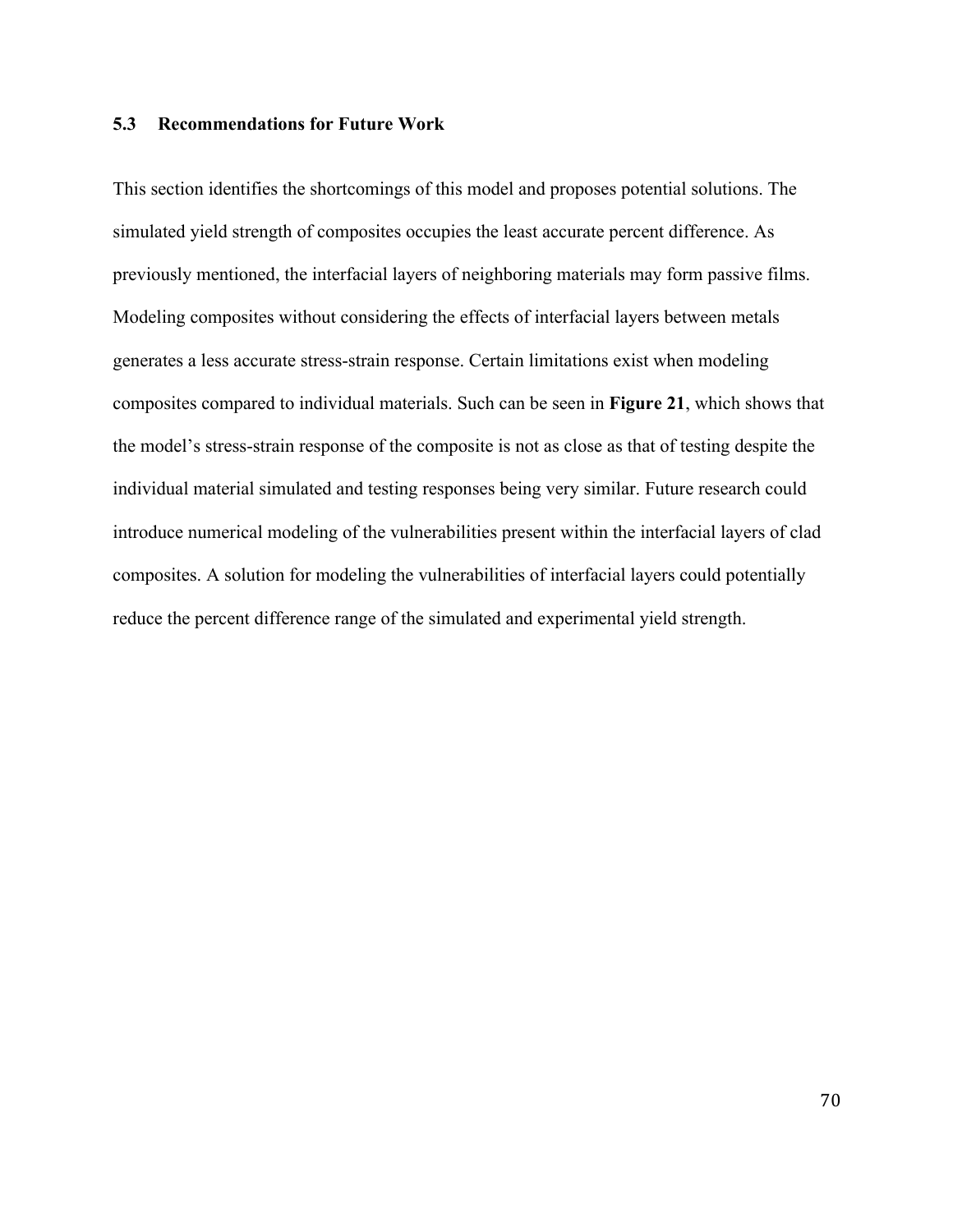### 5.3 Recommendations for Future Work

This section identifies the shortcomings of this model and proposes potential solutions. The simulated yield strength of composites occupies the least accurate percent difference. As previously mentioned, the interfacial layers of neighboring materials may form passive films. Modeling composites without considering the effects of interfacial layers between metals generates a less accurate stress-strain response. Certain limitations exist when modeling composites compared to individual materials. Such can be seen in **Figure 21**, which shows that the model's stress-strain response of the composite is not as close as that of testing despite the individual material simulated and testing responses being very similar. Future research could introduce numerical modeling of the vulnerabilities present within the interfacial layers of clad composites. A solution for modeling the vulnerabilities of interfacial layers could potentially reduce the percent difference range of the simulated and experimental yield strength.